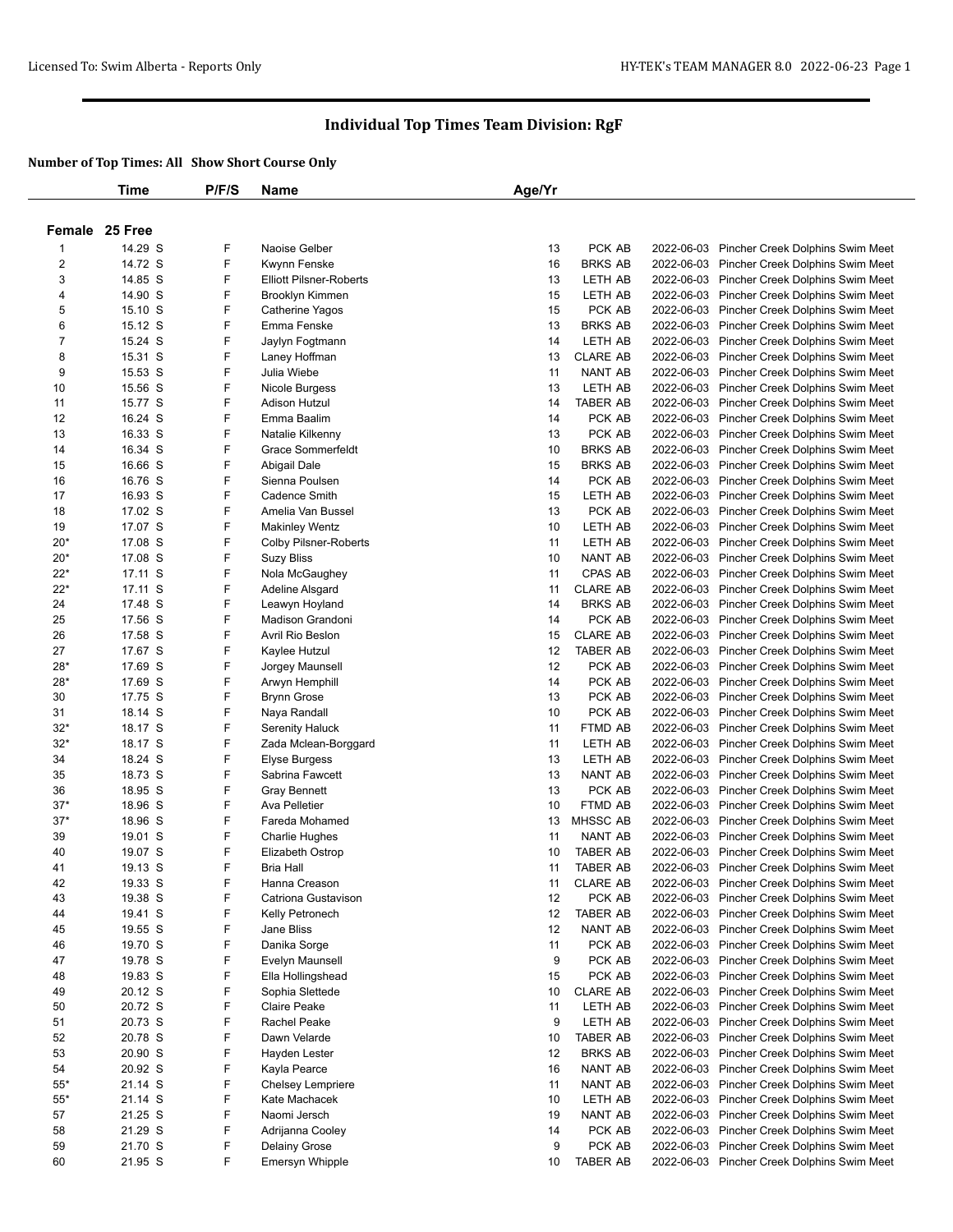# Individual Top Times Team Division: RgF

**Number of Top Times: All Show Short Course Only**

| | Time | P/F/S | Name | Age/Yr | | | |
|---|---|---|---|---|---|---|---|
| **Female 25 Free** | | | | | | | |
| 1 | 14.29 S | F | Naoise Gelber | 13 | PCK AB | 2022-06-03 | Pincher Creek Dolphins Swim Meet |
| 2 | 14.72 S | F | Kwynn Fenske | 16 | BRKS AB | 2022-06-03 | Pincher Creek Dolphins Swim Meet |
| 3 | 14.85 S | F | Elliott Pilsner-Roberts | 13 | LETH AB | 2022-06-03 | Pincher Creek Dolphins Swim Meet |
| 4 | 14.90 S | F | Brooklyn Kimmen | 15 | LETH AB | 2022-06-03 | Pincher Creek Dolphins Swim Meet |
| 5 | 15.10 S | F | Catherine Yagos | 15 | PCK AB | 2022-06-03 | Pincher Creek Dolphins Swim Meet |
| 6 | 15.12 S | F | Emma Fenske | 13 | BRKS AB | 2022-06-03 | Pincher Creek Dolphins Swim Meet |
| 7 | 15.24 S | F | Jaylyn Fogtmann | 14 | LETH AB | 2022-06-03 | Pincher Creek Dolphins Swim Meet |
| 8 | 15.31 S | F | Laney Hoffman | 13 | CLARE AB | 2022-06-03 | Pincher Creek Dolphins Swim Meet |
| 9 | 15.53 S | F | Julia Wiebe | 11 | NANT AB | 2022-06-03 | Pincher Creek Dolphins Swim Meet |
| 10 | 15.56 S | F | Nicole Burgess | 13 | LETH AB | 2022-06-03 | Pincher Creek Dolphins Swim Meet |
| 11 | 15.77 S | F | Adison Hutzul | 14 | TABER AB | 2022-06-03 | Pincher Creek Dolphins Swim Meet |
| 12 | 16.24 S | F | Emma Baalim | 14 | PCK AB | 2022-06-03 | Pincher Creek Dolphins Swim Meet |
| 13 | 16.33 S | F | Natalie Kilkenny | 13 | PCK AB | 2022-06-03 | Pincher Creek Dolphins Swim Meet |
| 14 | 16.34 S | F | Grace Sommerfeldt | 10 | BRKS AB | 2022-06-03 | Pincher Creek Dolphins Swim Meet |
| 15 | 16.66 S | F | Abigail Dale | 15 | BRKS AB | 2022-06-03 | Pincher Creek Dolphins Swim Meet |
| 16 | 16.76 S | F | Sienna Poulsen | 14 | PCK AB | 2022-06-03 | Pincher Creek Dolphins Swim Meet |
| 17 | 16.93 S | F | Cadence Smith | 15 | LETH AB | 2022-06-03 | Pincher Creek Dolphins Swim Meet |
| 18 | 17.02 S | F | Amelia Van Bussel | 13 | PCK AB | 2022-06-03 | Pincher Creek Dolphins Swim Meet |
| 19 | 17.07 S | F | Makinley Wentz | 10 | LETH AB | 2022-06-03 | Pincher Creek Dolphins Swim Meet |
| 20* | 17.08 S | F | Colby Pilsner-Roberts | 11 | LETH AB | 2022-06-03 | Pincher Creek Dolphins Swim Meet |
| 20* | 17.08 S | F | Suzy Bliss | 10 | NANT AB | 2022-06-03 | Pincher Creek Dolphins Swim Meet |
| 22* | 17.11 S | F | Nola McGaughey | 11 | CPAS AB | 2022-06-03 | Pincher Creek Dolphins Swim Meet |
| 22* | 17.11 S | F | Adeline Alsgard | 11 | CLARE AB | 2022-06-03 | Pincher Creek Dolphins Swim Meet |
| 24 | 17.48 S | F | Leawyn Hoyland | 14 | BRKS AB | 2022-06-03 | Pincher Creek Dolphins Swim Meet |
| 25 | 17.56 S | F | Madison Grandoni | 14 | PCK AB | 2022-06-03 | Pincher Creek Dolphins Swim Meet |
| 26 | 17.58 S | F | Avril Rio Beslon | 15 | CLARE AB | 2022-06-03 | Pincher Creek Dolphins Swim Meet |
| 27 | 17.67 S | F | Kaylee Hutzul | 12 | TABER AB | 2022-06-03 | Pincher Creek Dolphins Swim Meet |
| 28* | 17.69 S | F | Jorgey Maunsell | 12 | PCK AB | 2022-06-03 | Pincher Creek Dolphins Swim Meet |
| 28* | 17.69 S | F | Arwyn Hemphill | 14 | PCK AB | 2022-06-03 | Pincher Creek Dolphins Swim Meet |
| 30 | 17.75 S | F | Brynn Grose | 13 | PCK AB | 2022-06-03 | Pincher Creek Dolphins Swim Meet |
| 31 | 18.14 S | F | Naya Randall | 10 | PCK AB | 2022-06-03 | Pincher Creek Dolphins Swim Meet |
| 32* | 18.17 S | F | Serenity Haluck | 11 | FTMD AB | 2022-06-03 | Pincher Creek Dolphins Swim Meet |
| 32* | 18.17 S | F | Zada Mclean-Borggard | 11 | LETH AB | 2022-06-03 | Pincher Creek Dolphins Swim Meet |
| 34 | 18.24 S | F | Elyse Burgess | 13 | LETH AB | 2022-06-03 | Pincher Creek Dolphins Swim Meet |
| 35 | 18.73 S | F | Sabrina Fawcett | 13 | NANT AB | 2022-06-03 | Pincher Creek Dolphins Swim Meet |
| 36 | 18.95 S | F | Gray Bennett | 13 | PCK AB | 2022-06-03 | Pincher Creek Dolphins Swim Meet |
| 37* | 18.96 S | F | Ava Pelletier | 10 | FTMD AB | 2022-06-03 | Pincher Creek Dolphins Swim Meet |
| 37* | 18.96 S | F | Fareda Mohamed | 13 | MHSSC AB | 2022-06-03 | Pincher Creek Dolphins Swim Meet |
| 39 | 19.01 S | F | Charlie Hughes | 11 | NANT AB | 2022-06-03 | Pincher Creek Dolphins Swim Meet |
| 40 | 19.07 S | F | Elizabeth Ostrop | 10 | TABER AB | 2022-06-03 | Pincher Creek Dolphins Swim Meet |
| 41 | 19.13 S | F | Bria Hall | 11 | TABER AB | 2022-06-03 | Pincher Creek Dolphins Swim Meet |
| 42 | 19.33 S | F | Hanna Creason | 11 | CLARE AB | 2022-06-03 | Pincher Creek Dolphins Swim Meet |
| 43 | 19.38 S | F | Catriona Gustavison | 12 | PCK AB | 2022-06-03 | Pincher Creek Dolphins Swim Meet |
| 44 | 19.41 S | F | Kelly Petronech | 12 | TABER AB | 2022-06-03 | Pincher Creek Dolphins Swim Meet |
| 45 | 19.55 S | F | Jane Bliss | 12 | NANT AB | 2022-06-03 | Pincher Creek Dolphins Swim Meet |
| 46 | 19.70 S | F | Danika Sorge | 11 | PCK AB | 2022-06-03 | Pincher Creek Dolphins Swim Meet |
| 47 | 19.78 S | F | Evelyn Maunsell | 9 | PCK AB | 2022-06-03 | Pincher Creek Dolphins Swim Meet |
| 48 | 19.83 S | F | Ella Hollingshead | 15 | PCK AB | 2022-06-03 | Pincher Creek Dolphins Swim Meet |
| 49 | 20.12 S | F | Sophia Slettede | 10 | CLARE AB | 2022-06-03 | Pincher Creek Dolphins Swim Meet |
| 50 | 20.72 S | F | Claire Peake | 11 | LETH AB | 2022-06-03 | Pincher Creek Dolphins Swim Meet |
| 51 | 20.73 S | F | Rachel Peake | 9 | LETH AB | 2022-06-03 | Pincher Creek Dolphins Swim Meet |
| 52 | 20.78 S | F | Dawn Velarde | 10 | TABER AB | 2022-06-03 | Pincher Creek Dolphins Swim Meet |
| 53 | 20.90 S | F | Hayden Lester | 12 | BRKS AB | 2022-06-03 | Pincher Creek Dolphins Swim Meet |
| 54 | 20.92 S | F | Kayla Pearce | 16 | NANT AB | 2022-06-03 | Pincher Creek Dolphins Swim Meet |
| 55* | 21.14 S | F | Chelsey Lempriere | 11 | NANT AB | 2022-06-03 | Pincher Creek Dolphins Swim Meet |
| 55* | 21.14 S | F | Kate Machacek | 10 | LETH AB | 2022-06-03 | Pincher Creek Dolphins Swim Meet |
| 57 | 21.25 S | F | Naomi Jersch | 19 | NANT AB | 2022-06-03 | Pincher Creek Dolphins Swim Meet |
| 58 | 21.29 S | F | Adrijanna Cooley | 14 | PCK AB | 2022-06-03 | Pincher Creek Dolphins Swim Meet |
| 59 | 21.70 S | F | Delainy Grose | 9 | PCK AB | 2022-06-03 | Pincher Creek Dolphins Swim Meet |
| 60 | 21.95 S | F | Emersyn Whipple | 10 | TABER AB | 2022-06-03 | Pincher Creek Dolphins Swim Meet |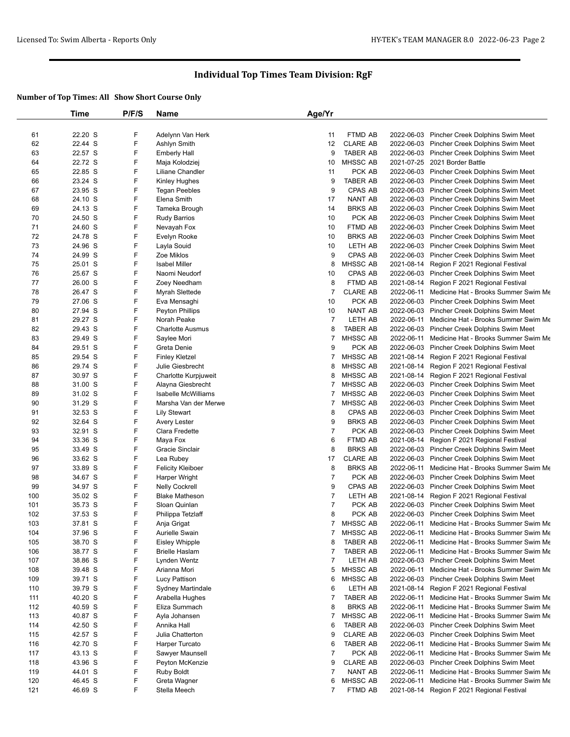# Individual Top Times Team Division: RgF

**Number of Top Times: All Show Short Course Only**

| | Time | P/F/S | Name | Age/Yr | | | |
|---|---|---|---|---|---|---|---|
| 61 | 22.20 S | F | Adelynn Van Herk | 11 | FTMD AB | 2022-06-03 | Pincher Creek Dolphins Swim Meet |
| 62 | 22.44 S | F | Ashlyn Smith | 12 | CLARE AB | 2022-06-03 | Pincher Creek Dolphins Swim Meet |
| 63 | 22.57 S | F | Emberly Hall | 9 | TABER AB | 2022-06-03 | Pincher Creek Dolphins Swim Meet |
| 64 | 22.72 S | F | Maja Kolodziej | 10 | MHSSC AB | 2021-07-25 | 2021 Border Battle |
| 65 | 22.85 S | F | Liliane Chandler | 11 | PCK AB | 2022-06-03 | Pincher Creek Dolphins Swim Meet |
| 66 | 23.24 S | F | Kinley Hughes | 9 | TABER AB | 2022-06-03 | Pincher Creek Dolphins Swim Meet |
| 67 | 23.95 S | F | Tegan Peebles | 9 | CPAS AB | 2022-06-03 | Pincher Creek Dolphins Swim Meet |
| 68 | 24.10 S | F | Elena Smith | 17 | NANT AB | 2022-06-03 | Pincher Creek Dolphins Swim Meet |
| 69 | 24.13 S | F | Tameka Brough | 14 | BRKS AB | 2022-06-03 | Pincher Creek Dolphins Swim Meet |
| 70 | 24.50 S | F | Rudy Barrios | 10 | PCK AB | 2022-06-03 | Pincher Creek Dolphins Swim Meet |
| 71 | 24.60 S | F | Nevayah Fox | 10 | FTMD AB | 2022-06-03 | Pincher Creek Dolphins Swim Meet |
| 72 | 24.78 S | F | Evelyn Rooke | 10 | BRKS AB | 2022-06-03 | Pincher Creek Dolphins Swim Meet |
| 73 | 24.96 S | F | Layla Souid | 10 | LETH AB | 2022-06-03 | Pincher Creek Dolphins Swim Meet |
| 74 | 24.99 S | F | Zoe Miklos | 9 | CPAS AB | 2022-06-03 | Pincher Creek Dolphins Swim Meet |
| 75 | 25.01 S | F | Isabel Miller | 8 | MHSSC AB | 2021-08-14 | Region F 2021 Regional Festival |
| 76 | 25.67 S | F | Naomi Neudorf | 10 | CPAS AB | 2022-06-03 | Pincher Creek Dolphins Swim Meet |
| 77 | 26.00 S | F | Zoey Needham | 8 | FTMD AB | 2021-08-14 | Region F 2021 Regional Festival |
| 78 | 26.47 S | F | Myrah Slettede | 7 | CLARE AB | 2022-06-11 | Medicine Hat - Brooks Summer Swim Me |
| 79 | 27.06 S | F | Eva Mensaghi | 10 | PCK AB | 2022-06-03 | Pincher Creek Dolphins Swim Meet |
| 80 | 27.94 S | F | Peyton Phillips | 10 | NANT AB | 2022-06-03 | Pincher Creek Dolphins Swim Meet |
| 81 | 29.27 S | F | Norah Peake | 7 | LETH AB | 2022-06-11 | Medicine Hat - Brooks Summer Swim Me |
| 82 | 29.43 S | F | Charlotte Ausmus | 8 | TABER AB | 2022-06-03 | Pincher Creek Dolphins Swim Meet |
| 83 | 29.49 S | F | Saylee Mori | 7 | MHSSC AB | 2022-06-11 | Medicine Hat - Brooks Summer Swim Me |
| 84 | 29.51 S | F | Greta Denie | 9 | PCK AB | 2022-06-03 | Pincher Creek Dolphins Swim Meet |
| 85 | 29.54 S | F | Finley Kletzel | 7 | MHSSC AB | 2021-08-14 | Region F 2021 Regional Festival |
| 86 | 29.74 S | F | Julie Giesbrecht | 8 | MHSSC AB | 2021-08-14 | Region F 2021 Regional Festival |
| 87 | 30.97 S | F | Charlotte Kurpjuweit | 8 | MHSSC AB | 2021-08-14 | Region F 2021 Regional Festival |
| 88 | 31.00 S | F | Alayna Giesbrecht | 7 | MHSSC AB | 2022-06-03 | Pincher Creek Dolphins Swim Meet |
| 89 | 31.02 S | F | Isabelle McWilliams | 7 | MHSSC AB | 2022-06-03 | Pincher Creek Dolphins Swim Meet |
| 90 | 31.29 S | F | Marsha Van der Merwe | 7 | MHSSC AB | 2022-06-03 | Pincher Creek Dolphins Swim Meet |
| 91 | 32.53 S | F | Lily Stewart | 8 | CPAS AB | 2022-06-03 | Pincher Creek Dolphins Swim Meet |
| 92 | 32.64 S | F | Avery Lester | 9 | BRKS AB | 2022-06-03 | Pincher Creek Dolphins Swim Meet |
| 93 | 32.91 S | F | Clara Fredette | 7 | PCK AB | 2022-06-03 | Pincher Creek Dolphins Swim Meet |
| 94 | 33.36 S | F | Maya Fox | 6 | FTMD AB | 2021-08-14 | Region F 2021 Regional Festival |
| 95 | 33.49 S | F | Gracie Sinclair | 8 | BRKS AB | 2022-06-03 | Pincher Creek Dolphins Swim Meet |
| 96 | 33.62 S | F | Lea Rubey | 17 | CLARE AB | 2022-06-03 | Pincher Creek Dolphins Swim Meet |
| 97 | 33.89 S | F | Felicity Kleiboer | 8 | BRKS AB | 2022-06-11 | Medicine Hat - Brooks Summer Swim Me |
| 98 | 34.67 S | F | Harper Wright | 7 | PCK AB | 2022-06-03 | Pincher Creek Dolphins Swim Meet |
| 99 | 34.97 S | F | Nelly Cockrell | 9 | CPAS AB | 2022-06-03 | Pincher Creek Dolphins Swim Meet |
| 100 | 35.02 S | F | Blake Matheson | 7 | LETH AB | 2021-08-14 | Region F 2021 Regional Festival |
| 101 | 35.73 S | F | Sloan Quinlan | 7 | PCK AB | 2022-06-03 | Pincher Creek Dolphins Swim Meet |
| 102 | 37.53 S | F | Philippa Tetzlaff | 8 | PCK AB | 2022-06-03 | Pincher Creek Dolphins Swim Meet |
| 103 | 37.81 S | F | Anja Grigat | 7 | MHSSC AB | 2022-06-11 | Medicine Hat - Brooks Summer Swim Me |
| 104 | 37.96 S | F | Aurielle Swain | 7 | MHSSC AB | 2022-06-11 | Medicine Hat - Brooks Summer Swim Me |
| 105 | 38.70 S | F | Eisley Whipple | 8 | TABER AB | 2022-06-11 | Medicine Hat - Brooks Summer Swim Me |
| 106 | 38.77 S | F | Brielle Haslam | 7 | TABER AB | 2022-06-11 | Medicine Hat - Brooks Summer Swim Me |
| 107 | 38.86 S | F | Lynden Wentz | 7 | LETH AB | 2022-06-03 | Pincher Creek Dolphins Swim Meet |
| 108 | 39.48 S | F | Arianna Mori | 5 | MHSSC AB | 2022-06-11 | Medicine Hat - Brooks Summer Swim Me |
| 109 | 39.71 S | F | Lucy Pattison | 6 | MHSSC AB | 2022-06-03 | Pincher Creek Dolphins Swim Meet |
| 110 | 39.79 S | F | Sydney Martindale | 6 | LETH AB | 2021-08-14 | Region F 2021 Regional Festival |
| 111 | 40.20 S | F | Arabella Hughes | 7 | TABER AB | 2022-06-11 | Medicine Hat - Brooks Summer Swim Me |
| 112 | 40.59 S | F | Eliza Summach | 8 | BRKS AB | 2022-06-11 | Medicine Hat - Brooks Summer Swim Me |
| 113 | 40.87 S | F | Ayla Johansen | 7 | MHSSC AB | 2022-06-11 | Medicine Hat - Brooks Summer Swim Me |
| 114 | 42.50 S | F | Annika Hall | 6 | TABER AB | 2022-06-03 | Pincher Creek Dolphins Swim Meet |
| 115 | 42.57 S | F | Julia Chatterton | 9 | CLARE AB | 2022-06-03 | Pincher Creek Dolphins Swim Meet |
| 116 | 42.70 S | F | Harper Turcato | 6 | TABER AB | 2022-06-11 | Medicine Hat - Brooks Summer Swim Me |
| 117 | 43.13 S | F | Sawyer Maunsell | 7 | PCK AB | 2022-06-11 | Medicine Hat - Brooks Summer Swim Me |
| 118 | 43.96 S | F | Peyton McKenzie | 9 | CLARE AB | 2022-06-03 | Pincher Creek Dolphins Swim Meet |
| 119 | 44.01 S | F | Ruby Boldt | 7 | NANT AB | 2022-06-11 | Medicine Hat - Brooks Summer Swim Me |
| 120 | 46.45 S | F | Greta Wagner | 6 | MHSSC AB | 2022-06-11 | Medicine Hat - Brooks Summer Swim Me |
| 121 | 46.69 S | F | Stella Meech | 7 | FTMD AB | 2021-08-14 | Region F 2021 Regional Festival |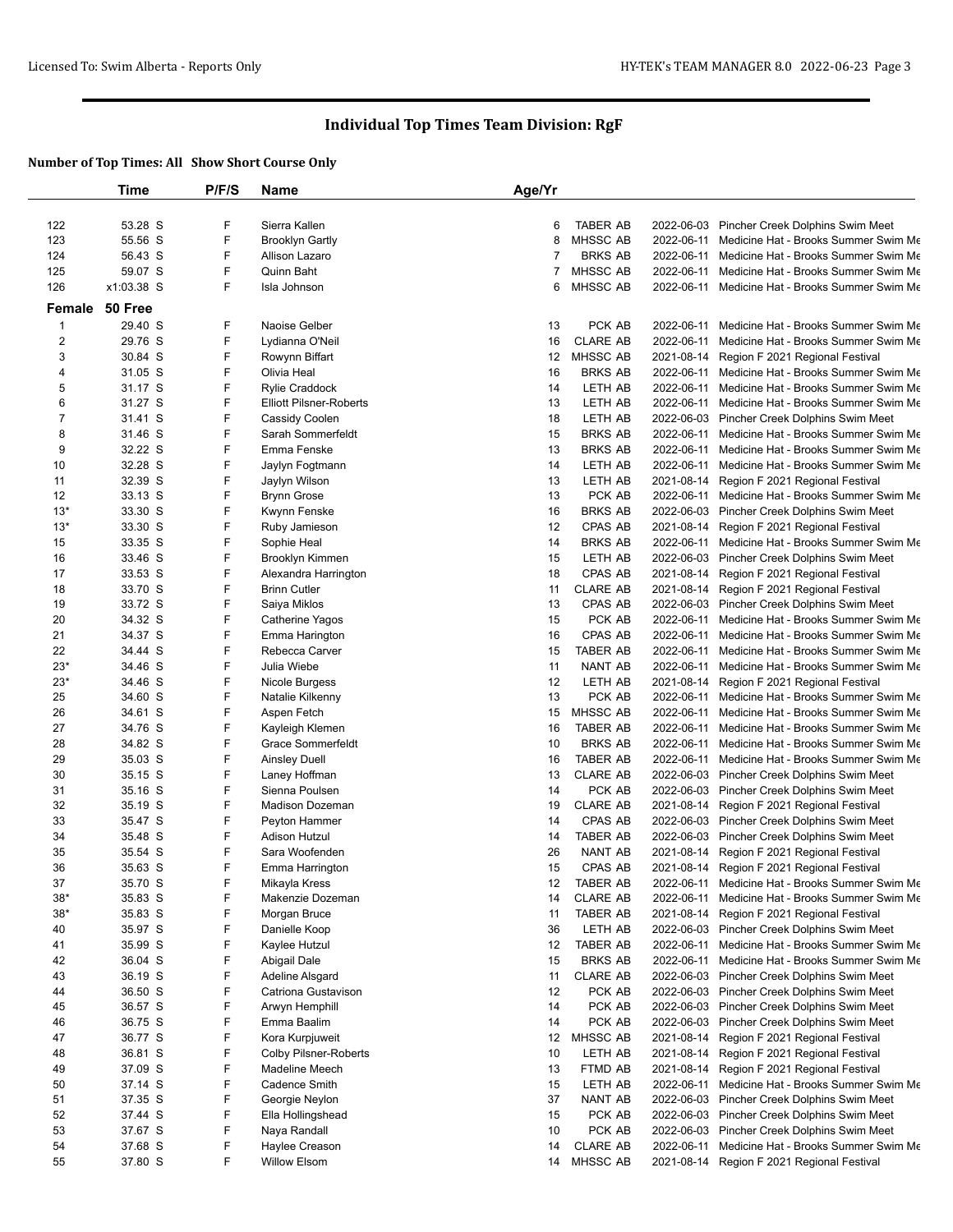## Individual Top Times Team Division: RgF

### Number of Top Times: All Show Short Course Only

| | Time | P/F/S | Name | Age/Yr | | | |
|---|---|---|---|---|---|---|---|
| 122 | 53.28 S | F | Sierra Kallen | 6 | TABER AB | 2022-06-03 | Pincher Creek Dolphins Swim Meet |
| 123 | 55.56 S | F | Brooklyn Gartly | 8 | MHSSC AB | 2022-06-11 | Medicine Hat - Brooks Summer Swim Me |
| 124 | 56.43 S | F | Allison Lazaro | 7 | BRKS AB | 2022-06-11 | Medicine Hat - Brooks Summer Swim Me |
| 125 | 59.07 S | F | Quinn Baht | 7 | MHSSC AB | 2022-06-11 | Medicine Hat - Brooks Summer Swim Me |
| 126 | x1:03.38 S | F | Isla Johnson | 6 | MHSSC AB | 2022-06-11 | Medicine Hat - Brooks Summer Swim Me |

**Female 50 Free**

| | Time | P/F/S | Name | Age/Yr | | | |
|---|---|---|---|---|---|---|---|
| 1 | 29.40 S | F | Naoise Gelber | 13 | PCK AB | 2022-06-11 | Medicine Hat - Brooks Summer Swim Me |
| 2 | 29.76 S | F | Lydianna O'Neil | 16 | CLARE AB | 2022-06-11 | Medicine Hat - Brooks Summer Swim Me |
| 3 | 30.84 S | F | Rowynn Biffart | 12 | MHSSC AB | 2021-08-14 | Region F 2021 Regional Festival |
| 4 | 31.05 S | F | Olivia Heal | 16 | BRKS AB | 2022-06-11 | Medicine Hat - Brooks Summer Swim Me |
| 5 | 31.17 S | F | Rylie Craddock | 14 | LETH AB | 2022-06-11 | Medicine Hat - Brooks Summer Swim Me |
| 6 | 31.27 S | F | Elliott Pilsner-Roberts | 13 | LETH AB | 2022-06-11 | Medicine Hat - Brooks Summer Swim Me |
| 7 | 31.41 S | F | Cassidy Coolen | 18 | LETH AB | 2022-06-03 | Pincher Creek Dolphins Swim Meet |
| 8 | 31.46 S | F | Sarah Sommerfeldt | 15 | BRKS AB | 2022-06-11 | Medicine Hat - Brooks Summer Swim Me |
| 9 | 32.22 S | F | Emma Fenske | 13 | BRKS AB | 2022-06-11 | Medicine Hat - Brooks Summer Swim Me |
| 10 | 32.28 S | F | Jaylyn Fogtmann | 14 | LETH AB | 2022-06-11 | Medicine Hat - Brooks Summer Swim Me |
| 11 | 32.39 S | F | Jaylyn Wilson | 13 | LETH AB | 2021-08-14 | Region F 2021 Regional Festival |
| 12 | 33.13 S | F | Brynn Grose | 13 | PCK AB | 2022-06-11 | Medicine Hat - Brooks Summer Swim Me |
| 13* | 33.30 S | F | Kwynn Fenske | 16 | BRKS AB | 2022-06-03 | Pincher Creek Dolphins Swim Meet |
| 13* | 33.30 S | F | Ruby Jamieson | 12 | CPAS AB | 2021-08-14 | Region F 2021 Regional Festival |
| 15 | 33.35 S | F | Sophie Heal | 14 | BRKS AB | 2022-06-11 | Medicine Hat - Brooks Summer Swim Me |
| 16 | 33.46 S | F | Brooklyn Kimmen | 15 | LETH AB | 2022-06-03 | Pincher Creek Dolphins Swim Meet |
| 17 | 33.53 S | F | Alexandra Harrington | 18 | CPAS AB | 2021-08-14 | Region F 2021 Regional Festival |
| 18 | 33.70 S | F | Brinn Cutler | 11 | CLARE AB | 2021-08-14 | Region F 2021 Regional Festival |
| 19 | 33.72 S | F | Saiya Miklos | 13 | CPAS AB | 2022-06-03 | Pincher Creek Dolphins Swim Meet |
| 20 | 34.32 S | F | Catherine Yagos | 15 | PCK AB | 2022-06-11 | Medicine Hat - Brooks Summer Swim Me |
| 21 | 34.37 S | F | Emma Harington | 16 | CPAS AB | 2022-06-11 | Medicine Hat - Brooks Summer Swim Me |
| 22 | 34.44 S | F | Rebecca Carver | 15 | TABER AB | 2022-06-11 | Medicine Hat - Brooks Summer Swim Me |
| 23* | 34.46 S | F | Julia Wiebe | 11 | NANT AB | 2022-06-11 | Medicine Hat - Brooks Summer Swim Me |
| 23* | 34.46 S | F | Nicole Burgess | 12 | LETH AB | 2021-08-14 | Region F 2021 Regional Festival |
| 25 | 34.60 S | F | Natalie Kilkenny | 13 | PCK AB | 2022-06-11 | Medicine Hat - Brooks Summer Swim Me |
| 26 | 34.61 S | F | Aspen Fetch | 15 | MHSSC AB | 2022-06-11 | Medicine Hat - Brooks Summer Swim Me |
| 27 | 34.76 S | F | Kayleigh Klemen | 16 | TABER AB | 2022-06-11 | Medicine Hat - Brooks Summer Swim Me |
| 28 | 34.82 S | F | Grace Sommerfeldt | 10 | BRKS AB | 2022-06-11 | Medicine Hat - Brooks Summer Swim Me |
| 29 | 35.03 S | F | Ainsley Duell | 16 | TABER AB | 2022-06-11 | Medicine Hat - Brooks Summer Swim Me |
| 30 | 35.15 S | F | Laney Hoffman | 13 | CLARE AB | 2022-06-03 | Pincher Creek Dolphins Swim Meet |
| 31 | 35.16 S | F | Sienna Poulsen | 14 | PCK AB | 2022-06-03 | Pincher Creek Dolphins Swim Meet |
| 32 | 35.19 S | F | Madison Dozeman | 19 | CLARE AB | 2021-08-14 | Region F 2021 Regional Festival |
| 33 | 35.47 S | F | Peyton Hammer | 14 | CPAS AB | 2022-06-03 | Pincher Creek Dolphins Swim Meet |
| 34 | 35.48 S | F | Adison Hutzul | 14 | TABER AB | 2022-06-03 | Pincher Creek Dolphins Swim Meet |
| 35 | 35.54 S | F | Sara Woofenden | 26 | NANT AB | 2021-08-14 | Region F 2021 Regional Festival |
| 36 | 35.63 S | F | Emma Harrington | 15 | CPAS AB | 2021-08-14 | Region F 2021 Regional Festival |
| 37 | 35.70 S | F | Mikayla Kress | 12 | TABER AB | 2022-06-11 | Medicine Hat - Brooks Summer Swim Me |
| 38* | 35.83 S | F | Makenzie Dozeman | 14 | CLARE AB | 2022-06-11 | Medicine Hat - Brooks Summer Swim Me |
| 38* | 35.83 S | F | Morgan Bruce | 11 | TABER AB | 2021-08-14 | Region F 2021 Regional Festival |
| 40 | 35.97 S | F | Danielle Koop | 36 | LETH AB | 2022-06-03 | Pincher Creek Dolphins Swim Meet |
| 41 | 35.99 S | F | Kaylee Hutzul | 12 | TABER AB | 2022-06-11 | Medicine Hat - Brooks Summer Swim Me |
| 42 | 36.04 S | F | Abigail Dale | 15 | BRKS AB | 2022-06-11 | Medicine Hat - Brooks Summer Swim Me |
| 43 | 36.19 S | F | Adeline Alsgard | 11 | CLARE AB | 2022-06-03 | Pincher Creek Dolphins Swim Meet |
| 44 | 36.50 S | F | Catriona Gustavison | 12 | PCK AB | 2022-06-03 | Pincher Creek Dolphins Swim Meet |
| 45 | 36.57 S | F | Arwyn Hemphill | 14 | PCK AB | 2022-06-03 | Pincher Creek Dolphins Swim Meet |
| 46 | 36.75 S | F | Emma Baalim | 14 | PCK AB | 2022-06-03 | Pincher Creek Dolphins Swim Meet |
| 47 | 36.77 S | F | Kora Kurpjuweit | 12 | MHSSC AB | 2021-08-14 | Region F 2021 Regional Festival |
| 48 | 36.81 S | F | Colby Pilsner-Roberts | 10 | LETH AB | 2021-08-14 | Region F 2021 Regional Festival |
| 49 | 37.09 S | F | Madeline Meech | 13 | FTMD AB | 2021-08-14 | Region F 2021 Regional Festival |
| 50 | 37.14 S | F | Cadence Smith | 15 | LETH AB | 2022-06-11 | Medicine Hat - Brooks Summer Swim Me |
| 51 | 37.35 S | F | Georgie Neylon | 37 | NANT AB | 2022-06-03 | Pincher Creek Dolphins Swim Meet |
| 52 | 37.44 S | F | Ella Hollingshead | 15 | PCK AB | 2022-06-03 | Pincher Creek Dolphins Swim Meet |
| 53 | 37.67 S | F | Naya Randall | 10 | PCK AB | 2022-06-03 | Pincher Creek Dolphins Swim Meet |
| 54 | 37.68 S | F | Haylee Creason | 14 | CLARE AB | 2022-06-11 | Medicine Hat - Brooks Summer Swim Me |
| 55 | 37.80 S | F | Willow Elsom | 14 | MHSSC AB | 2021-08-14 | Region F 2021 Regional Festival |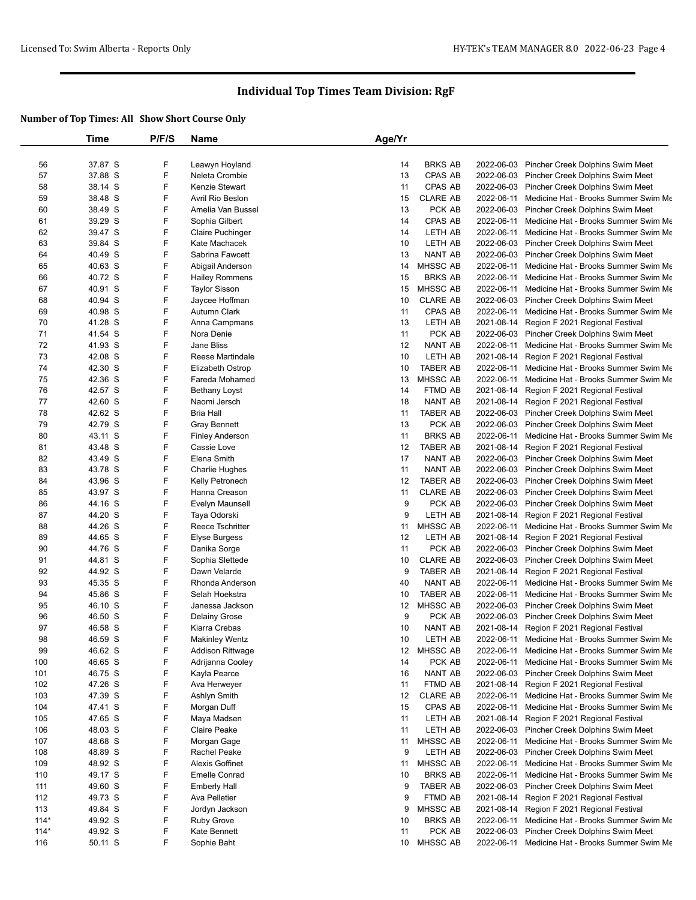# Individual Top Times Team Division: RgF

**Number of Top Times: All Show Short Course Only**

| | Time | P/F/S | Name | Age/Yr | | | |
|---|---|---|---|---|---|---|---|
| 56 | 37.87 S | F | Leawyn Hoyland | 14 | BRKS AB | 2022-06-03 | Pincher Creek Dolphins Swim Meet |
| 57 | 37.88 S | F | Neleta Crombie | 13 | CPAS AB | 2022-06-03 | Pincher Creek Dolphins Swim Meet |
| 58 | 38.14 S | F | Kenzie Stewart | 11 | CPAS AB | 2022-06-03 | Pincher Creek Dolphins Swim Meet |
| 59 | 38.48 S | F | Avril Rio Beslon | 15 | CLARE AB | 2022-06-11 | Medicine Hat - Brooks Summer Swim Me |
| 60 | 38.49 S | F | Amelia Van Bussel | 13 | PCK AB | 2022-06-03 | Pincher Creek Dolphins Swim Meet |
| 61 | 39.29 S | F | Sophia Gilbert | 14 | CPAS AB | 2022-06-11 | Medicine Hat - Brooks Summer Swim Me |
| 62 | 39.47 S | F | Claire Puchinger | 14 | LETH AB | 2022-06-11 | Medicine Hat - Brooks Summer Swim Me |
| 63 | 39.84 S | F | Kate Machacek | 10 | LETH AB | 2022-06-03 | Pincher Creek Dolphins Swim Meet |
| 64 | 40.49 S | F | Sabrina Fawcett | 13 | NANT AB | 2022-06-03 | Pincher Creek Dolphins Swim Meet |
| 65 | 40.63 S | F | Abigail Anderson | 14 | MHSSC AB | 2022-06-11 | Medicine Hat - Brooks Summer Swim Me |
| 66 | 40.72 S | F | Hailey Rommens | 15 | BRKS AB | 2022-06-11 | Medicine Hat - Brooks Summer Swim Me |
| 67 | 40.91 S | F | Taylor Sisson | 15 | MHSSC AB | 2022-06-11 | Medicine Hat - Brooks Summer Swim Me |
| 68 | 40.94 S | F | Jaycee Hoffman | 10 | CLARE AB | 2022-06-03 | Pincher Creek Dolphins Swim Meet |
| 69 | 40.98 S | F | Autumn Clark | 11 | CPAS AB | 2022-06-11 | Medicine Hat - Brooks Summer Swim Me |
| 70 | 41.28 S | F | Anna Campmans | 13 | LETH AB | 2021-08-14 | Region F 2021 Regional Festival |
| 71 | 41.54 S | F | Nora Denie | 11 | PCK AB | 2022-06-03 | Pincher Creek Dolphins Swim Meet |
| 72 | 41.93 S | F | Jane Bliss | 12 | NANT AB | 2022-06-11 | Medicine Hat - Brooks Summer Swim Me |
| 73 | 42.08 S | F | Reese Martindale | 10 | LETH AB | 2021-08-14 | Region F 2021 Regional Festival |
| 74 | 42.30 S | F | Elizabeth Ostrop | 10 | TABER AB | 2022-06-11 | Medicine Hat - Brooks Summer Swim Me |
| 75 | 42.36 S | F | Fareda Mohamed | 13 | MHSSC AB | 2022-06-11 | Medicine Hat - Brooks Summer Swim Me |
| 76 | 42.57 S | F | Bethany Loyst | 14 | FTMD AB | 2021-08-14 | Region F 2021 Regional Festival |
| 77 | 42.60 S | F | Naomi Jersch | 18 | NANT AB | 2021-08-14 | Region F 2021 Regional Festival |
| 78 | 42.62 S | F | Bria Hall | 11 | TABER AB | 2022-06-03 | Pincher Creek Dolphins Swim Meet |
| 79 | 42.79 S | F | Gray Bennett | 13 | PCK AB | 2022-06-03 | Pincher Creek Dolphins Swim Meet |
| 80 | 43.11 S | F | Finley Anderson | 11 | BRKS AB | 2022-06-11 | Medicine Hat - Brooks Summer Swim Me |
| 81 | 43.48 S | F | Cassie Love | 12 | TABER AB | 2021-08-14 | Region F 2021 Regional Festival |
| 82 | 43.49 S | F | Elena Smith | 17 | NANT AB | 2022-06-03 | Pincher Creek Dolphins Swim Meet |
| 83 | 43.78 S | F | Charlie Hughes | 11 | NANT AB | 2022-06-03 | Pincher Creek Dolphins Swim Meet |
| 84 | 43.96 S | F | Kelly Petronech | 12 | TABER AB | 2022-06-03 | Pincher Creek Dolphins Swim Meet |
| 85 | 43.97 S | F | Hanna Creason | 11 | CLARE AB | 2022-06-03 | Pincher Creek Dolphins Swim Meet |
| 86 | 44.16 S | F | Evelyn Maunsell | 9 | PCK AB | 2022-06-03 | Pincher Creek Dolphins Swim Meet |
| 87 | 44.20 S | F | Taya Odorski | 9 | LETH AB | 2021-08-14 | Region F 2021 Regional Festival |
| 88 | 44.26 S | F | Reece Tschritter | 11 | MHSSC AB | 2022-06-11 | Medicine Hat - Brooks Summer Swim Me |
| 89 | 44.65 S | F | Elyse Burgess | 12 | LETH AB | 2021-08-14 | Region F 2021 Regional Festival |
| 90 | 44.76 S | F | Danika Sorge | 11 | PCK AB | 2022-06-03 | Pincher Creek Dolphins Swim Meet |
| 91 | 44.81 S | F | Sophia Slettede | 10 | CLARE AB | 2022-06-03 | Pincher Creek Dolphins Swim Meet |
| 92 | 44.92 S | F | Dawn Velarde | 9 | TABER AB | 2021-08-14 | Region F 2021 Regional Festival |
| 93 | 45.35 S | F | Rhonda Anderson | 40 | NANT AB | 2022-06-11 | Medicine Hat - Brooks Summer Swim Me |
| 94 | 45.86 S | F | Selah Hoekstra | 10 | TABER AB | 2022-06-11 | Medicine Hat - Brooks Summer Swim Me |
| 95 | 46.10 S | F | Janessa Jackson | 12 | MHSSC AB | 2022-06-03 | Pincher Creek Dolphins Swim Meet |
| 96 | 46.50 S | F | Delainy Grose | 9 | PCK AB | 2022-06-03 | Pincher Creek Dolphins Swim Meet |
| 97 | 46.58 S | F | Kiarra Crebas | 10 | NANT AB | 2021-08-14 | Region F 2021 Regional Festival |
| 98 | 46.59 S | F | Makinley Wentz | 10 | LETH AB | 2022-06-11 | Medicine Hat - Brooks Summer Swim Me |
| 99 | 46.62 S | F | Addison Rittwage | 12 | MHSSC AB | 2022-06-11 | Medicine Hat - Brooks Summer Swim Me |
| 100 | 46.65 S | F | Adrijanna Cooley | 14 | PCK AB | 2022-06-11 | Medicine Hat - Brooks Summer Swim Me |
| 101 | 46.75 S | F | Kayla Pearce | 16 | NANT AB | 2022-06-03 | Pincher Creek Dolphins Swim Meet |
| 102 | 47.26 S | F | Ava Herweyer | 11 | FTMD AB | 2021-08-14 | Region F 2021 Regional Festival |
| 103 | 47.39 S | F | Ashlyn Smith | 12 | CLARE AB | 2022-06-11 | Medicine Hat - Brooks Summer Swim Me |
| 104 | 47.41 S | F | Morgan Duff | 15 | CPAS AB | 2022-06-11 | Medicine Hat - Brooks Summer Swim Me |
| 105 | 47.65 S | F | Maya Madsen | 11 | LETH AB | 2021-08-14 | Region F 2021 Regional Festival |
| 106 | 48.03 S | F | Claire Peake | 11 | LETH AB | 2022-06-03 | Pincher Creek Dolphins Swim Meet |
| 107 | 48.68 S | F | Morgan Gage | 11 | MHSSC AB | 2022-06-11 | Medicine Hat - Brooks Summer Swim Me |
| 108 | 48.89 S | F | Rachel Peake | 9 | LETH AB | 2022-06-03 | Pincher Creek Dolphins Swim Meet |
| 109 | 48.92 S | F | Alexis Goffinet | 11 | MHSSC AB | 2022-06-11 | Medicine Hat - Brooks Summer Swim Me |
| 110 | 49.17 S | F | Emelle Conrad | 10 | BRKS AB | 2022-06-11 | Medicine Hat - Brooks Summer Swim Me |
| 111 | 49.60 S | F | Emberly Hall | 9 | TABER AB | 2022-06-03 | Pincher Creek Dolphins Swim Meet |
| 112 | 49.73 S | F | Ava Pelletier | 9 | FTMD AB | 2021-08-14 | Region F 2021 Regional Festival |
| 113 | 49.84 S | F | Jordyn Jackson | 9 | MHSSC AB | 2021-08-14 | Region F 2021 Regional Festival |
| 114* | 49.92 S | F | Ruby Grove | 10 | BRKS AB | 2022-06-11 | Medicine Hat - Brooks Summer Swim Me |
| 114* | 49.92 S | F | Kate Bennett | 11 | PCK AB | 2022-06-03 | Pincher Creek Dolphins Swim Meet |
| 116 | 50.11 S | F | Sophie Baht | 10 | MHSSC AB | 2022-06-11 | Medicine Hat - Brooks Summer Swim Me |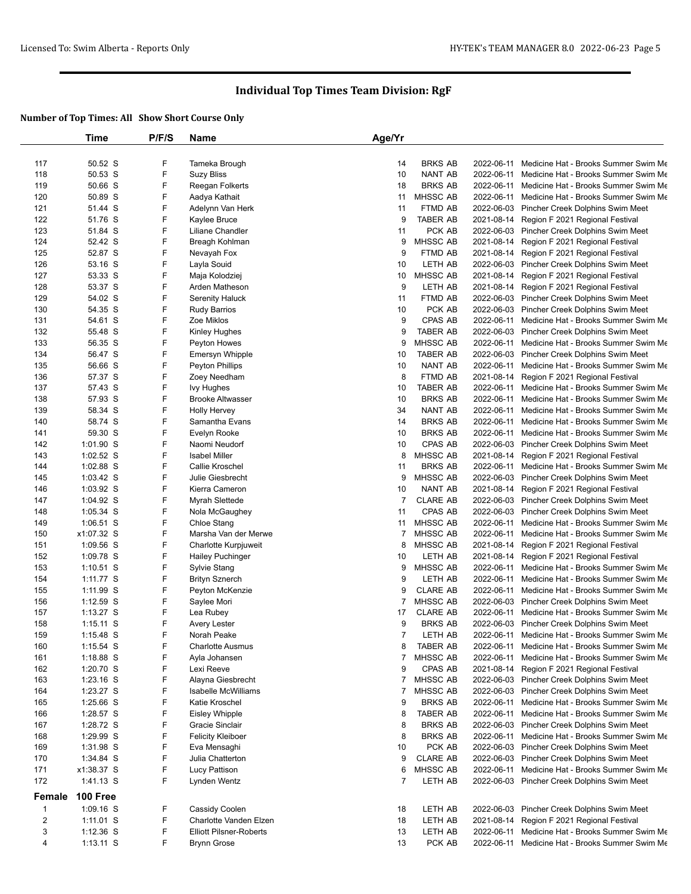# Individual Top Times Team Division: RgF

**Number of Top Times: All Show Short Course Only**

| | Time | P/F/S | Name | Age/Yr | | | |
|---|---|---|---|---|---|---|---|
| 117 | 50.52 S | F | Tameka Brough | 14 | BRKS AB | 2022-06-11 | Medicine Hat - Brooks Summer Swim Me |
| 118 | 50.53 S | F | Suzy Bliss | 10 | NANT AB | 2022-06-11 | Medicine Hat - Brooks Summer Swim Me |
| 119 | 50.66 S | F | Reegan Folkerts | 18 | BRKS AB | 2022-06-11 | Medicine Hat - Brooks Summer Swim Me |
| 120 | 50.89 S | F | Aadya Kathait | 11 | MHSSC AB | 2022-06-11 | Medicine Hat - Brooks Summer Swim Me |
| 121 | 51.44 S | F | Adelynn Van Herk | 11 | FTMD AB | 2022-06-03 | Pincher Creek Dolphins Swim Meet |
| 122 | 51.76 S | F | Kaylee Bruce | 9 | TABER AB | 2021-08-14 | Region F 2021 Regional Festival |
| 123 | 51.84 S | F | Liliane Chandler | 11 | PCK AB | 2022-06-03 | Pincher Creek Dolphins Swim Meet |
| 124 | 52.42 S | F | Breagh Kohlman | 9 | MHSSC AB | 2021-08-14 | Region F 2021 Regional Festival |
| 125 | 52.87 S | F | Nevayah Fox | 9 | FTMD AB | 2021-08-14 | Region F 2021 Regional Festival |
| 126 | 53.16 S | F | Layla Souid | 10 | LETH AB | 2022-06-03 | Pincher Creek Dolphins Swim Meet |
| 127 | 53.33 S | F | Maja Kolodziej | 10 | MHSSC AB | 2021-08-14 | Region F 2021 Regional Festival |
| 128 | 53.37 S | F | Arden Matheson | 9 | LETH AB | 2021-08-14 | Region F 2021 Regional Festival |
| 129 | 54.02 S | F | Serenity Haluck | 11 | FTMD AB | 2022-06-03 | Pincher Creek Dolphins Swim Meet |
| 130 | 54.35 S | F | Rudy Barrios | 10 | PCK AB | 2022-06-03 | Pincher Creek Dolphins Swim Meet |
| 131 | 54.61 S | F | Zoe Miklos | 9 | CPAS AB | 2022-06-11 | Medicine Hat - Brooks Summer Swim Me |
| 132 | 55.48 S | F | Kinley Hughes | 9 | TABER AB | 2022-06-03 | Pincher Creek Dolphins Swim Meet |
| 133 | 56.35 S | F | Peyton Howes | 9 | MHSSC AB | 2022-06-11 | Medicine Hat - Brooks Summer Swim Me |
| 134 | 56.47 S | F | Emersyn Whipple | 10 | TABER AB | 2022-06-03 | Pincher Creek Dolphins Swim Meet |
| 135 | 56.66 S | F | Peyton Phillips | 10 | NANT AB | 2022-06-11 | Medicine Hat - Brooks Summer Swim Me |
| 136 | 57.37 S | F | Zoey Needham | 8 | FTMD AB | 2021-08-14 | Region F 2021 Regional Festival |
| 137 | 57.43 S | F | Ivy Hughes | 10 | TABER AB | 2022-06-11 | Medicine Hat - Brooks Summer Swim Me |
| 138 | 57.93 S | F | Brooke Altwasser | 10 | BRKS AB | 2022-06-11 | Medicine Hat - Brooks Summer Swim Me |
| 139 | 58.34 S | F | Holly Hervey | 34 | NANT AB | 2022-06-11 | Medicine Hat - Brooks Summer Swim Me |
| 140 | 58.74 S | F | Samantha Evans | 14 | BRKS AB | 2022-06-11 | Medicine Hat - Brooks Summer Swim Me |
| 141 | 59.30 S | F | Evelyn Rooke | 10 | BRKS AB | 2022-06-11 | Medicine Hat - Brooks Summer Swim Me |
| 142 | 1:01.90 S | F | Naomi Neudorf | 10 | CPAS AB | 2022-06-03 | Pincher Creek Dolphins Swim Meet |
| 143 | 1:02.52 S | F | Isabel Miller | 8 | MHSSC AB | 2021-08-14 | Region F 2021 Regional Festival |
| 144 | 1:02.88 S | F | Callie Kroschel | 11 | BRKS AB | 2022-06-11 | Medicine Hat - Brooks Summer Swim Me |
| 145 | 1:03.42 S | F | Julie Giesbrecht | 9 | MHSSC AB | 2022-06-03 | Pincher Creek Dolphins Swim Meet |
| 146 | 1:03.92 S | F | Kierra Cameron | 10 | NANT AB | 2021-08-14 | Region F 2021 Regional Festival |
| 147 | 1:04.92 S | F | Myrah Slettede | 7 | CLARE AB | 2022-06-03 | Pincher Creek Dolphins Swim Meet |
| 148 | 1:05.34 S | F | Nola McGaughey | 11 | CPAS AB | 2022-06-03 | Pincher Creek Dolphins Swim Meet |
| 149 | 1:06.51 S | F | Chloe Stang | 11 | MHSSC AB | 2022-06-11 | Medicine Hat - Brooks Summer Swim Me |
| 150 | x1:07.32 S | F | Marsha Van der Merwe | 7 | MHSSC AB | 2022-06-11 | Medicine Hat - Brooks Summer Swim Me |
| 151 | 1:09.56 S | F | Charlotte Kurpjuweit | 8 | MHSSC AB | 2021-08-14 | Region F 2021 Regional Festival |
| 152 | 1:09.78 S | F | Hailey Puchinger | 10 | LETH AB | 2021-08-14 | Region F 2021 Regional Festival |
| 153 | 1:10.51 S | F | Sylvie Stang | 9 | MHSSC AB | 2022-06-11 | Medicine Hat - Brooks Summer Swim Me |
| 154 | 1:11.77 S | F | Brityn Sznerch | 9 | LETH AB | 2022-06-11 | Medicine Hat - Brooks Summer Swim Me |
| 155 | 1:11.99 S | F | Peyton McKenzie | 9 | CLARE AB | 2022-06-11 | Medicine Hat - Brooks Summer Swim Me |
| 156 | 1:12.59 S | F | Saylee Mori | 7 | MHSSC AB | 2022-06-03 | Pincher Creek Dolphins Swim Meet |
| 157 | 1:13.27 S | F | Lea Rubey | 17 | CLARE AB | 2022-06-11 | Medicine Hat - Brooks Summer Swim Me |
| 158 | 1:15.11 S | F | Avery Lester | 9 | BRKS AB | 2022-06-03 | Pincher Creek Dolphins Swim Meet |
| 159 | 1:15.48 S | F | Norah Peake | 7 | LETH AB | 2022-06-11 | Medicine Hat - Brooks Summer Swim Me |
| 160 | 1:15.54 S | F | Charlotte Ausmus | 8 | TABER AB | 2022-06-11 | Medicine Hat - Brooks Summer Swim Me |
| 161 | 1:18.88 S | F | Ayla Johansen | 7 | MHSSC AB | 2022-06-11 | Medicine Hat - Brooks Summer Swim Me |
| 162 | 1:20.70 S | F | Lexi Reeve | 9 | CPAS AB | 2021-08-14 | Region F 2021 Regional Festival |
| 163 | 1:23.16 S | F | Alayna Giesbrecht | 7 | MHSSC AB | 2022-06-03 | Pincher Creek Dolphins Swim Meet |
| 164 | 1:23.27 S | F | Isabelle McWilliams | 7 | MHSSC AB | 2022-06-03 | Pincher Creek Dolphins Swim Meet |
| 165 | 1:25.66 S | F | Katie Kroschel | 9 | BRKS AB | 2022-06-11 | Medicine Hat - Brooks Summer Swim Me |
| 166 | 1:28.57 S | F | Eisley Whipple | 8 | TABER AB | 2022-06-11 | Medicine Hat - Brooks Summer Swim Me |
| 167 | 1:28.72 S | F | Gracie Sinclair | 8 | BRKS AB | 2022-06-03 | Pincher Creek Dolphins Swim Meet |
| 168 | 1:29.99 S | F | Felicity Kleiboer | 8 | BRKS AB | 2022-06-11 | Medicine Hat - Brooks Summer Swim Me |
| 169 | 1:31.98 S | F | Eva Mensaghi | 10 | PCK AB | 2022-06-03 | Pincher Creek Dolphins Swim Meet |
| 170 | 1:34.84 S | F | Julia Chatterton | 9 | CLARE AB | 2022-06-03 | Pincher Creek Dolphins Swim Meet |
| 171 | x1:38.37 S | F | Lucy Pattison | 6 | MHSSC AB | 2022-06-11 | Medicine Hat - Brooks Summer Swim Me |
| 172 | 1:41.13 S | F | Lynden Wentz | 7 | LETH AB | 2022-06-03 | Pincher Creek Dolphins Swim Meet |
| **Female** | **100 Free** | | | | | | |
| 1 | 1:09.16 S | F | Cassidy Coolen | 18 | LETH AB | 2022-06-03 | Pincher Creek Dolphins Swim Meet |
| 2 | 1:11.01 S | F | Charlotte Vanden Elzen | 18 | LETH AB | 2021-08-14 | Region F 2021 Regional Festival |
| 3 | 1:12.36 S | F | Elliott Pilsner-Roberts | 13 | LETH AB | 2022-06-11 | Medicine Hat - Brooks Summer Swim Me |
| 4 | 1:13.11 S | F | Brynn Grose | 13 | PCK AB | 2022-06-11 | Medicine Hat - Brooks Summer Swim Me |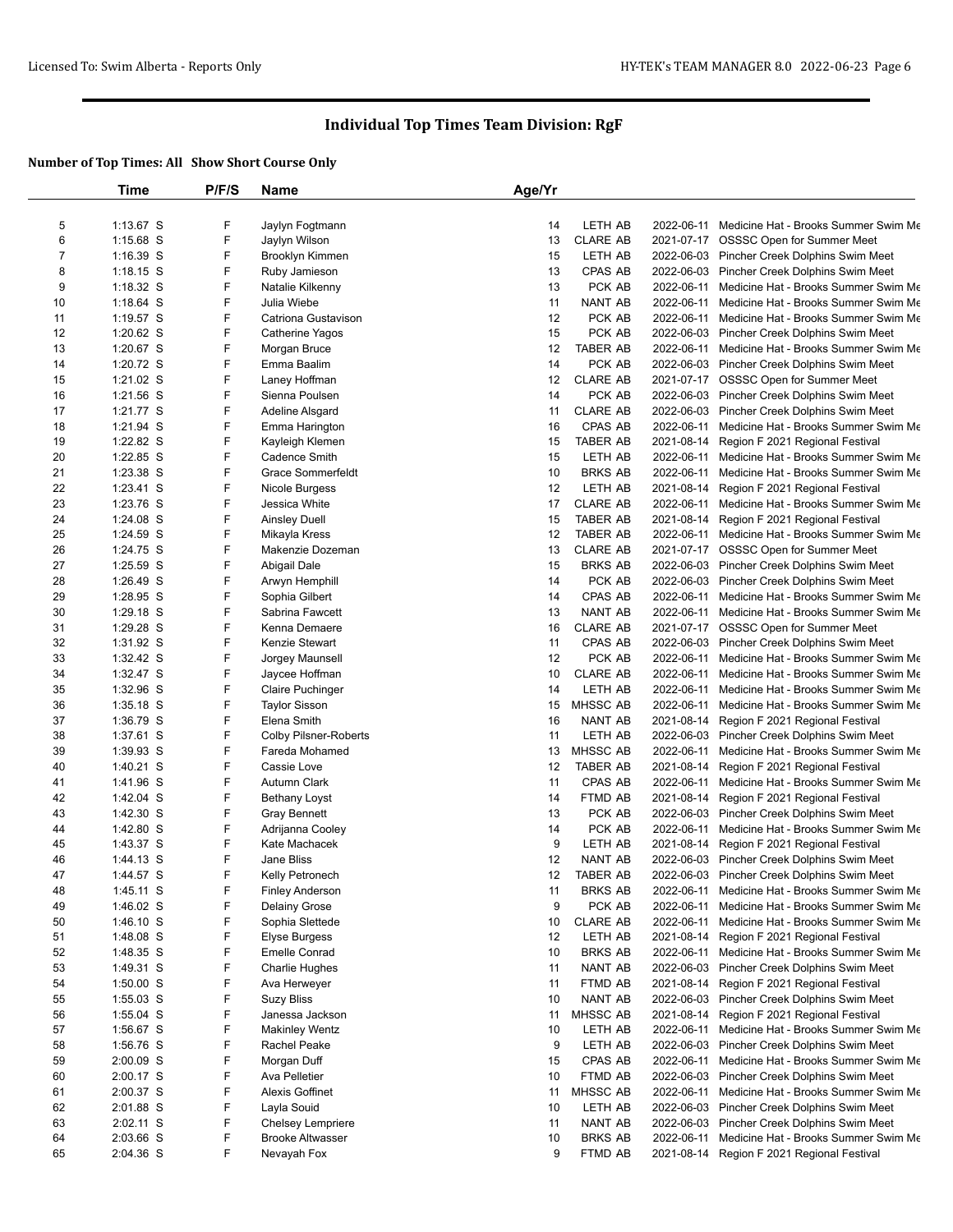# Individual Top Times Team Division: RgF

## Number of Top Times: All Show Short Course Only

| | Time | P/F/S | Name | Age/Yr | | | |
|---|---|---|---|---|---|---|---|
| 5 | 1:13.67 S | F | Jaylyn Fogtmann | 14 | LETH AB | 2022-06-11 | Medicine Hat - Brooks Summer Swim Me |
| 6 | 1:15.68 S | F | Jaylyn Wilson | 13 | CLARE AB | 2021-07-17 | OSSSC Open for Summer Meet |
| 7 | 1:16.39 S | F | Brooklyn Kimmen | 15 | LETH AB | 2022-06-03 | Pincher Creek Dolphins Swim Meet |
| 8 | 1:18.15 S | F | Ruby Jamieson | 13 | CPAS AB | 2022-06-03 | Pincher Creek Dolphins Swim Meet |
| 9 | 1:18.32 S | F | Natalie Kilkenny | 13 | PCK AB | 2022-06-11 | Medicine Hat - Brooks Summer Swim Me |
| 10 | 1:18.64 S | F | Julia Wiebe | 11 | NANT AB | 2022-06-11 | Medicine Hat - Brooks Summer Swim Me |
| 11 | 1:19.57 S | F | Catriona Gustavison | 12 | PCK AB | 2022-06-11 | Medicine Hat - Brooks Summer Swim Me |
| 12 | 1:20.62 S | F | Catherine Yagos | 15 | PCK AB | 2022-06-03 | Pincher Creek Dolphins Swim Meet |
| 13 | 1:20.67 S | F | Morgan Bruce | 12 | TABER AB | 2022-06-11 | Medicine Hat - Brooks Summer Swim Me |
| 14 | 1:20.72 S | F | Emma Baalim | 14 | PCK AB | 2022-06-03 | Pincher Creek Dolphins Swim Meet |
| 15 | 1:21.02 S | F | Laney Hoffman | 12 | CLARE AB | 2021-07-17 | OSSSC Open for Summer Meet |
| 16 | 1:21.56 S | F | Sienna Poulsen | 14 | PCK AB | 2022-06-03 | Pincher Creek Dolphins Swim Meet |
| 17 | 1:21.77 S | F | Adeline Alsgard | 11 | CLARE AB | 2022-06-03 | Pincher Creek Dolphins Swim Meet |
| 18 | 1:21.94 S | F | Emma Harington | 16 | CPAS AB | 2022-06-11 | Medicine Hat - Brooks Summer Swim Me |
| 19 | 1:22.82 S | F | Kayleigh Klemen | 15 | TABER AB | 2021-08-14 | Region F 2021 Regional Festival |
| 20 | 1:22.85 S | F | Cadence Smith | 15 | LETH AB | 2022-06-11 | Medicine Hat - Brooks Summer Swim Me |
| 21 | 1:23.38 S | F | Grace Sommerfeldt | 10 | BRKS AB | 2022-06-11 | Medicine Hat - Brooks Summer Swim Me |
| 22 | 1:23.41 S | F | Nicole Burgess | 12 | LETH AB | 2021-08-14 | Region F 2021 Regional Festival |
| 23 | 1:23.76 S | F | Jessica White | 17 | CLARE AB | 2022-06-11 | Medicine Hat - Brooks Summer Swim Me |
| 24 | 1:24.08 S | F | Ainsley Duell | 15 | TABER AB | 2021-08-14 | Region F 2021 Regional Festival |
| 25 | 1:24.59 S | F | Mikayla Kress | 12 | TABER AB | 2022-06-11 | Medicine Hat - Brooks Summer Swim Me |
| 26 | 1:24.75 S | F | Makenzie Dozeman | 13 | CLARE AB | 2021-07-17 | OSSSC Open for Summer Meet |
| 27 | 1:25.59 S | F | Abigail Dale | 15 | BRKS AB | 2022-06-03 | Pincher Creek Dolphins Swim Meet |
| 28 | 1:26.49 S | F | Arwyn Hemphill | 14 | PCK AB | 2022-06-03 | Pincher Creek Dolphins Swim Meet |
| 29 | 1:28.95 S | F | Sophia Gilbert | 14 | CPAS AB | 2022-06-11 | Medicine Hat - Brooks Summer Swim Me |
| 30 | 1:29.18 S | F | Sabrina Fawcett | 13 | NANT AB | 2022-06-11 | Medicine Hat - Brooks Summer Swim Me |
| 31 | 1:29.28 S | F | Kenna Demaere | 16 | CLARE AB | 2021-07-17 | OSSSC Open for Summer Meet |
| 32 | 1:31.92 S | F | Kenzie Stewart | 11 | CPAS AB | 2022-06-03 | Pincher Creek Dolphins Swim Meet |
| 33 | 1:32.42 S | F | Jorgey Maunsell | 12 | PCK AB | 2022-06-11 | Medicine Hat - Brooks Summer Swim Me |
| 34 | 1:32.47 S | F | Jaycee Hoffman | 10 | CLARE AB | 2022-06-11 | Medicine Hat - Brooks Summer Swim Me |
| 35 | 1:32.96 S | F | Claire Puchinger | 14 | LETH AB | 2022-06-11 | Medicine Hat - Brooks Summer Swim Me |
| 36 | 1:35.18 S | F | Taylor Sisson | 15 | MHSSC AB | 2022-06-11 | Medicine Hat - Brooks Summer Swim Me |
| 37 | 1:36.79 S | F | Elena Smith | 16 | NANT AB | 2021-08-14 | Region F 2021 Regional Festival |
| 38 | 1:37.61 S | F | Colby Pilsner-Roberts | 11 | LETH AB | 2022-06-03 | Pincher Creek Dolphins Swim Meet |
| 39 | 1:39.93 S | F | Fareda Mohamed | 13 | MHSSC AB | 2022-06-11 | Medicine Hat - Brooks Summer Swim Me |
| 40 | 1:40.21 S | F | Cassie Love | 12 | TABER AB | 2021-08-14 | Region F 2021 Regional Festival |
| 41 | 1:41.96 S | F | Autumn Clark | 11 | CPAS AB | 2022-06-11 | Medicine Hat - Brooks Summer Swim Me |
| 42 | 1:42.04 S | F | Bethany Loyst | 14 | FTMD AB | 2021-08-14 | Region F 2021 Regional Festival |
| 43 | 1:42.30 S | F | Gray Bennett | 13 | PCK AB | 2022-06-03 | Pincher Creek Dolphins Swim Meet |
| 44 | 1:42.80 S | F | Adrijanna Cooley | 14 | PCK AB | 2022-06-11 | Medicine Hat - Brooks Summer Swim Me |
| 45 | 1:43.37 S | F | Kate Machacek | 9 | LETH AB | 2021-08-14 | Region F 2021 Regional Festival |
| 46 | 1:44.13 S | F | Jane Bliss | 12 | NANT AB | 2022-06-03 | Pincher Creek Dolphins Swim Meet |
| 47 | 1:44.57 S | F | Kelly Petronech | 12 | TABER AB | 2022-06-03 | Pincher Creek Dolphins Swim Meet |
| 48 | 1:45.11 S | F | Finley Anderson | 11 | BRKS AB | 2022-06-11 | Medicine Hat - Brooks Summer Swim Me |
| 49 | 1:46.02 S | F | Delainy Grose | 9 | PCK AB | 2022-06-11 | Medicine Hat - Brooks Summer Swim Me |
| 50 | 1:46.10 S | F | Sophia Slettede | 10 | CLARE AB | 2022-06-11 | Medicine Hat - Brooks Summer Swim Me |
| 51 | 1:48.08 S | F | Elyse Burgess | 12 | LETH AB | 2021-08-14 | Region F 2021 Regional Festival |
| 52 | 1:48.35 S | F | Emelle Conrad | 10 | BRKS AB | 2022-06-11 | Medicine Hat - Brooks Summer Swim Me |
| 53 | 1:49.31 S | F | Charlie Hughes | 11 | NANT AB | 2022-06-03 | Pincher Creek Dolphins Swim Meet |
| 54 | 1:50.00 S | F | Ava Herweyer | 11 | FTMD AB | 2021-08-14 | Region F 2021 Regional Festival |
| 55 | 1:55.03 S | F | Suzy Bliss | 10 | NANT AB | 2022-06-03 | Pincher Creek Dolphins Swim Meet |
| 56 | 1:55.04 S | F | Janessa Jackson | 11 | MHSSC AB | 2021-08-14 | Region F 2021 Regional Festival |
| 57 | 1:56.67 S | F | Makinley Wentz | 10 | LETH AB | 2022-06-11 | Medicine Hat - Brooks Summer Swim Me |
| 58 | 1:56.76 S | F | Rachel Peake | 9 | LETH AB | 2022-06-03 | Pincher Creek Dolphins Swim Meet |
| 59 | 2:00.09 S | F | Morgan Duff | 15 | CPAS AB | 2022-06-11 | Medicine Hat - Brooks Summer Swim Me |
| 60 | 2:00.17 S | F | Ava Pelletier | 10 | FTMD AB | 2022-06-03 | Pincher Creek Dolphins Swim Meet |
| 61 | 2:00.37 S | F | Alexis Goffinet | 11 | MHSSC AB | 2022-06-11 | Medicine Hat - Brooks Summer Swim Me |
| 62 | 2:01.88 S | F | Layla Souid | 10 | LETH AB | 2022-06-03 | Pincher Creek Dolphins Swim Meet |
| 63 | 2:02.11 S | F | Chelsey Lempriere | 11 | NANT AB | 2022-06-03 | Pincher Creek Dolphins Swim Meet |
| 64 | 2:03.66 S | F | Brooke Altwasser | 10 | BRKS AB | 2022-06-11 | Medicine Hat - Brooks Summer Swim Me |
| 65 | 2:04.36 S | F | Nevayah Fox | 9 | FTMD AB | 2021-08-14 | Region F 2021 Regional Festival |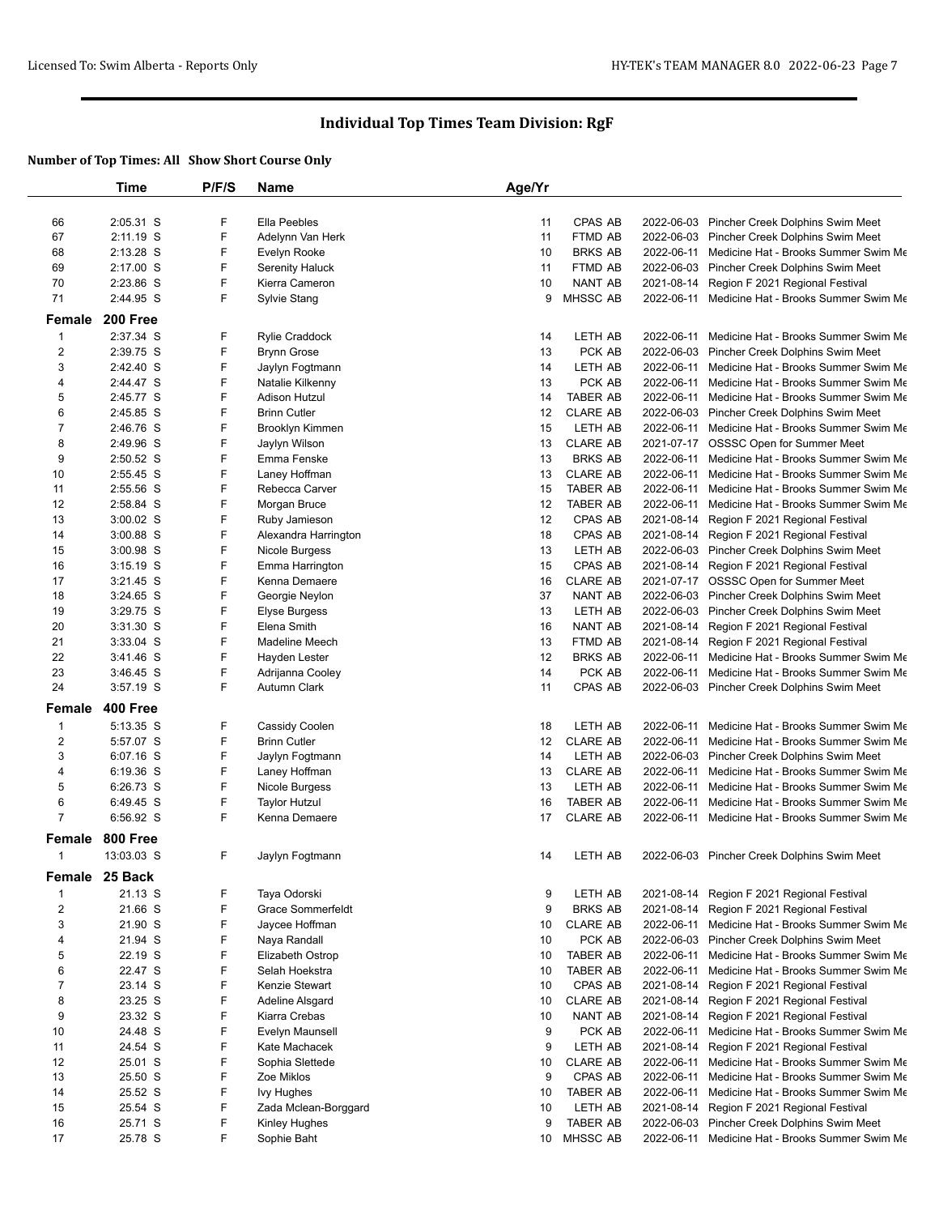## Individual Top Times Team Division: RgF

### Number of Top Times: All Show Short Course Only

| | Time | P/F/S | Name | Age/Yr | | | |
|---|---|---|---|---|---|---|---|
| 66 | 2:05.31 S | F | Ella Peebles | 11 | CPAS AB | 2022-06-03 | Pincher Creek Dolphins Swim Meet |
| 67 | 2:11.19 S | F | Adelynn Van Herk | 11 | FTMD AB | 2022-06-03 | Pincher Creek Dolphins Swim Meet |
| 68 | 2:13.28 S | F | Evelyn Rooke | 10 | BRKS AB | 2022-06-11 | Medicine Hat - Brooks Summer Swim Me |
| 69 | 2:17.00 S | F | Serenity Haluck | 11 | FTMD AB | 2022-06-03 | Pincher Creek Dolphins Swim Meet |
| 70 | 2:23.86 S | F | Kierra Cameron | 10 | NANT AB | 2021-08-14 | Region F 2021 Regional Festival |
| 71 | 2:44.95 S | F | Sylvie Stang | 9 | MHSSC AB | 2022-06-11 | Medicine Hat - Brooks Summer Swim Me |

**Female 200 Free**

| | Time | P/F/S | Name | Age/Yr | | | |
|---|---|---|---|---|---|---|---|
| 1 | 2:37.34 S | F | Rylie Craddock | 14 | LETH AB | 2022-06-11 | Medicine Hat - Brooks Summer Swim Me |
| 2 | 2:39.75 S | F | Brynn Grose | 13 | PCK AB | 2022-06-03 | Pincher Creek Dolphins Swim Meet |
| 3 | 2:42.40 S | F | Jaylyn Fogtmann | 14 | LETH AB | 2022-06-11 | Medicine Hat - Brooks Summer Swim Me |
| 4 | 2:44.47 S | F | Natalie Kilkenny | 13 | PCK AB | 2022-06-11 | Medicine Hat - Brooks Summer Swim Me |
| 5 | 2:45.77 S | F | Adison Hutzul | 14 | TABER AB | 2022-06-11 | Medicine Hat - Brooks Summer Swim Me |
| 6 | 2:45.85 S | F | Brinn Cutler | 12 | CLARE AB | 2022-06-03 | Pincher Creek Dolphins Swim Meet |
| 7 | 2:46.76 S | F | Brooklyn Kimmen | 15 | LETH AB | 2022-06-11 | Medicine Hat - Brooks Summer Swim Me |
| 8 | 2:49.96 S | F | Jaylyn Wilson | 13 | CLARE AB | 2021-07-17 | OSSSC Open for Summer Meet |
| 9 | 2:50.52 S | F | Emma Fenske | 13 | BRKS AB | 2022-06-11 | Medicine Hat - Brooks Summer Swim Me |
| 10 | 2:55.45 S | F | Laney Hoffman | 13 | CLARE AB | 2022-06-11 | Medicine Hat - Brooks Summer Swim Me |
| 11 | 2:55.56 S | F | Rebecca Carver | 15 | TABER AB | 2022-06-11 | Medicine Hat - Brooks Summer Swim Me |
| 12 | 2:58.84 S | F | Morgan Bruce | 12 | TABER AB | 2022-06-11 | Medicine Hat - Brooks Summer Swim Me |
| 13 | 3:00.02 S | F | Ruby Jamieson | 12 | CPAS AB | 2021-08-14 | Region F 2021 Regional Festival |
| 14 | 3:00.88 S | F | Alexandra Harrington | 18 | CPAS AB | 2021-08-14 | Region F 2021 Regional Festival |
| 15 | 3:00.98 S | F | Nicole Burgess | 13 | LETH AB | 2022-06-03 | Pincher Creek Dolphins Swim Meet |
| 16 | 3:15.19 S | F | Emma Harrington | 15 | CPAS AB | 2021-08-14 | Region F 2021 Regional Festival |
| 17 | 3:21.45 S | F | Kenna Demaere | 16 | CLARE AB | 2021-07-17 | OSSSC Open for Summer Meet |
| 18 | 3:24.65 S | F | Georgie Neylon | 37 | NANT AB | 2022-06-03 | Pincher Creek Dolphins Swim Meet |
| 19 | 3:29.75 S | F | Elyse Burgess | 13 | LETH AB | 2022-06-03 | Pincher Creek Dolphins Swim Meet |
| 20 | 3:31.30 S | F | Elena Smith | 16 | NANT AB | 2021-08-14 | Region F 2021 Regional Festival |
| 21 | 3:33.04 S | F | Madeline Meech | 13 | FTMD AB | 2021-08-14 | Region F 2021 Regional Festival |
| 22 | 3:41.46 S | F | Hayden Lester | 12 | BRKS AB | 2022-06-11 | Medicine Hat - Brooks Summer Swim Me |
| 23 | 3:46.45 S | F | Adrijanna Cooley | 14 | PCK AB | 2022-06-11 | Medicine Hat - Brooks Summer Swim Me |
| 24 | 3:57.19 S | F | Autumn Clark | 11 | CPAS AB | 2022-06-03 | Pincher Creek Dolphins Swim Meet |

**Female 400 Free**

| | Time | P/F/S | Name | Age/Yr | | | |
|---|---|---|---|---|---|---|---|
| 1 | 5:13.35 S | F | Cassidy Coolen | 18 | LETH AB | 2022-06-11 | Medicine Hat - Brooks Summer Swim Me |
| 2 | 5:57.07 S | F | Brinn Cutler | 12 | CLARE AB | 2022-06-11 | Medicine Hat - Brooks Summer Swim Me |
| 3 | 6:07.16 S | F | Jaylyn Fogtmann | 14 | LETH AB | 2022-06-03 | Pincher Creek Dolphins Swim Meet |
| 4 | 6:19.36 S | F | Laney Hoffman | 13 | CLARE AB | 2022-06-11 | Medicine Hat - Brooks Summer Swim Me |
| 5 | 6:26.73 S | F | Nicole Burgess | 13 | LETH AB | 2022-06-11 | Medicine Hat - Brooks Summer Swim Me |
| 6 | 6:49.45 S | F | Taylor Hutzul | 16 | TABER AB | 2022-06-11 | Medicine Hat - Brooks Summer Swim Me |
| 7 | 6:56.92 S | F | Kenna Demaere | 17 | CLARE AB | 2022-06-11 | Medicine Hat - Brooks Summer Swim Me |

**Female 800 Free**

| | Time | P/F/S | Name | Age/Yr | | | |
|---|---|---|---|---|---|---|---|
| 1 | 13:03.03 S | F | Jaylyn Fogtmann | 14 | LETH AB | 2022-06-03 | Pincher Creek Dolphins Swim Meet |

**Female 25 Back**

| | Time | P/F/S | Name | Age/Yr | | | |
|---|---|---|---|---|---|---|---|
| 1 | 21.13 S | F | Taya Odorski | 9 | LETH AB | 2021-08-14 | Region F 2021 Regional Festival |
| 2 | 21.66 S | F | Grace Sommerfeldt | 9 | BRKS AB | 2021-08-14 | Region F 2021 Regional Festival |
| 3 | 21.90 S | F | Jaycee Hoffman | 10 | CLARE AB | 2022-06-11 | Medicine Hat - Brooks Summer Swim Me |
| 4 | 21.94 S | F | Naya Randall | 10 | PCK AB | 2022-06-03 | Pincher Creek Dolphins Swim Meet |
| 5 | 22.19 S | F | Elizabeth Ostrop | 10 | TABER AB | 2022-06-11 | Medicine Hat - Brooks Summer Swim Me |
| 6 | 22.47 S | F | Selah Hoekstra | 10 | TABER AB | 2022-06-11 | Medicine Hat - Brooks Summer Swim Me |
| 7 | 23.14 S | F | Kenzie Stewart | 10 | CPAS AB | 2021-08-14 | Region F 2021 Regional Festival |
| 8 | 23.25 S | F | Adeline Alsgard | 10 | CLARE AB | 2021-08-14 | Region F 2021 Regional Festival |
| 9 | 23.32 S | F | Kiarra Crebas | 10 | NANT AB | 2021-08-14 | Region F 2021 Regional Festival |
| 10 | 24.48 S | F | Evelyn Maunsell | 9 | PCK AB | 2022-06-11 | Medicine Hat - Brooks Summer Swim Me |
| 11 | 24.54 S | F | Kate Machacek | 9 | LETH AB | 2021-08-14 | Region F 2021 Regional Festival |
| 12 | 25.01 S | F | Sophia Slettede | 10 | CLARE AB | 2022-06-11 | Medicine Hat - Brooks Summer Swim Me |
| 13 | 25.50 S | F | Zoe Miklos | 9 | CPAS AB | 2022-06-11 | Medicine Hat - Brooks Summer Swim Me |
| 14 | 25.52 S | F | Ivy Hughes | 10 | TABER AB | 2022-06-11 | Medicine Hat - Brooks Summer Swim Me |
| 15 | 25.54 S | F | Zada Mclean-Borggard | 10 | LETH AB | 2021-08-14 | Region F 2021 Regional Festival |
| 16 | 25.71 S | F | Kinley Hughes | 9 | TABER AB | 2022-06-03 | Pincher Creek Dolphins Swim Meet |
| 17 | 25.78 S | F | Sophie Baht | 10 | MHSSC AB | 2022-06-11 | Medicine Hat - Brooks Summer Swim Me |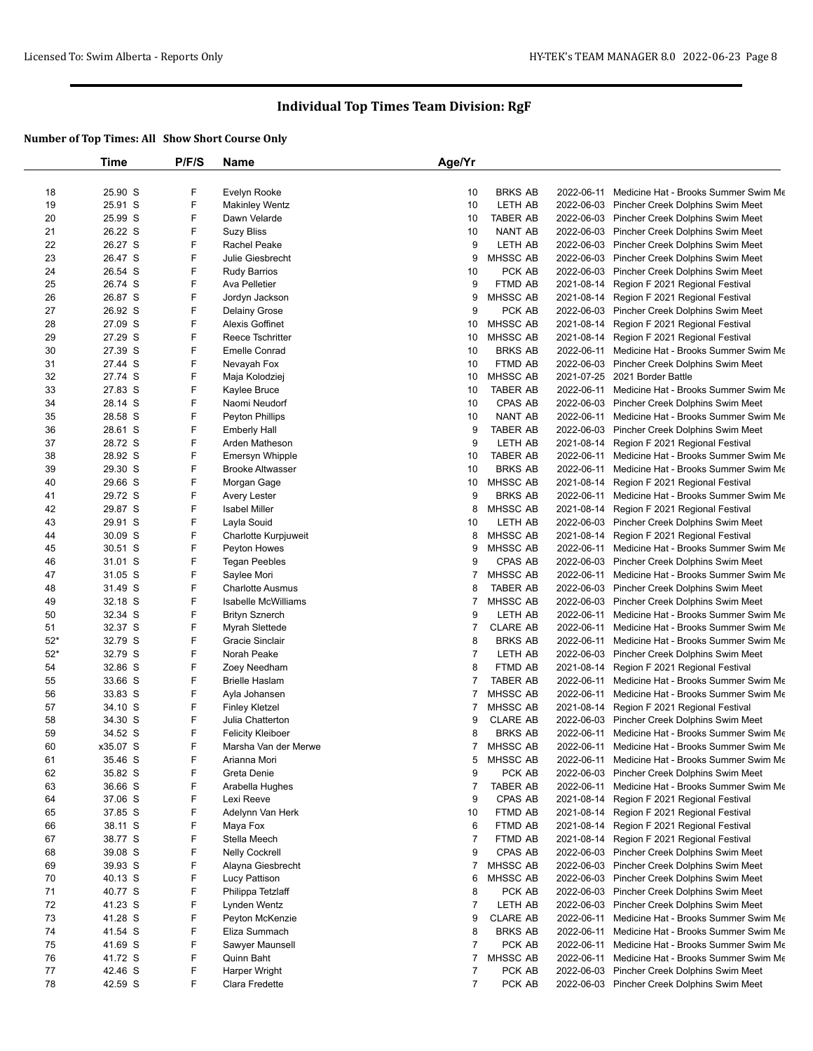# Individual Top Times Team Division: RgF

**Number of Top Times: All Show Short Course Only**

| | Time | P/F/S | Name | Age/Yr | | | |
|---|---|---|---|---|---|---|---|
| 18 | 25.90 S | F | Evelyn Rooke | 10 | BRKS AB | 2022-06-11 | Medicine Hat - Brooks Summer Swim Me |
| 19 | 25.91 S | F | Makinley Wentz | 10 | LETH AB | 2022-06-03 | Pincher Creek Dolphins Swim Meet |
| 20 | 25.99 S | F | Dawn Velarde | 10 | TABER AB | 2022-06-03 | Pincher Creek Dolphins Swim Meet |
| 21 | 26.22 S | F | Suzy Bliss | 10 | NANT AB | 2022-06-03 | Pincher Creek Dolphins Swim Meet |
| 22 | 26.27 S | F | Rachel Peake | 9 | LETH AB | 2022-06-03 | Pincher Creek Dolphins Swim Meet |
| 23 | 26.47 S | F | Julie Giesbrecht | 9 | MHSSC AB | 2022-06-03 | Pincher Creek Dolphins Swim Meet |
| 24 | 26.54 S | F | Rudy Barrios | 10 | PCK AB | 2022-06-03 | Pincher Creek Dolphins Swim Meet |
| 25 | 26.74 S | F | Ava Pelletier | 9 | FTMD AB | 2021-08-14 | Region F 2021 Regional Festival |
| 26 | 26.87 S | F | Jordyn Jackson | 9 | MHSSC AB | 2021-08-14 | Region F 2021 Regional Festival |
| 27 | 26.92 S | F | Delainy Grose | 9 | PCK AB | 2022-06-03 | Pincher Creek Dolphins Swim Meet |
| 28 | 27.09 S | F | Alexis Goffinet | 10 | MHSSC AB | 2021-08-14 | Region F 2021 Regional Festival |
| 29 | 27.29 S | F | Reece Tschritter | 10 | MHSSC AB | 2021-08-14 | Region F 2021 Regional Festival |
| 30 | 27.39 S | F | Emelle Conrad | 10 | BRKS AB | 2022-06-11 | Medicine Hat - Brooks Summer Swim Me |
| 31 | 27.44 S | F | Nevayah Fox | 10 | FTMD AB | 2022-06-03 | Pincher Creek Dolphins Swim Meet |
| 32 | 27.74 S | F | Maja Kolodziej | 10 | MHSSC AB | 2021-07-25 | 2021 Border Battle |
| 33 | 27.83 S | F | Kaylee Bruce | 10 | TABER AB | 2022-06-11 | Medicine Hat - Brooks Summer Swim Me |
| 34 | 28.14 S | F | Naomi Neudorf | 10 | CPAS AB | 2022-06-03 | Pincher Creek Dolphins Swim Meet |
| 35 | 28.58 S | F | Peyton Phillips | 10 | NANT AB | 2022-06-11 | Medicine Hat - Brooks Summer Swim Me |
| 36 | 28.61 S | F | Emberly Hall | 9 | TABER AB | 2022-06-03 | Pincher Creek Dolphins Swim Meet |
| 37 | 28.72 S | F | Arden Matheson | 9 | LETH AB | 2021-08-14 | Region F 2021 Regional Festival |
| 38 | 28.92 S | F | Emersyn Whipple | 10 | TABER AB | 2022-06-11 | Medicine Hat - Brooks Summer Swim Me |
| 39 | 29.30 S | F | Brooke Altwasser | 10 | BRKS AB | 2022-06-11 | Medicine Hat - Brooks Summer Swim Me |
| 40 | 29.66 S | F | Morgan Gage | 10 | MHSSC AB | 2021-08-14 | Region F 2021 Regional Festival |
| 41 | 29.72 S | F | Avery Lester | 9 | BRKS AB | 2022-06-11 | Medicine Hat - Brooks Summer Swim Me |
| 42 | 29.87 S | F | Isabel Miller | 8 | MHSSC AB | 2021-08-14 | Region F 2021 Regional Festival |
| 43 | 29.91 S | F | Layla Souid | 10 | LETH AB | 2022-06-03 | Pincher Creek Dolphins Swim Meet |
| 44 | 30.09 S | F | Charlotte Kurpjuweit | 8 | MHSSC AB | 2021-08-14 | Region F 2021 Regional Festival |
| 45 | 30.51 S | F | Peyton Howes | 9 | MHSSC AB | 2022-06-11 | Medicine Hat - Brooks Summer Swim Me |
| 46 | 31.01 S | F | Tegan Peebles | 9 | CPAS AB | 2022-06-03 | Pincher Creek Dolphins Swim Meet |
| 47 | 31.05 S | F | Saylee Mori | 7 | MHSSC AB | 2022-06-11 | Medicine Hat - Brooks Summer Swim Me |
| 48 | 31.49 S | F | Charlotte Ausmus | 8 | TABER AB | 2022-06-03 | Pincher Creek Dolphins Swim Meet |
| 49 | 32.18 S | F | Isabelle McWilliams | 7 | MHSSC AB | 2022-06-03 | Pincher Creek Dolphins Swim Meet |
| 50 | 32.34 S | F | Brityn Sznerch | 9 | LETH AB | 2022-06-11 | Medicine Hat - Brooks Summer Swim Me |
| 51 | 32.37 S | F | Myrah Slettede | 7 | CLARE AB | 2022-06-11 | Medicine Hat - Brooks Summer Swim Me |
| 52* | 32.79 S | F | Gracie Sinclair | 8 | BRKS AB | 2022-06-11 | Medicine Hat - Brooks Summer Swim Me |
| 52* | 32.79 S | F | Norah Peake | 7 | LETH AB | 2022-06-03 | Pincher Creek Dolphins Swim Meet |
| 54 | 32.86 S | F | Zoey Needham | 8 | FTMD AB | 2021-08-14 | Region F 2021 Regional Festival |
| 55 | 33.66 S | F | Brielle Haslam | 7 | TABER AB | 2022-06-11 | Medicine Hat - Brooks Summer Swim Me |
| 56 | 33.83 S | F | Ayla Johansen | 7 | MHSSC AB | 2022-06-11 | Medicine Hat - Brooks Summer Swim Me |
| 57 | 34.10 S | F | Finley Kletzel | 7 | MHSSC AB | 2021-08-14 | Region F 2021 Regional Festival |
| 58 | 34.30 S | F | Julia Chatterton | 9 | CLARE AB | 2022-06-03 | Pincher Creek Dolphins Swim Meet |
| 59 | 34.52 S | F | Felicity Kleiboer | 8 | BRKS AB | 2022-06-11 | Medicine Hat - Brooks Summer Swim Me |
| 60 | x35.07 S | F | Marsha Van der Merwe | 7 | MHSSC AB | 2022-06-11 | Medicine Hat - Brooks Summer Swim Me |
| 61 | 35.46 S | F | Arianna Mori | 5 | MHSSC AB | 2022-06-11 | Medicine Hat - Brooks Summer Swim Me |
| 62 | 35.82 S | F | Greta Denie | 9 | PCK AB | 2022-06-03 | Pincher Creek Dolphins Swim Meet |
| 63 | 36.66 S | F | Arabella Hughes | 7 | TABER AB | 2022-06-11 | Medicine Hat - Brooks Summer Swim Me |
| 64 | 37.06 S | F | Lexi Reeve | 9 | CPAS AB | 2021-08-14 | Region F 2021 Regional Festival |
| 65 | 37.85 S | F | Adelynn Van Herk | 10 | FTMD AB | 2021-08-14 | Region F 2021 Regional Festival |
| 66 | 38.11 S | F | Maya Fox | 6 | FTMD AB | 2021-08-14 | Region F 2021 Regional Festival |
| 67 | 38.77 S | F | Stella Meech | 7 | FTMD AB | 2021-08-14 | Region F 2021 Regional Festival |
| 68 | 39.08 S | F | Nelly Cockrell | 9 | CPAS AB | 2022-06-03 | Pincher Creek Dolphins Swim Meet |
| 69 | 39.93 S | F | Alayna Giesbrecht | 7 | MHSSC AB | 2022-06-03 | Pincher Creek Dolphins Swim Meet |
| 70 | 40.13 S | F | Lucy Pattison | 6 | MHSSC AB | 2022-06-03 | Pincher Creek Dolphins Swim Meet |
| 71 | 40.77 S | F | Philippa Tetzlaff | 8 | PCK AB | 2022-06-03 | Pincher Creek Dolphins Swim Meet |
| 72 | 41.23 S | F | Lynden Wentz | 7 | LETH AB | 2022-06-03 | Pincher Creek Dolphins Swim Meet |
| 73 | 41.28 S | F | Peyton McKenzie | 9 | CLARE AB | 2022-06-11 | Medicine Hat - Brooks Summer Swim Me |
| 74 | 41.54 S | F | Eliza Summach | 8 | BRKS AB | 2022-06-11 | Medicine Hat - Brooks Summer Swim Me |
| 75 | 41.69 S | F | Sawyer Maunsell | 7 | PCK AB | 2022-06-11 | Medicine Hat - Brooks Summer Swim Me |
| 76 | 41.72 S | F | Quinn Baht | 7 | MHSSC AB | 2022-06-11 | Medicine Hat - Brooks Summer Swim Me |
| 77 | 42.46 S | F | Harper Wright | 7 | PCK AB | 2022-06-03 | Pincher Creek Dolphins Swim Meet |
| 78 | 42.59 S | F | Clara Fredette | 7 | PCK AB | 2022-06-03 | Pincher Creek Dolphins Swim Meet |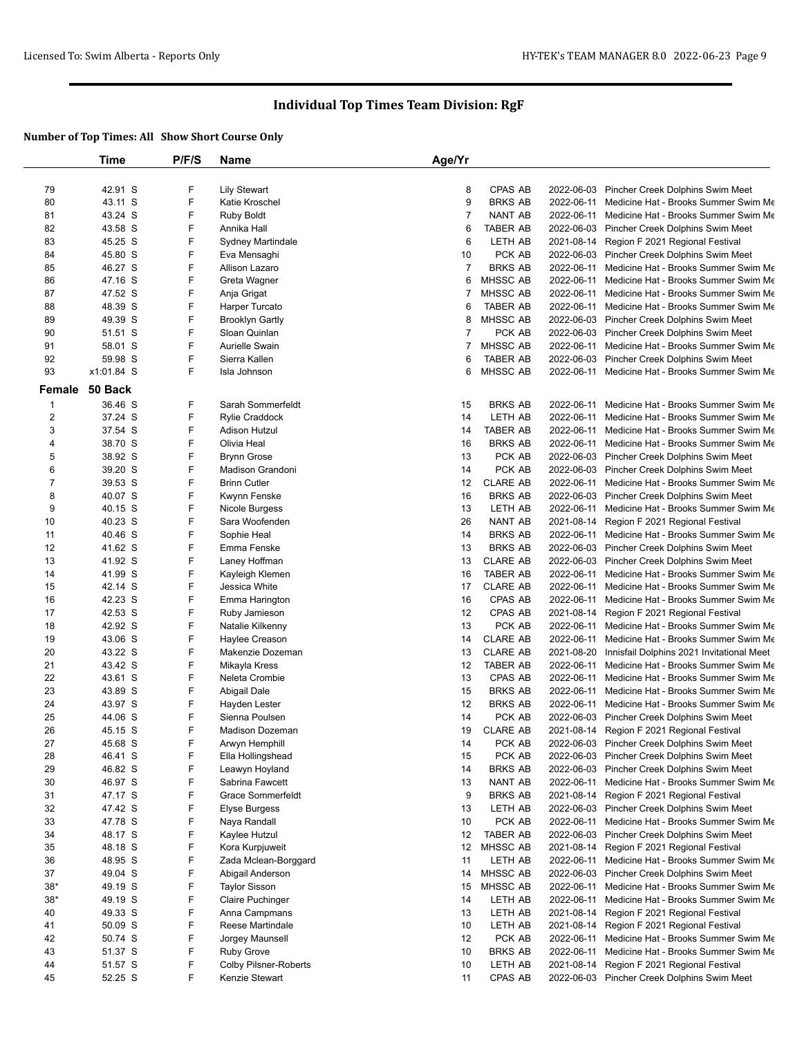# Individual Top Times Team Division: RgF

**Number of Top Times: All Show Short Course Only**

| | Time | P/F/S | Name | Age/Yr | | | |
|---|---|---|---|---|---|---|---|
| 79 | 42.91 S | F | Lily Stewart | 8 | CPAS AB | 2022-06-03 | Pincher Creek Dolphins Swim Meet |
| 80 | 43.11 S | F | Katie Kroschel | 9 | BRKS AB | 2022-06-11 | Medicine Hat - Brooks Summer Swim Me |
| 81 | 43.24 S | F | Ruby Boldt | 7 | NANT AB | 2022-06-11 | Medicine Hat - Brooks Summer Swim Me |
| 82 | 43.58 S | F | Annika Hall | 6 | TABER AB | 2022-06-03 | Pincher Creek Dolphins Swim Meet |
| 83 | 45.25 S | F | Sydney Martindale | 6 | LETH AB | 2021-08-14 | Region F 2021 Regional Festival |
| 84 | 45.80 S | F | Eva Mensaghi | 10 | PCK AB | 2022-06-03 | Pincher Creek Dolphins Swim Meet |
| 85 | 46.27 S | F | Allison Lazaro | 7 | BRKS AB | 2022-06-11 | Medicine Hat - Brooks Summer Swim Me |
| 86 | 47.16 S | F | Greta Wagner | 6 | MHSSC AB | 2022-06-11 | Medicine Hat - Brooks Summer Swim Me |
| 87 | 47.52 S | F | Anja Grigat | 7 | MHSSC AB | 2022-06-11 | Medicine Hat - Brooks Summer Swim Me |
| 88 | 48.39 S | F | Harper Turcato | 6 | TABER AB | 2022-06-11 | Medicine Hat - Brooks Summer Swim Me |
| 89 | 49.39 S | F | Brooklyn Gartly | 8 | MHSSC AB | 2022-06-03 | Pincher Creek Dolphins Swim Meet |
| 90 | 51.51 S | F | Sloan Quinlan | 7 | PCK AB | 2022-06-03 | Pincher Creek Dolphins Swim Meet |
| 91 | 58.01 S | F | Aurielle Swain | 7 | MHSSC AB | 2022-06-11 | Medicine Hat - Brooks Summer Swim Me |
| 92 | 59.98 S | F | Sierra Kallen | 6 | TABER AB | 2022-06-03 | Pincher Creek Dolphins Swim Meet |
| 93 | x1:01.84 S | F | Isla Johnson | 6 | MHSSC AB | 2022-06-11 | Medicine Hat - Brooks Summer Swim Me |

## Female 50 Back

| | Time | P/F/S | Name | Age/Yr | | | |
|---|---|---|---|---|---|---|---|
| 1 | 36.46 S | F | Sarah Sommerfeldt | 15 | BRKS AB | 2022-06-11 | Medicine Hat - Brooks Summer Swim Me |
| 2 | 37.24 S | F | Rylie Craddock | 14 | LETH AB | 2022-06-11 | Medicine Hat - Brooks Summer Swim Me |
| 3 | 37.54 S | F | Adison Hutzul | 14 | TABER AB | 2022-06-11 | Medicine Hat - Brooks Summer Swim Me |
| 4 | 38.70 S | F | Olivia Heal | 16 | BRKS AB | 2022-06-11 | Medicine Hat - Brooks Summer Swim Me |
| 5 | 38.92 S | F | Brynn Grose | 13 | PCK AB | 2022-06-03 | Pincher Creek Dolphins Swim Meet |
| 6 | 39.20 S | F | Madison Grandoni | 14 | PCK AB | 2022-06-03 | Pincher Creek Dolphins Swim Meet |
| 7 | 39.53 S | F | Brinn Cutler | 12 | CLARE AB | 2022-06-11 | Medicine Hat - Brooks Summer Swim Me |
| 8 | 40.07 S | F | Kwynn Fenske | 16 | BRKS AB | 2022-06-03 | Pincher Creek Dolphins Swim Meet |
| 9 | 40.15 S | F | Nicole Burgess | 13 | LETH AB | 2022-06-11 | Medicine Hat - Brooks Summer Swim Me |
| 10 | 40.23 S | F | Sara Woofenden | 26 | NANT AB | 2021-08-14 | Region F 2021 Regional Festival |
| 11 | 40.46 S | F | Sophie Heal | 14 | BRKS AB | 2022-06-11 | Medicine Hat - Brooks Summer Swim Me |
| 12 | 41.62 S | F | Emma Fenske | 13 | BRKS AB | 2022-06-03 | Pincher Creek Dolphins Swim Meet |
| 13 | 41.92 S | F | Laney Hoffman | 13 | CLARE AB | 2022-06-03 | Pincher Creek Dolphins Swim Meet |
| 14 | 41.99 S | F | Kayleigh Klemen | 16 | TABER AB | 2022-06-11 | Medicine Hat - Brooks Summer Swim Me |
| 15 | 42.14 S | F | Jessica White | 17 | CLARE AB | 2022-06-11 | Medicine Hat - Brooks Summer Swim Me |
| 16 | 42.23 S | F | Emma Harington | 16 | CPAS AB | 2022-06-11 | Medicine Hat - Brooks Summer Swim Me |
| 17 | 42.53 S | F | Ruby Jamieson | 12 | CPAS AB | 2021-08-14 | Region F 2021 Regional Festival |
| 18 | 42.92 S | F | Natalie Kilkenny | 13 | PCK AB | 2022-06-11 | Medicine Hat - Brooks Summer Swim Me |
| 19 | 43.06 S | F | Haylee Creason | 14 | CLARE AB | 2022-06-11 | Medicine Hat - Brooks Summer Swim Me |
| 20 | 43.22 S | F | Makenzie Dozeman | 13 | CLARE AB | 2021-08-20 | Innisfail Dolphins 2021 Invitational Meet |
| 21 | 43.42 S | F | Mikayla Kress | 12 | TABER AB | 2022-06-11 | Medicine Hat - Brooks Summer Swim Me |
| 22 | 43.61 S | F | Neleta Crombie | 13 | CPAS AB | 2022-06-11 | Medicine Hat - Brooks Summer Swim Me |
| 23 | 43.89 S | F | Abigail Dale | 15 | BRKS AB | 2022-06-11 | Medicine Hat - Brooks Summer Swim Me |
| 24 | 43.97 S | F | Hayden Lester | 12 | BRKS AB | 2022-06-11 | Medicine Hat - Brooks Summer Swim Me |
| 25 | 44.06 S | F | Sienna Poulsen | 14 | PCK AB | 2022-06-03 | Pincher Creek Dolphins Swim Meet |
| 26 | 45.15 S | F | Madison Dozeman | 19 | CLARE AB | 2021-08-14 | Region F 2021 Regional Festival |
| 27 | 45.68 S | F | Arwyn Hemphill | 14 | PCK AB | 2022-06-03 | Pincher Creek Dolphins Swim Meet |
| 28 | 46.41 S | F | Ella Hollingshead | 15 | PCK AB | 2022-06-03 | Pincher Creek Dolphins Swim Meet |
| 29 | 46.82 S | F | Leawyn Hoyland | 14 | BRKS AB | 2022-06-03 | Pincher Creek Dolphins Swim Meet |
| 30 | 46.97 S | F | Sabrina Fawcett | 13 | NANT AB | 2022-06-11 | Medicine Hat - Brooks Summer Swim Me |
| 31 | 47.17 S | F | Grace Sommerfeldt | 9 | BRKS AB | 2021-08-14 | Region F 2021 Regional Festival |
| 32 | 47.42 S | F | Elyse Burgess | 13 | LETH AB | 2022-06-03 | Pincher Creek Dolphins Swim Meet |
| 33 | 47.78 S | F | Naya Randall | 10 | PCK AB | 2022-06-11 | Medicine Hat - Brooks Summer Swim Me |
| 34 | 48.17 S | F | Kaylee Hutzul | 12 | TABER AB | 2022-06-03 | Pincher Creek Dolphins Swim Meet |
| 35 | 48.18 S | F | Kora Kurpjuweit | 12 | MHSSC AB | 2021-08-14 | Region F 2021 Regional Festival |
| 36 | 48.95 S | F | Zada Mclean-Borggard | 11 | LETH AB | 2022-06-11 | Medicine Hat - Brooks Summer Swim Me |
| 37 | 49.04 S | F | Abigail Anderson | 14 | MHSSC AB | 2022-06-03 | Pincher Creek Dolphins Swim Meet |
| 38* | 49.19 S | F | Taylor Sisson | 15 | MHSSC AB | 2022-06-11 | Medicine Hat - Brooks Summer Swim Me |
| 38* | 49.19 S | F | Claire Puchinger | 14 | LETH AB | 2022-06-11 | Medicine Hat - Brooks Summer Swim Me |
| 40 | 49.33 S | F | Anna Campmans | 13 | LETH AB | 2021-08-14 | Region F 2021 Regional Festival |
| 41 | 50.09 S | F | Reese Martindale | 10 | LETH AB | 2021-08-14 | Region F 2021 Regional Festival |
| 42 | 50.74 S | F | Jorgey Maunsell | 12 | PCK AB | 2022-06-11 | Medicine Hat - Brooks Summer Swim Me |
| 43 | 51.37 S | F | Ruby Grove | 10 | BRKS AB | 2022-06-11 | Medicine Hat - Brooks Summer Swim Me |
| 44 | 51.57 S | F | Colby Pilsner-Roberts | 10 | LETH AB | 2021-08-14 | Region F 2021 Regional Festival |
| 45 | 52.25 S | F | Kenzie Stewart | 11 | CPAS AB | 2022-06-03 | Pincher Creek Dolphins Swim Meet |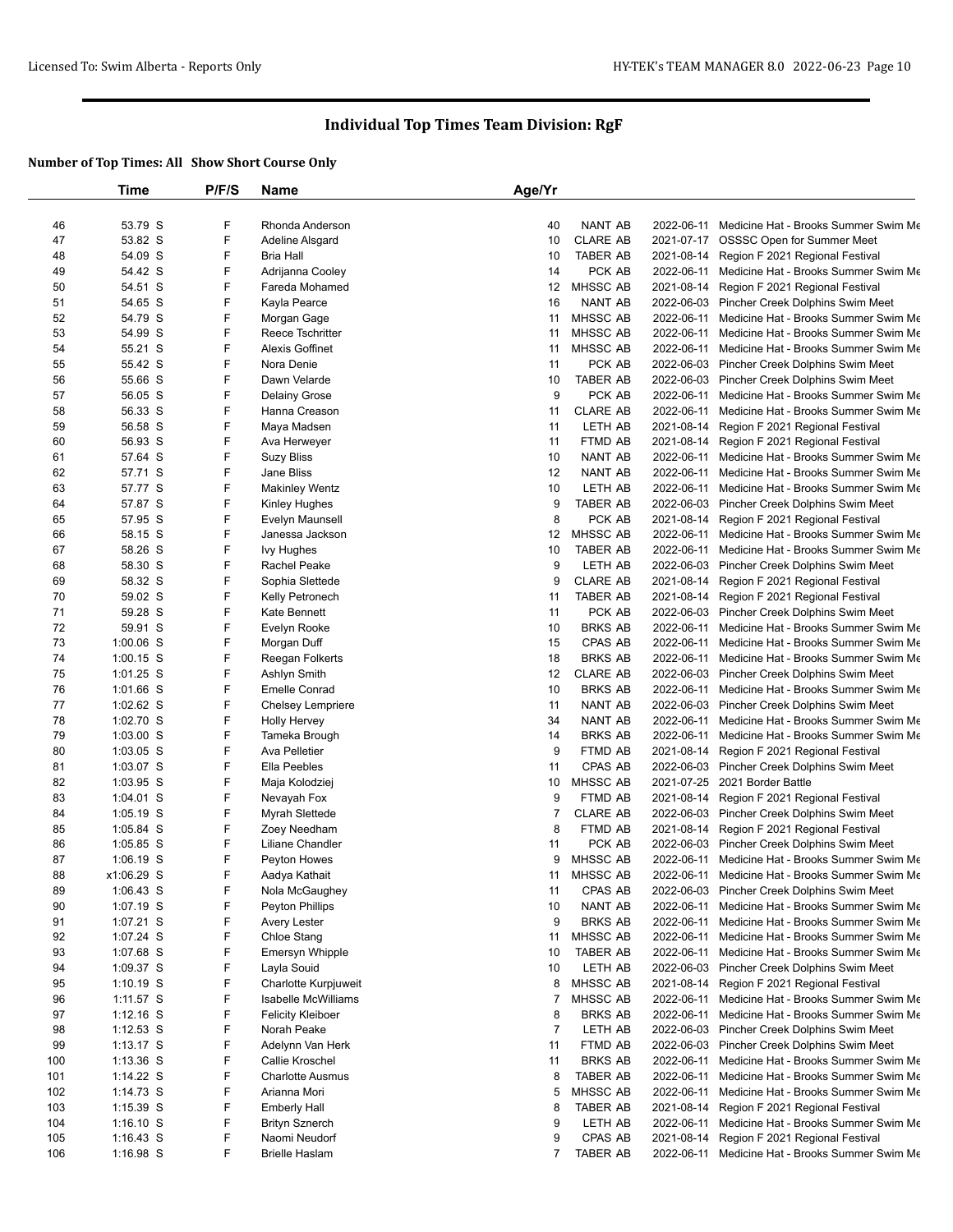# Individual Top Times Team Division: RgF

## Number of Top Times: All  Show Short Course Only

| | Time | P/F/S | Name | Age/Yr | | | |
|---|---|---|---|---|---|---|---|
| 46 | 53.79 S | F | Rhonda Anderson | 40 | NANT AB | 2022-06-11 | Medicine Hat - Brooks Summer Swim Me |
| 47 | 53.82 S | F | Adeline Alsgard | 10 | CLARE AB | 2021-07-17 | OSSSC Open for Summer Meet |
| 48 | 54.09 S | F | Bria Hall | 10 | TABER AB | 2021-08-14 | Region F 2021 Regional Festival |
| 49 | 54.42 S | F | Adrijanna Cooley | 14 | PCK AB | 2022-06-11 | Medicine Hat - Brooks Summer Swim Me |
| 50 | 54.51 S | F | Fareda Mohamed | 12 | MHSSC AB | 2021-08-14 | Region F 2021 Regional Festival |
| 51 | 54.65 S | F | Kayla Pearce | 16 | NANT AB | 2022-06-03 | Pincher Creek Dolphins Swim Meet |
| 52 | 54.79 S | F | Morgan Gage | 11 | MHSSC AB | 2022-06-11 | Medicine Hat - Brooks Summer Swim Me |
| 53 | 54.99 S | F | Reece Tschritter | 11 | MHSSC AB | 2022-06-11 | Medicine Hat - Brooks Summer Swim Me |
| 54 | 55.21 S | F | Alexis Goffinet | 11 | MHSSC AB | 2022-06-11 | Medicine Hat - Brooks Summer Swim Me |
| 55 | 55.42 S | F | Nora Denie | 11 | PCK AB | 2022-06-03 | Pincher Creek Dolphins Swim Meet |
| 56 | 55.66 S | F | Dawn Velarde | 10 | TABER AB | 2022-06-03 | Pincher Creek Dolphins Swim Meet |
| 57 | 56.05 S | F | Delainy Grose | 9 | PCK AB | 2022-06-11 | Medicine Hat - Brooks Summer Swim Me |
| 58 | 56.33 S | F | Hanna Creason | 11 | CLARE AB | 2022-06-11 | Medicine Hat - Brooks Summer Swim Me |
| 59 | 56.58 S | F | Maya Madsen | 11 | LETH AB | 2021-08-14 | Region F 2021 Regional Festival |
| 60 | 56.93 S | F | Ava Herweyer | 11 | FTMD AB | 2021-08-14 | Region F 2021 Regional Festival |
| 61 | 57.64 S | F | Suzy Bliss | 10 | NANT AB | 2022-06-11 | Medicine Hat - Brooks Summer Swim Me |
| 62 | 57.71 S | F | Jane Bliss | 12 | NANT AB | 2022-06-11 | Medicine Hat - Brooks Summer Swim Me |
| 63 | 57.77 S | F | Makinley Wentz | 10 | LETH AB | 2022-06-11 | Medicine Hat - Brooks Summer Swim Me |
| 64 | 57.87 S | F | Kinley Hughes | 9 | TABER AB | 2022-06-03 | Pincher Creek Dolphins Swim Meet |
| 65 | 57.95 S | F | Evelyn Maunsell | 8 | PCK AB | 2021-08-14 | Region F 2021 Regional Festival |
| 66 | 58.15 S | F | Janessa Jackson | 12 | MHSSC AB | 2022-06-11 | Medicine Hat - Brooks Summer Swim Me |
| 67 | 58.26 S | F | Ivy Hughes | 10 | TABER AB | 2022-06-11 | Medicine Hat - Brooks Summer Swim Me |
| 68 | 58.30 S | F | Rachel Peake | 9 | LETH AB | 2022-06-03 | Pincher Creek Dolphins Swim Meet |
| 69 | 58.32 S | F | Sophia Slettede | 9 | CLARE AB | 2021-08-14 | Region F 2021 Regional Festival |
| 70 | 59.02 S | F | Kelly Petronech | 11 | TABER AB | 2021-08-14 | Region F 2021 Regional Festival |
| 71 | 59.28 S | F | Kate Bennett | 11 | PCK AB | 2022-06-03 | Pincher Creek Dolphins Swim Meet |
| 72 | 59.91 S | F | Evelyn Rooke | 10 | BRKS AB | 2022-06-11 | Medicine Hat - Brooks Summer Swim Me |
| 73 | 1:00.06 S | F | Morgan Duff | 15 | CPAS AB | 2022-06-11 | Medicine Hat - Brooks Summer Swim Me |
| 74 | 1:00.15 S | F | Reegan Folkerts | 18 | BRKS AB | 2022-06-11 | Medicine Hat - Brooks Summer Swim Me |
| 75 | 1:01.25 S | F | Ashlyn Smith | 12 | CLARE AB | 2022-06-03 | Pincher Creek Dolphins Swim Meet |
| 76 | 1:01.66 S | F | Emelle Conrad | 10 | BRKS AB | 2022-06-11 | Medicine Hat - Brooks Summer Swim Me |
| 77 | 1:02.62 S | F | Chelsey Lempriere | 11 | NANT AB | 2022-06-03 | Pincher Creek Dolphins Swim Meet |
| 78 | 1:02.70 S | F | Holly Hervey | 34 | NANT AB | 2022-06-11 | Medicine Hat - Brooks Summer Swim Me |
| 79 | 1:03.00 S | F | Tameka Brough | 14 | BRKS AB | 2022-06-11 | Medicine Hat - Brooks Summer Swim Me |
| 80 | 1:03.05 S | F | Ava Pelletier | 9 | FTMD AB | 2021-08-14 | Region F 2021 Regional Festival |
| 81 | 1:03.07 S | F | Ella Peebles | 11 | CPAS AB | 2022-06-03 | Pincher Creek Dolphins Swim Meet |
| 82 | 1:03.95 S | F | Maja Kolodziej | 10 | MHSSC AB | 2021-07-25 | 2021 Border Battle |
| 83 | 1:04.01 S | F | Nevayah Fox | 9 | FTMD AB | 2021-08-14 | Region F 2021 Regional Festival |
| 84 | 1:05.19 S | F | Myrah Slettede | 7 | CLARE AB | 2022-06-03 | Pincher Creek Dolphins Swim Meet |
| 85 | 1:05.84 S | F | Zoey Needham | 8 | FTMD AB | 2021-08-14 | Region F 2021 Regional Festival |
| 86 | 1:05.85 S | F | Liliane Chandler | 11 | PCK AB | 2022-06-03 | Pincher Creek Dolphins Swim Meet |
| 87 | 1:06.19 S | F | Peyton Howes | 9 | MHSSC AB | 2022-06-11 | Medicine Hat - Brooks Summer Swim Me |
| 88 | x1:06.29 S | F | Aadya Kathait | 11 | MHSSC AB | 2022-06-11 | Medicine Hat - Brooks Summer Swim Me |
| 89 | 1:06.43 S | F | Nola McGaughey | 11 | CPAS AB | 2022-06-03 | Pincher Creek Dolphins Swim Meet |
| 90 | 1:07.19 S | F | Peyton Phillips | 10 | NANT AB | 2022-06-11 | Medicine Hat - Brooks Summer Swim Me |
| 91 | 1:07.21 S | F | Avery Lester | 9 | BRKS AB | 2022-06-11 | Medicine Hat - Brooks Summer Swim Me |
| 92 | 1:07.24 S | F | Chloe Stang | 11 | MHSSC AB | 2022-06-11 | Medicine Hat - Brooks Summer Swim Me |
| 93 | 1:07.68 S | F | Emersyn Whipple | 10 | TABER AB | 2022-06-11 | Medicine Hat - Brooks Summer Swim Me |
| 94 | 1:09.37 S | F | Layla Souid | 10 | LETH AB | 2022-06-03 | Pincher Creek Dolphins Swim Meet |
| 95 | 1:10.19 S | F | Charlotte Kurpjuweit | 8 | MHSSC AB | 2021-08-14 | Region F 2021 Regional Festival |
| 96 | 1:11.57 S | F | Isabelle McWilliams | 7 | MHSSC AB | 2022-06-11 | Medicine Hat - Brooks Summer Swim Me |
| 97 | 1:12.16 S | F | Felicity Kleiboer | 8 | BRKS AB | 2022-06-11 | Medicine Hat - Brooks Summer Swim Me |
| 98 | 1:12.53 S | F | Norah Peake | 7 | LETH AB | 2022-06-03 | Pincher Creek Dolphins Swim Meet |
| 99 | 1:13.17 S | F | Adelynn Van Herk | 11 | FTMD AB | 2022-06-03 | Pincher Creek Dolphins Swim Meet |
| 100 | 1:13.36 S | F | Callie Kroschel | 11 | BRKS AB | 2022-06-11 | Medicine Hat - Brooks Summer Swim Me |
| 101 | 1:14.22 S | F | Charlotte Ausmus | 8 | TABER AB | 2022-06-11 | Medicine Hat - Brooks Summer Swim Me |
| 102 | 1:14.73 S | F | Arianna Mori | 5 | MHSSC AB | 2022-06-11 | Medicine Hat - Brooks Summer Swim Me |
| 103 | 1:15.39 S | F | Emberly Hall | 8 | TABER AB | 2021-08-14 | Region F 2021 Regional Festival |
| 104 | 1:16.10 S | F | Brityn Sznerch | 9 | LETH AB | 2022-06-11 | Medicine Hat - Brooks Summer Swim Me |
| 105 | 1:16.43 S | F | Naomi Neudorf | 9 | CPAS AB | 2021-08-14 | Region F 2021 Regional Festival |
| 106 | 1:16.98 S | F | Brielle Haslam | 7 | TABER AB | 2022-06-11 | Medicine Hat - Brooks Summer Swim Me |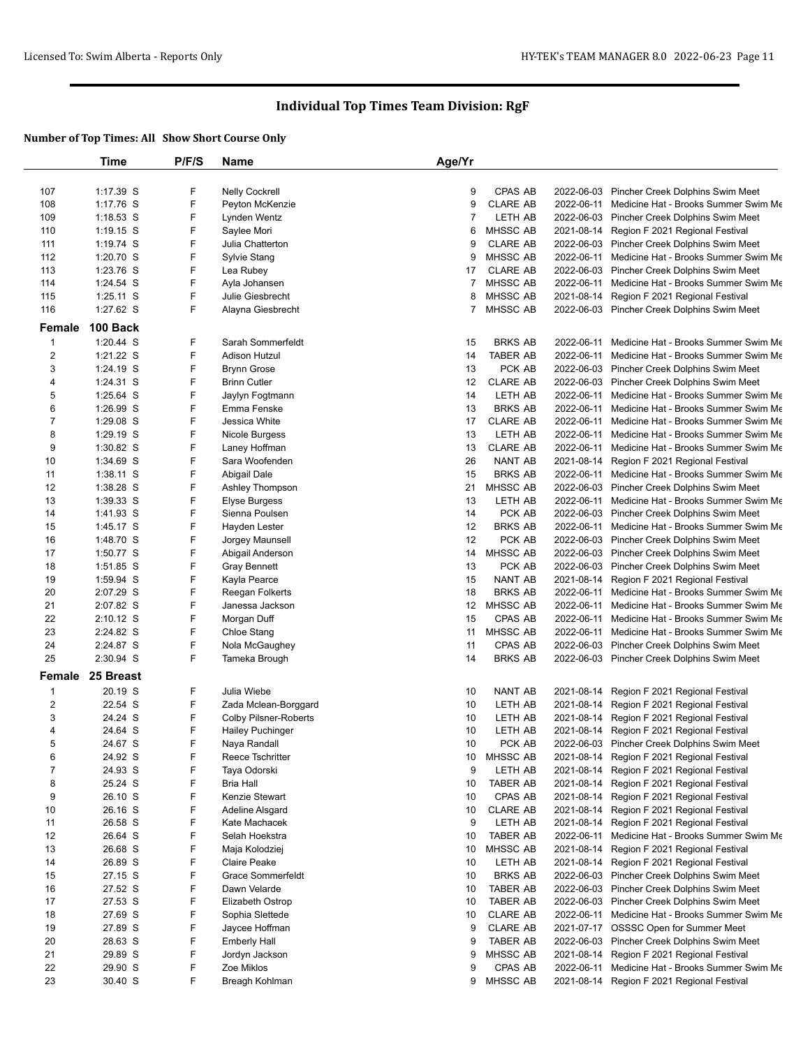# Individual Top Times Team Division: RgF

### Number of Top Times: All Show Short Course Only

| | Time | P/F/S | Name | Age/Yr | | | |
|---|---|---|---|---|---|---|---|
| 107 | 1:17.39 S | F | Nelly Cockrell | 9 | CPAS AB | 2022-06-03 | Pincher Creek Dolphins Swim Meet |
| 108 | 1:17.76 S | F | Peyton McKenzie | 9 | CLARE AB | 2022-06-11 | Medicine Hat - Brooks Summer Swim Me |
| 109 | 1:18.53 S | F | Lynden Wentz | 7 | LETH AB | 2022-06-03 | Pincher Creek Dolphins Swim Meet |
| 110 | 1:19.15 S | F | Saylee Mori | 6 | MHSSC AB | 2021-08-14 | Region F 2021 Regional Festival |
| 111 | 1:19.74 S | F | Julia Chatterton | 9 | CLARE AB | 2022-06-03 | Pincher Creek Dolphins Swim Meet |
| 112 | 1:20.70 S | F | Sylvie Stang | 9 | MHSSC AB | 2022-06-11 | Medicine Hat - Brooks Summer Swim Me |
| 113 | 1:23.76 S | F | Lea Rubey | 17 | CLARE AB | 2022-06-03 | Pincher Creek Dolphins Swim Meet |
| 114 | 1:24.54 S | F | Ayla Johansen | 7 | MHSSC AB | 2022-06-11 | Medicine Hat - Brooks Summer Swim Me |
| 115 | 1:25.11 S | F | Julie Giesbrecht | 8 | MHSSC AB | 2021-08-14 | Region F 2021 Regional Festival |
| 116 | 1:27.62 S | F | Alayna Giesbrecht | 7 | MHSSC AB | 2022-06-03 | Pincher Creek Dolphins Swim Meet |
| **Female** | **100 Back** | | | | | | |
| 1 | 1:20.44 S | F | Sarah Sommerfeldt | 15 | BRKS AB | 2022-06-11 | Medicine Hat - Brooks Summer Swim Me |
| 2 | 1:21.22 S | F | Adison Hutzul | 14 | TABER AB | 2022-06-11 | Medicine Hat - Brooks Summer Swim Me |
| 3 | 1:24.19 S | F | Brynn Grose | 13 | PCK AB | 2022-06-03 | Pincher Creek Dolphins Swim Meet |
| 4 | 1:24.31 S | F | Brinn Cutler | 12 | CLARE AB | 2022-06-03 | Pincher Creek Dolphins Swim Meet |
| 5 | 1:25.64 S | F | Jaylyn Fogtmann | 14 | LETH AB | 2022-06-11 | Medicine Hat - Brooks Summer Swim Me |
| 6 | 1:26.99 S | F | Emma Fenske | 13 | BRKS AB | 2022-06-11 | Medicine Hat - Brooks Summer Swim Me |
| 7 | 1:29.08 S | F | Jessica White | 17 | CLARE AB | 2022-06-11 | Medicine Hat - Brooks Summer Swim Me |
| 8 | 1:29.19 S | F | Nicole Burgess | 13 | LETH AB | 2022-06-11 | Medicine Hat - Brooks Summer Swim Me |
| 9 | 1:30.82 S | F | Laney Hoffman | 13 | CLARE AB | 2022-06-11 | Medicine Hat - Brooks Summer Swim Me |
| 10 | 1:34.69 S | F | Sara Woofenden | 26 | NANT AB | 2021-08-14 | Region F 2021 Regional Festival |
| 11 | 1:38.11 S | F | Abigail Dale | 15 | BRKS AB | 2022-06-11 | Medicine Hat - Brooks Summer Swim Me |
| 12 | 1:38.28 S | F | Ashley Thompson | 21 | MHSSC AB | 2022-06-03 | Pincher Creek Dolphins Swim Meet |
| 13 | 1:39.33 S | F | Elyse Burgess | 13 | LETH AB | 2022-06-11 | Medicine Hat - Brooks Summer Swim Me |
| 14 | 1:41.93 S | F | Sienna Poulsen | 14 | PCK AB | 2022-06-03 | Pincher Creek Dolphins Swim Meet |
| 15 | 1:45.17 S | F | Hayden Lester | 12 | BRKS AB | 2022-06-11 | Medicine Hat - Brooks Summer Swim Me |
| 16 | 1:48.70 S | F | Jorgey Maunsell | 12 | PCK AB | 2022-06-03 | Pincher Creek Dolphins Swim Meet |
| 17 | 1:50.77 S | F | Abigail Anderson | 14 | MHSSC AB | 2022-06-03 | Pincher Creek Dolphins Swim Meet |
| 18 | 1:51.85 S | F | Gray Bennett | 13 | PCK AB | 2022-06-03 | Pincher Creek Dolphins Swim Meet |
| 19 | 1:59.94 S | F | Kayla Pearce | 15 | NANT AB | 2021-08-14 | Region F 2021 Regional Festival |
| 20 | 2:07.29 S | F | Reegan Folkerts | 18 | BRKS AB | 2022-06-11 | Medicine Hat - Brooks Summer Swim Me |
| 21 | 2:07.82 S | F | Janessa Jackson | 12 | MHSSC AB | 2022-06-11 | Medicine Hat - Brooks Summer Swim Me |
| 22 | 2:10.12 S | F | Morgan Duff | 15 | CPAS AB | 2022-06-11 | Medicine Hat - Brooks Summer Swim Me |
| 23 | 2:24.82 S | F | Chloe Stang | 11 | MHSSC AB | 2022-06-11 | Medicine Hat - Brooks Summer Swim Me |
| 24 | 2:24.87 S | F | Nola McGaughey | 11 | CPAS AB | 2022-06-03 | Pincher Creek Dolphins Swim Meet |
| 25 | 2:30.94 S | F | Tameka Brough | 14 | BRKS AB | 2022-06-03 | Pincher Creek Dolphins Swim Meet |
| **Female** | **25 Breast** | | | | | | |
| 1 | 20.19 S | F | Julia Wiebe | 10 | NANT AB | 2021-08-14 | Region F 2021 Regional Festival |
| 2 | 22.54 S | F | Zada Mclean-Borggard | 10 | LETH AB | 2021-08-14 | Region F 2021 Regional Festival |
| 3 | 24.24 S | F | Colby Pilsner-Roberts | 10 | LETH AB | 2021-08-14 | Region F 2021 Regional Festival |
| 4 | 24.64 S | F | Hailey Puchinger | 10 | LETH AB | 2021-08-14 | Region F 2021 Regional Festival |
| 5 | 24.67 S | F | Naya Randall | 10 | PCK AB | 2022-06-03 | Pincher Creek Dolphins Swim Meet |
| 6 | 24.92 S | F | Reece Tschritter | 10 | MHSSC AB | 2021-08-14 | Region F 2021 Regional Festival |
| 7 | 24.93 S | F | Taya Odorski | 9 | LETH AB | 2021-08-14 | Region F 2021 Regional Festival |
| 8 | 25.24 S | F | Bria Hall | 10 | TABER AB | 2021-08-14 | Region F 2021 Regional Festival |
| 9 | 26.10 S | F | Kenzie Stewart | 10 | CPAS AB | 2021-08-14 | Region F 2021 Regional Festival |
| 10 | 26.16 S | F | Adeline Alsgard | 10 | CLARE AB | 2021-08-14 | Region F 2021 Regional Festival |
| 11 | 26.58 S | F | Kate Machacek | 9 | LETH AB | 2021-08-14 | Region F 2021 Regional Festival |
| 12 | 26.64 S | F | Selah Hoekstra | 10 | TABER AB | 2022-06-11 | Medicine Hat - Brooks Summer Swim Me |
| 13 | 26.68 S | F | Maja Kolodziej | 10 | MHSSC AB | 2021-08-14 | Region F 2021 Regional Festival |
| 14 | 26.89 S | F | Claire Peake | 10 | LETH AB | 2021-08-14 | Region F 2021 Regional Festival |
| 15 | 27.15 S | F | Grace Sommerfeldt | 10 | BRKS AB | 2022-06-03 | Pincher Creek Dolphins Swim Meet |
| 16 | 27.52 S | F | Dawn Velarde | 10 | TABER AB | 2022-06-03 | Pincher Creek Dolphins Swim Meet |
| 17 | 27.53 S | F | Elizabeth Ostrop | 10 | TABER AB | 2022-06-03 | Pincher Creek Dolphins Swim Meet |
| 18 | 27.69 S | F | Sophia Slettede | 10 | CLARE AB | 2022-06-11 | Medicine Hat - Brooks Summer Swim Me |
| 19 | 27.89 S | F | Jaycee Hoffman | 9 | CLARE AB | 2021-07-17 | OSSSC Open for Summer Meet |
| 20 | 28.63 S | F | Emberly Hall | 9 | TABER AB | 2022-06-03 | Pincher Creek Dolphins Swim Meet |
| 21 | 29.89 S | F | Jordyn Jackson | 9 | MHSSC AB | 2021-08-14 | Region F 2021 Regional Festival |
| 22 | 29.90 S | F | Zoe Miklos | 9 | CPAS AB | 2022-06-11 | Medicine Hat - Brooks Summer Swim Me |
| 23 | 30.40 S | F | Breagh Kohlman | 9 | MHSSC AB | 2021-08-14 | Region F 2021 Regional Festival |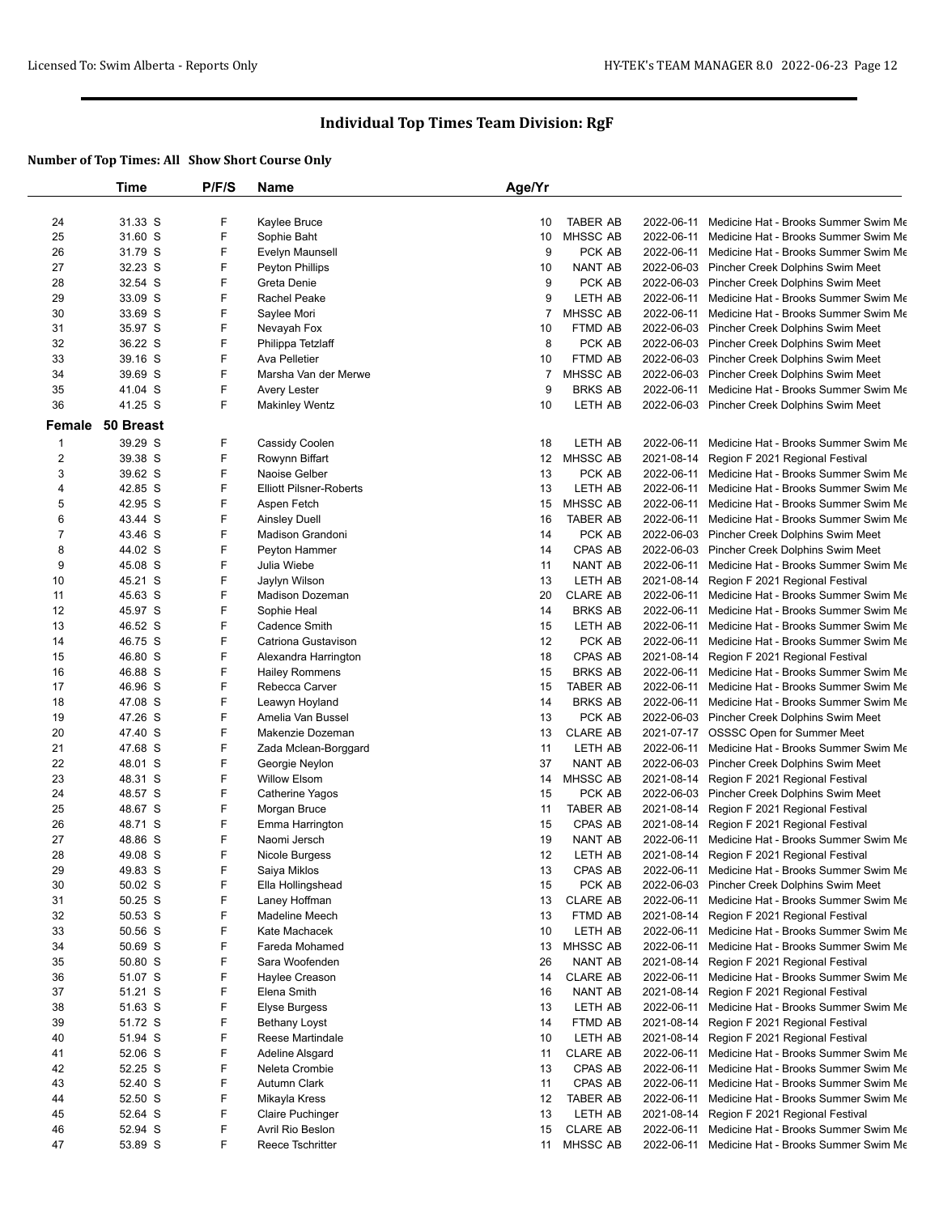## Individual Top Times Team Division: RgF

### Number of Top Times: All Show Short Course Only

| | Time | P/F/S | Name | Age/Yr | | | |
|---|---|---|---|---|---|---|---|
| 24 | 31.33 S | F | Kaylee Bruce | 10 | TABER AB | 2022-06-11 | Medicine Hat - Brooks Summer Swim Me |
| 25 | 31.60 S | F | Sophie Baht | 10 | MHSSC AB | 2022-06-11 | Medicine Hat - Brooks Summer Swim Me |
| 26 | 31.79 S | F | Evelyn Maunsell | 9 | PCK AB | 2022-06-11 | Medicine Hat - Brooks Summer Swim Me |
| 27 | 32.23 S | F | Peyton Phillips | 10 | NANT AB | 2022-06-03 | Pincher Creek Dolphins Swim Meet |
| 28 | 32.54 S | F | Greta Denie | 9 | PCK AB | 2022-06-03 | Pincher Creek Dolphins Swim Meet |
| 29 | 33.09 S | F | Rachel Peake | 9 | LETH AB | 2022-06-11 | Medicine Hat - Brooks Summer Swim Me |
| 30 | 33.69 S | F | Saylee Mori | 7 | MHSSC AB | 2022-06-11 | Medicine Hat - Brooks Summer Swim Me |
| 31 | 35.97 S | F | Nevayah Fox | 10 | FTMD AB | 2022-06-03 | Pincher Creek Dolphins Swim Meet |
| 32 | 36.22 S | F | Philippa Tetzlaff | 8 | PCK AB | 2022-06-03 | Pincher Creek Dolphins Swim Meet |
| 33 | 39.16 S | F | Ava Pelletier | 10 | FTMD AB | 2022-06-03 | Pincher Creek Dolphins Swim Meet |
| 34 | 39.69 S | F | Marsha Van der Merwe | 7 | MHSSC AB | 2022-06-03 | Pincher Creek Dolphins Swim Meet |
| 35 | 41.04 S | F | Avery Lester | 9 | BRKS AB | 2022-06-11 | Medicine Hat - Brooks Summer Swim Me |
| 36 | 41.25 S | F | Makinley Wentz | 10 | LETH AB | 2022-06-03 | Pincher Creek Dolphins Swim Meet |
| **Female** | **50 Breast** | | | | | | |
| 1 | 39.29 S | F | Cassidy Coolen | 18 | LETH AB | 2022-06-11 | Medicine Hat - Brooks Summer Swim Me |
| 2 | 39.38 S | F | Rowynn Biffart | 12 | MHSSC AB | 2021-08-14 | Region F 2021 Regional Festival |
| 3 | 39.62 S | F | Naoise Gelber | 13 | PCK AB | 2022-06-11 | Medicine Hat - Brooks Summer Swim Me |
| 4 | 42.85 S | F | Elliott Pilsner-Roberts | 13 | LETH AB | 2022-06-11 | Medicine Hat - Brooks Summer Swim Me |
| 5 | 42.95 S | F | Aspen Fetch | 15 | MHSSC AB | 2022-06-11 | Medicine Hat - Brooks Summer Swim Me |
| 6 | 43.44 S | F | Ainsley Duell | 16 | TABER AB | 2022-06-11 | Medicine Hat - Brooks Summer Swim Me |
| 7 | 43.46 S | F | Madison Grandoni | 14 | PCK AB | 2022-06-03 | Pincher Creek Dolphins Swim Meet |
| 8 | 44.02 S | F | Peyton Hammer | 14 | CPAS AB | 2022-06-03 | Pincher Creek Dolphins Swim Meet |
| 9 | 45.08 S | F | Julia Wiebe | 11 | NANT AB | 2022-06-11 | Medicine Hat - Brooks Summer Swim Me |
| 10 | 45.21 S | F | Jaylyn Wilson | 13 | LETH AB | 2021-08-14 | Region F 2021 Regional Festival |
| 11 | 45.63 S | F | Madison Dozeman | 20 | CLARE AB | 2022-06-11 | Medicine Hat - Brooks Summer Swim Me |
| 12 | 45.97 S | F | Sophie Heal | 14 | BRKS AB | 2022-06-11 | Medicine Hat - Brooks Summer Swim Me |
| 13 | 46.52 S | F | Cadence Smith | 15 | LETH AB | 2022-06-11 | Medicine Hat - Brooks Summer Swim Me |
| 14 | 46.75 S | F | Catriona Gustavison | 12 | PCK AB | 2022-06-11 | Medicine Hat - Brooks Summer Swim Me |
| 15 | 46.80 S | F | Alexandra Harrington | 18 | CPAS AB | 2021-08-14 | Region F 2021 Regional Festival |
| 16 | 46.88 S | F | Hailey Rommens | 15 | BRKS AB | 2022-06-11 | Medicine Hat - Brooks Summer Swim Me |
| 17 | 46.96 S | F | Rebecca Carver | 15 | TABER AB | 2022-06-11 | Medicine Hat - Brooks Summer Swim Me |
| 18 | 47.08 S | F | Leawyn Hoyland | 14 | BRKS AB | 2022-06-11 | Medicine Hat - Brooks Summer Swim Me |
| 19 | 47.26 S | F | Amelia Van Bussel | 13 | PCK AB | 2022-06-03 | Pincher Creek Dolphins Swim Meet |
| 20 | 47.40 S | F | Makenzie Dozeman | 13 | CLARE AB | 2021-07-17 | OSSSC Open for Summer Meet |
| 21 | 47.68 S | F | Zada Mclean-Borggard | 11 | LETH AB | 2022-06-11 | Medicine Hat - Brooks Summer Swim Me |
| 22 | 48.01 S | F | Georgie Neylon | 37 | NANT AB | 2022-06-03 | Pincher Creek Dolphins Swim Meet |
| 23 | 48.31 S | F | Willow Elsom | 14 | MHSSC AB | 2021-08-14 | Region F 2021 Regional Festival |
| 24 | 48.57 S | F | Catherine Yagos | 15 | PCK AB | 2022-06-03 | Pincher Creek Dolphins Swim Meet |
| 25 | 48.67 S | F | Morgan Bruce | 11 | TABER AB | 2021-08-14 | Region F 2021 Regional Festival |
| 26 | 48.71 S | F | Emma Harrington | 15 | CPAS AB | 2021-08-14 | Region F 2021 Regional Festival |
| 27 | 48.86 S | F | Naomi Jersch | 19 | NANT AB | 2022-06-11 | Medicine Hat - Brooks Summer Swim Me |
| 28 | 49.08 S | F | Nicole Burgess | 12 | LETH AB | 2021-08-14 | Region F 2021 Regional Festival |
| 29 | 49.83 S | F | Saiya Miklos | 13 | CPAS AB | 2022-06-11 | Medicine Hat - Brooks Summer Swim Me |
| 30 | 50.02 S | F | Ella Hollingshead | 15 | PCK AB | 2022-06-03 | Pincher Creek Dolphins Swim Meet |
| 31 | 50.25 S | F | Laney Hoffman | 13 | CLARE AB | 2022-06-11 | Medicine Hat - Brooks Summer Swim Me |
| 32 | 50.53 S | F | Madeline Meech | 13 | FTMD AB | 2021-08-14 | Region F 2021 Regional Festival |
| 33 | 50.56 S | F | Kate Machacek | 10 | LETH AB | 2022-06-11 | Medicine Hat - Brooks Summer Swim Me |
| 34 | 50.69 S | F | Fareda Mohamed | 13 | MHSSC AB | 2022-06-11 | Medicine Hat - Brooks Summer Swim Me |
| 35 | 50.80 S | F | Sara Woofenden | 26 | NANT AB | 2021-08-14 | Region F 2021 Regional Festival |
| 36 | 51.07 S | F | Haylee Creason | 14 | CLARE AB | 2022-06-11 | Medicine Hat - Brooks Summer Swim Me |
| 37 | 51.21 S | F | Elena Smith | 16 | NANT AB | 2021-08-14 | Region F 2021 Regional Festival |
| 38 | 51.63 S | F | Elyse Burgess | 13 | LETH AB | 2022-06-11 | Medicine Hat - Brooks Summer Swim Me |
| 39 | 51.72 S | F | Bethany Loyst | 14 | FTMD AB | 2021-08-14 | Region F 2021 Regional Festival |
| 40 | 51.94 S | F | Reese Martindale | 10 | LETH AB | 2021-08-14 | Region F 2021 Regional Festival |
| 41 | 52.06 S | F | Adeline Alsgard | 11 | CLARE AB | 2022-06-11 | Medicine Hat - Brooks Summer Swim Me |
| 42 | 52.25 S | F | Neleta Crombie | 13 | CPAS AB | 2022-06-11 | Medicine Hat - Brooks Summer Swim Me |
| 43 | 52.40 S | F | Autumn Clark | 11 | CPAS AB | 2022-06-11 | Medicine Hat - Brooks Summer Swim Me |
| 44 | 52.50 S | F | Mikayla Kress | 12 | TABER AB | 2022-06-11 | Medicine Hat - Brooks Summer Swim Me |
| 45 | 52.64 S | F | Claire Puchinger | 13 | LETH AB | 2021-08-14 | Region F 2021 Regional Festival |
| 46 | 52.94 S | F | Avril Rio Beslon | 15 | CLARE AB | 2022-06-11 | Medicine Hat - Brooks Summer Swim Me |
| 47 | 53.89 S | F | Reece Tschritter | 11 | MHSSC AB | 2022-06-11 | Medicine Hat - Brooks Summer Swim Me |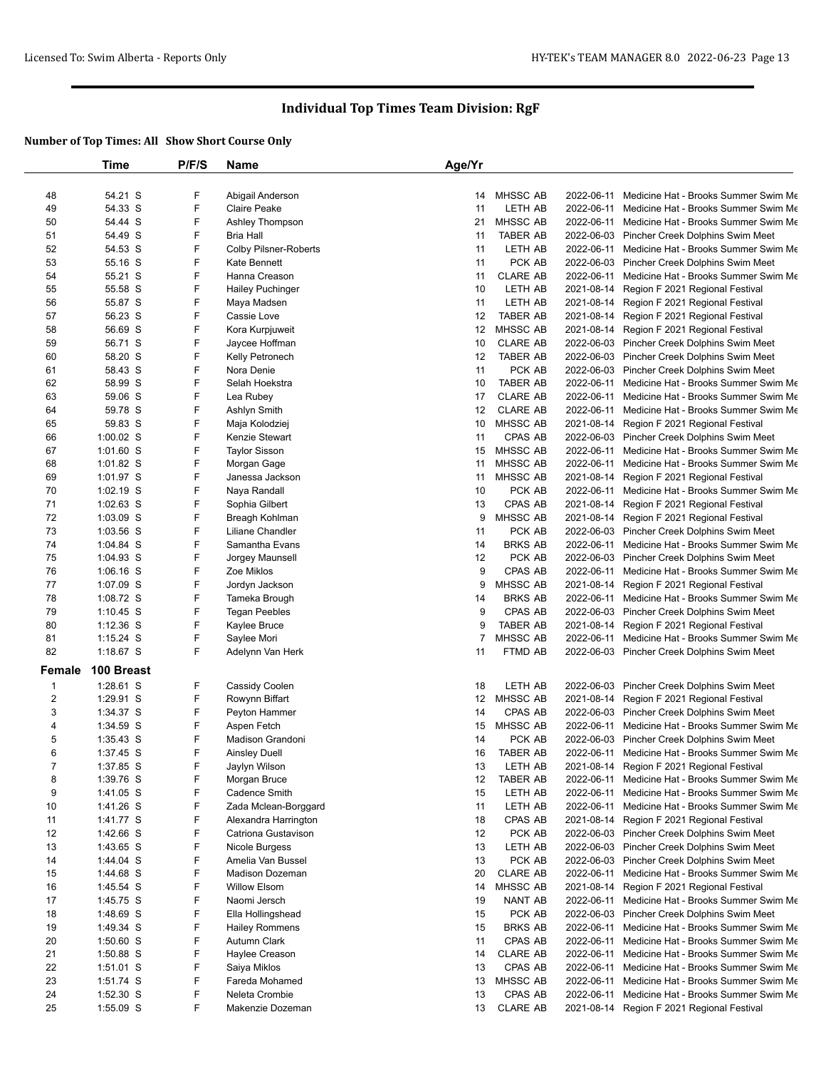# Individual Top Times Team Division: RgF

**Number of Top Times: All Show Short Course Only**

| | Time | P/F/S | Name | Age/Yr | | | |
|---|---|---|---|---|---|---|---|
| 48 | 54.21 S | F | Abigail Anderson | 14 | MHSSC AB | 2022-06-11 | Medicine Hat - Brooks Summer Swim Me |
| 49 | 54.33 S | F | Claire Peake | 11 | LETH AB | 2022-06-11 | Medicine Hat - Brooks Summer Swim Me |
| 50 | 54.44 S | F | Ashley Thompson | 21 | MHSSC AB | 2022-06-11 | Medicine Hat - Brooks Summer Swim Me |
| 51 | 54.49 S | F | Bria Hall | 11 | TABER AB | 2022-06-03 | Pincher Creek Dolphins Swim Meet |
| 52 | 54.53 S | F | Colby Pilsner-Roberts | 11 | LETH AB | 2022-06-11 | Medicine Hat - Brooks Summer Swim Me |
| 53 | 55.16 S | F | Kate Bennett | 11 | PCK AB | 2022-06-03 | Pincher Creek Dolphins Swim Meet |
| 54 | 55.21 S | F | Hanna Creason | 11 | CLARE AB | 2022-06-11 | Medicine Hat - Brooks Summer Swim Me |
| 55 | 55.58 S | F | Hailey Puchinger | 10 | LETH AB | 2021-08-14 | Region F 2021 Regional Festival |
| 56 | 55.87 S | F | Maya Madsen | 11 | LETH AB | 2021-08-14 | Region F 2021 Regional Festival |
| 57 | 56.23 S | F | Cassie Love | 12 | TABER AB | 2021-08-14 | Region F 2021 Regional Festival |
| 58 | 56.69 S | F | Kora Kurpjuweit | 12 | MHSSC AB | 2021-08-14 | Region F 2021 Regional Festival |
| 59 | 56.71 S | F | Jaycee Hoffman | 10 | CLARE AB | 2022-06-03 | Pincher Creek Dolphins Swim Meet |
| 60 | 58.20 S | F | Kelly Petronech | 12 | TABER AB | 2022-06-03 | Pincher Creek Dolphins Swim Meet |
| 61 | 58.43 S | F | Nora Denie | 11 | PCK AB | 2022-06-03 | Pincher Creek Dolphins Swim Meet |
| 62 | 58.99 S | F | Selah Hoekstra | 10 | TABER AB | 2022-06-11 | Medicine Hat - Brooks Summer Swim Me |
| 63 | 59.06 S | F | Lea Rubey | 17 | CLARE AB | 2022-06-11 | Medicine Hat - Brooks Summer Swim Me |
| 64 | 59.78 S | F | Ashlyn Smith | 12 | CLARE AB | 2022-06-11 | Medicine Hat - Brooks Summer Swim Me |
| 65 | 59.83 S | F | Maja Kolodziej | 10 | MHSSC AB | 2021-08-14 | Region F 2021 Regional Festival |
| 66 | 1:00.02 S | F | Kenzie Stewart | 11 | CPAS AB | 2022-06-03 | Pincher Creek Dolphins Swim Meet |
| 67 | 1:01.60 S | F | Taylor Sisson | 15 | MHSSC AB | 2022-06-11 | Medicine Hat - Brooks Summer Swim Me |
| 68 | 1:01.82 S | F | Morgan Gage | 11 | MHSSC AB | 2022-06-11 | Medicine Hat - Brooks Summer Swim Me |
| 69 | 1:01.97 S | F | Janessa Jackson | 11 | MHSSC AB | 2021-08-14 | Region F 2021 Regional Festival |
| 70 | 1:02.19 S | F | Naya Randall | 10 | PCK AB | 2022-06-11 | Medicine Hat - Brooks Summer Swim Me |
| 71 | 1:02.63 S | F | Sophia Gilbert | 13 | CPAS AB | 2021-08-14 | Region F 2021 Regional Festival |
| 72 | 1:03.09 S | F | Breagh Kohlman | 9 | MHSSC AB | 2021-08-14 | Region F 2021 Regional Festival |
| 73 | 1:03.56 S | F | Liliane Chandler | 11 | PCK AB | 2022-06-03 | Pincher Creek Dolphins Swim Meet |
| 74 | 1:04.84 S | F | Samantha Evans | 14 | BRKS AB | 2022-06-11 | Medicine Hat - Brooks Summer Swim Me |
| 75 | 1:04.93 S | F | Jorgey Maunsell | 12 | PCK AB | 2022-06-03 | Pincher Creek Dolphins Swim Meet |
| 76 | 1:06.16 S | F | Zoe Miklos | 9 | CPAS AB | 2022-06-11 | Medicine Hat - Brooks Summer Swim Me |
| 77 | 1:07.09 S | F | Jordyn Jackson | 9 | MHSSC AB | 2021-08-14 | Region F 2021 Regional Festival |
| 78 | 1:08.72 S | F | Tameka Brough | 14 | BRKS AB | 2022-06-11 | Medicine Hat - Brooks Summer Swim Me |
| 79 | 1:10.45 S | F | Tegan Peebles | 9 | CPAS AB | 2022-06-03 | Pincher Creek Dolphins Swim Meet |
| 80 | 1:12.36 S | F | Kaylee Bruce | 9 | TABER AB | 2021-08-14 | Region F 2021 Regional Festival |
| 81 | 1:15.24 S | F | Saylee Mori | 7 | MHSSC AB | 2022-06-11 | Medicine Hat - Brooks Summer Swim Me |
| 82 | 1:18.67 S | F | Adelynn Van Herk | 11 | FTMD AB | 2022-06-03 | Pincher Creek Dolphins Swim Meet |
| **Female** | **100 Breast** | | | | | | |
| 1 | 1:28.61 S | F | Cassidy Coolen | 18 | LETH AB | 2022-06-03 | Pincher Creek Dolphins Swim Meet |
| 2 | 1:29.91 S | F | Rowynn Biffart | 12 | MHSSC AB | 2021-08-14 | Region F 2021 Regional Festival |
| 3 | 1:34.37 S | F | Peyton Hammer | 14 | CPAS AB | 2022-06-03 | Pincher Creek Dolphins Swim Meet |
| 4 | 1:34.59 S | F | Aspen Fetch | 15 | MHSSC AB | 2022-06-11 | Medicine Hat - Brooks Summer Swim Me |
| 5 | 1:35.43 S | F | Madison Grandoni | 14 | PCK AB | 2022-06-03 | Pincher Creek Dolphins Swim Meet |
| 6 | 1:37.45 S | F | Ainsley Duell | 16 | TABER AB | 2022-06-11 | Medicine Hat - Brooks Summer Swim Me |
| 7 | 1:37.85 S | F | Jaylyn Wilson | 13 | LETH AB | 2021-08-14 | Region F 2021 Regional Festival |
| 8 | 1:39.76 S | F | Morgan Bruce | 12 | TABER AB | 2022-06-11 | Medicine Hat - Brooks Summer Swim Me |
| 9 | 1:41.05 S | F | Cadence Smith | 15 | LETH AB | 2022-06-11 | Medicine Hat - Brooks Summer Swim Me |
| 10 | 1:41.26 S | F | Zada Mclean-Borggard | 11 | LETH AB | 2022-06-11 | Medicine Hat - Brooks Summer Swim Me |
| 11 | 1:41.77 S | F | Alexandra Harrington | 18 | CPAS AB | 2021-08-14 | Region F 2021 Regional Festival |
| 12 | 1:42.66 S | F | Catriona Gustavison | 12 | PCK AB | 2022-06-03 | Pincher Creek Dolphins Swim Meet |
| 13 | 1:43.65 S | F | Nicole Burgess | 13 | LETH AB | 2022-06-03 | Pincher Creek Dolphins Swim Meet |
| 14 | 1:44.04 S | F | Amelia Van Bussel | 13 | PCK AB | 2022-06-03 | Pincher Creek Dolphins Swim Meet |
| 15 | 1:44.68 S | F | Madison Dozeman | 20 | CLARE AB | 2022-06-11 | Medicine Hat - Brooks Summer Swim Me |
| 16 | 1:45.54 S | F | Willow Elsom | 14 | MHSSC AB | 2021-08-14 | Region F 2021 Regional Festival |
| 17 | 1:45.75 S | F | Naomi Jersch | 19 | NANT AB | 2022-06-11 | Medicine Hat - Brooks Summer Swim Me |
| 18 | 1:48.69 S | F | Ella Hollingshead | 15 | PCK AB | 2022-06-03 | Pincher Creek Dolphins Swim Meet |
| 19 | 1:49.34 S | F | Hailey Rommens | 15 | BRKS AB | 2022-06-11 | Medicine Hat - Brooks Summer Swim Me |
| 20 | 1:50.60 S | F | Autumn Clark | 11 | CPAS AB | 2022-06-11 | Medicine Hat - Brooks Summer Swim Me |
| 21 | 1:50.88 S | F | Haylee Creason | 14 | CLARE AB | 2022-06-11 | Medicine Hat - Brooks Summer Swim Me |
| 22 | 1:51.01 S | F | Saiya Miklos | 13 | CPAS AB | 2022-06-11 | Medicine Hat - Brooks Summer Swim Me |
| 23 | 1:51.74 S | F | Fareda Mohamed | 13 | MHSSC AB | 2022-06-11 | Medicine Hat - Brooks Summer Swim Me |
| 24 | 1:52.30 S | F | Neleta Crombie | 13 | CPAS AB | 2022-06-11 | Medicine Hat - Brooks Summer Swim Me |
| 25 | 1:55.09 S | F | Makenzie Dozeman | 13 | CLARE AB | 2021-08-14 | Region F 2021 Regional Festival |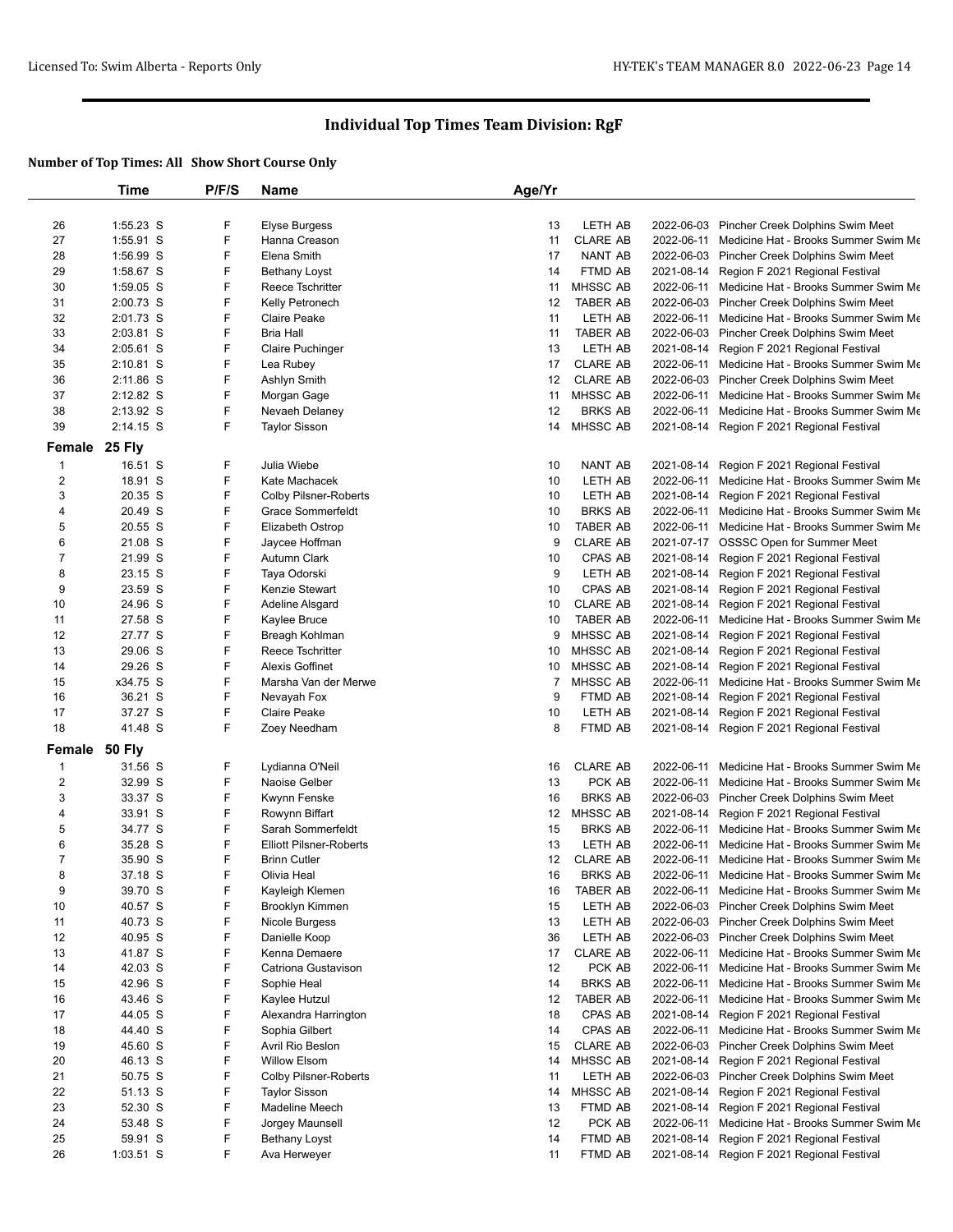## Individual Top Times Team Division: RgF

### Number of Top Times: All Show Short Course Only

| | Time | P/F/S | Name | Age/Yr | Team | Date | Meet |
|---|---|---|---|---|---|---|---|
| 26 | 1:55.23 S | F | Elyse Burgess | 13 | LETH AB | 2022-06-03 | Pincher Creek Dolphins Swim Meet |
| 27 | 1:55.91 S | F | Hanna Creason | 11 | CLARE AB | 2022-06-11 | Medicine Hat - Brooks Summer Swim Me |
| 28 | 1:56.99 S | F | Elena Smith | 17 | NANT AB | 2022-06-03 | Pincher Creek Dolphins Swim Meet |
| 29 | 1:58.67 S | F | Bethany Loyst | 14 | FTMD AB | 2021-08-14 | Region F 2021 Regional Festival |
| 30 | 1:59.05 S | F | Reece Tschritter | 11 | MHSSC AB | 2022-06-11 | Medicine Hat - Brooks Summer Swim Me |
| 31 | 2:00.73 S | F | Kelly Petronech | 12 | TABER AB | 2022-06-03 | Pincher Creek Dolphins Swim Meet |
| 32 | 2:01.73 S | F | Claire Peake | 11 | LETH AB | 2022-06-11 | Medicine Hat - Brooks Summer Swim Me |
| 33 | 2:03.81 S | F | Bria Hall | 11 | TABER AB | 2022-06-03 | Pincher Creek Dolphins Swim Meet |
| 34 | 2:05.61 S | F | Claire Puchinger | 13 | LETH AB | 2021-08-14 | Region F 2021 Regional Festival |
| 35 | 2:10.81 S | F | Lea Rubey | 17 | CLARE AB | 2022-06-11 | Medicine Hat - Brooks Summer Swim Me |
| 36 | 2:11.86 S | F | Ashlyn Smith | 12 | CLARE AB | 2022-06-03 | Pincher Creek Dolphins Swim Meet |
| 37 | 2:12.82 S | F | Morgan Gage | 11 | MHSSC AB | 2022-06-11 | Medicine Hat - Brooks Summer Swim Me |
| 38 | 2:13.92 S | F | Nevaeh Delaney | 12 | BRKS AB | 2022-06-11 | Medicine Hat - Brooks Summer Swim Me |
| 39 | 2:14.15 S | F | Taylor Sisson | 14 | MHSSC AB | 2021-08-14 | Region F 2021 Regional Festival |

### Female 25 Fly

| | Time | P/F/S | Name | Age/Yr | Team | Date | Meet |
|---|---|---|---|---|---|---|---|
| 1 | 16.51 S | F | Julia Wiebe | 10 | NANT AB | 2021-08-14 | Region F 2021 Regional Festival |
| 2 | 18.91 S | F | Kate Machacek | 10 | LETH AB | 2022-06-11 | Medicine Hat - Brooks Summer Swim Me |
| 3 | 20.35 S | F | Colby Pilsner-Roberts | 10 | LETH AB | 2021-08-14 | Region F 2021 Regional Festival |
| 4 | 20.49 S | F | Grace Sommerfeldt | 10 | BRKS AB | 2022-06-11 | Medicine Hat - Brooks Summer Swim Me |
| 5 | 20.55 S | F | Elizabeth Ostrop | 10 | TABER AB | 2022-06-11 | Medicine Hat - Brooks Summer Swim Me |
| 6 | 21.08 S | F | Jaycee Hoffman | 9 | CLARE AB | 2021-07-17 | OSSSC Open for Summer Meet |
| 7 | 21.99 S | F | Autumn Clark | 10 | CPAS AB | 2021-08-14 | Region F 2021 Regional Festival |
| 8 | 23.15 S | F | Taya Odorski | 9 | LETH AB | 2021-08-14 | Region F 2021 Regional Festival |
| 9 | 23.59 S | F | Kenzie Stewart | 10 | CPAS AB | 2021-08-14 | Region F 2021 Regional Festival |
| 10 | 24.96 S | F | Adeline Alsgard | 10 | CLARE AB | 2021-08-14 | Region F 2021 Regional Festival |
| 11 | 27.58 S | F | Kaylee Bruce | 10 | TABER AB | 2022-06-11 | Medicine Hat - Brooks Summer Swim Me |
| 12 | 27.77 S | F | Breagh Kohlman | 9 | MHSSC AB | 2021-08-14 | Region F 2021 Regional Festival |
| 13 | 29.06 S | F | Reece Tschritter | 10 | MHSSC AB | 2021-08-14 | Region F 2021 Regional Festival |
| 14 | 29.26 S | F | Alexis Goffinet | 10 | MHSSC AB | 2021-08-14 | Region F 2021 Regional Festival |
| 15 | x34.75 S | F | Marsha Van der Merwe | 7 | MHSSC AB | 2022-06-11 | Medicine Hat - Brooks Summer Swim Me |
| 16 | 36.21 S | F | Nevayah Fox | 9 | FTMD AB | 2021-08-14 | Region F 2021 Regional Festival |
| 17 | 37.27 S | F | Claire Peake | 10 | LETH AB | 2021-08-14 | Region F 2021 Regional Festival |
| 18 | 41.48 S | F | Zoey Needham | 8 | FTMD AB | 2021-08-14 | Region F 2021 Regional Festival |

### Female 50 Fly

| | Time | P/F/S | Name | Age/Yr | Team | Date | Meet |
|---|---|---|---|---|---|---|---|
| 1 | 31.56 S | F | Lydianna O'Neil | 16 | CLARE AB | 2022-06-11 | Medicine Hat - Brooks Summer Swim Me |
| 2 | 32.99 S | F | Naoise Gelber | 13 | PCK AB | 2022-06-11 | Medicine Hat - Brooks Summer Swim Me |
| 3 | 33.37 S | F | Kwynn Fenske | 16 | BRKS AB | 2022-06-03 | Pincher Creek Dolphins Swim Meet |
| 4 | 33.91 S | F | Rowynn Biffart | 12 | MHSSC AB | 2021-08-14 | Region F 2021 Regional Festival |
| 5 | 34.77 S | F | Sarah Sommerfeldt | 15 | BRKS AB | 2022-06-11 | Medicine Hat - Brooks Summer Swim Me |
| 6 | 35.28 S | F | Elliott Pilsner-Roberts | 13 | LETH AB | 2022-06-11 | Medicine Hat - Brooks Summer Swim Me |
| 7 | 35.90 S | F | Brinn Cutler | 12 | CLARE AB | 2022-06-11 | Medicine Hat - Brooks Summer Swim Me |
| 8 | 37.18 S | F | Olivia Heal | 16 | BRKS AB | 2022-06-11 | Medicine Hat - Brooks Summer Swim Me |
| 9 | 39.70 S | F | Kayleigh Klemen | 16 | TABER AB | 2022-06-11 | Medicine Hat - Brooks Summer Swim Me |
| 10 | 40.57 S | F | Brooklyn Kimmen | 15 | LETH AB | 2022-06-03 | Pincher Creek Dolphins Swim Meet |
| 11 | 40.73 S | F | Nicole Burgess | 13 | LETH AB | 2022-06-03 | Pincher Creek Dolphins Swim Meet |
| 12 | 40.95 S | F | Danielle Koop | 36 | LETH AB | 2022-06-03 | Pincher Creek Dolphins Swim Meet |
| 13 | 41.87 S | F | Kenna Demaere | 17 | CLARE AB | 2022-06-11 | Medicine Hat - Brooks Summer Swim Me |
| 14 | 42.03 S | F | Catriona Gustavison | 12 | PCK AB | 2022-06-11 | Medicine Hat - Brooks Summer Swim Me |
| 15 | 42.96 S | F | Sophie Heal | 14 | BRKS AB | 2022-06-11 | Medicine Hat - Brooks Summer Swim Me |
| 16 | 43.46 S | F | Kaylee Hutzul | 12 | TABER AB | 2022-06-11 | Medicine Hat - Brooks Summer Swim Me |
| 17 | 44.05 S | F | Alexandra Harrington | 18 | CPAS AB | 2021-08-14 | Region F 2021 Regional Festival |
| 18 | 44.40 S | F | Sophia Gilbert | 14 | CPAS AB | 2022-06-11 | Medicine Hat - Brooks Summer Swim Me |
| 19 | 45.60 S | F | Avril Rio Beslon | 15 | CLARE AB | 2022-06-03 | Pincher Creek Dolphins Swim Meet |
| 20 | 46.13 S | F | Willow Elsom | 14 | MHSSC AB | 2021-08-14 | Region F 2021 Regional Festival |
| 21 | 50.75 S | F | Colby Pilsner-Roberts | 11 | LETH AB | 2022-06-03 | Pincher Creek Dolphins Swim Meet |
| 22 | 51.13 S | F | Taylor Sisson | 14 | MHSSC AB | 2021-08-14 | Region F 2021 Regional Festival |
| 23 | 52.30 S | F | Madeline Meech | 13 | FTMD AB | 2021-08-14 | Region F 2021 Regional Festival |
| 24 | 53.48 S | F | Jorgey Maunsell | 12 | PCK AB | 2022-06-11 | Medicine Hat - Brooks Summer Swim Me |
| 25 | 59.91 S | F | Bethany Loyst | 14 | FTMD AB | 2021-08-14 | Region F 2021 Regional Festival |
| 26 | 1:03.51 S | F | Ava Herweyer | 11 | FTMD AB | 2021-08-14 | Region F 2021 Regional Festival |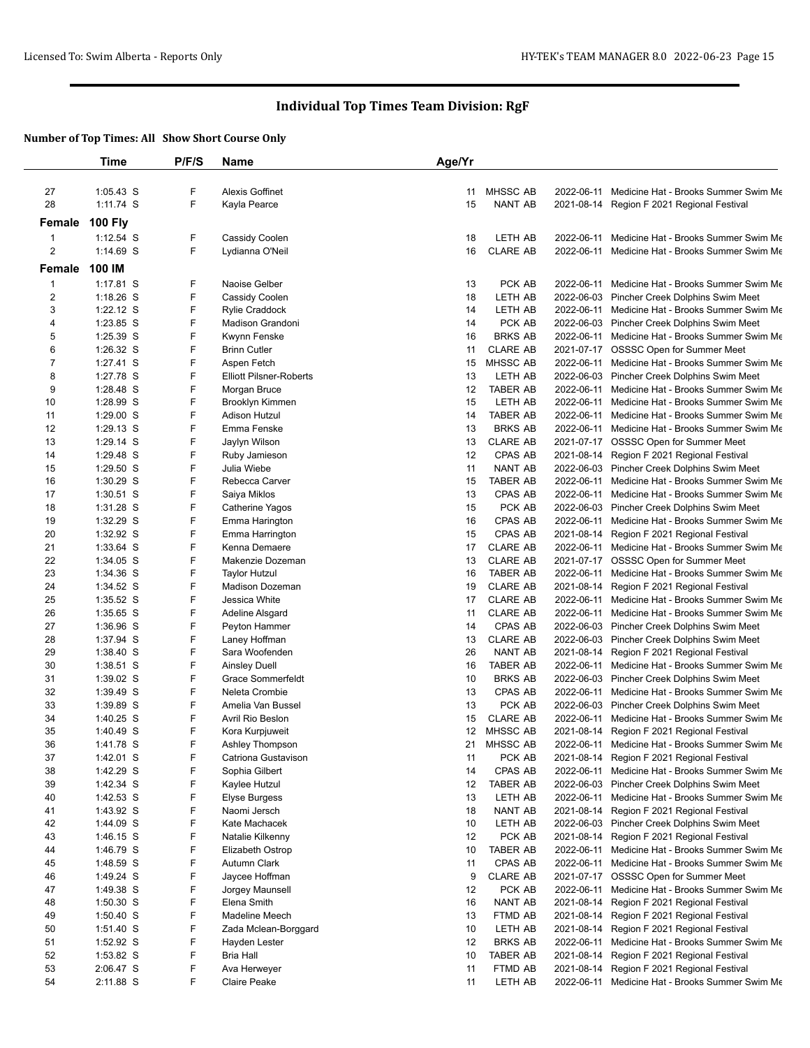# Individual Top Times Team Division: RgF

**Number of Top Times: All Show Short Course Only**

| | Time | P/F/S | Name | Age/Yr | | | |
|---|---|---|---|---|---|---|---|
| 27 | 1:05.43 S | F | Alexis Goffinet | 11 | MHSSC AB | 2022-06-11 | Medicine Hat - Brooks Summer Swim Me |
| 28 | 1:11.74 S | F | Kayla Pearce | 15 | NANT AB | 2021-08-14 | Region F 2021 Regional Festival |
| **Female** | **100 Fly** | | | | | | |
| 1 | 1:12.54 S | F | Cassidy Coolen | 18 | LETH AB | 2022-06-11 | Medicine Hat - Brooks Summer Swim Me |
| 2 | 1:14.69 S | F | Lydianna O'Neil | 16 | CLARE AB | 2022-06-11 | Medicine Hat - Brooks Summer Swim Me |
| **Female** | **100 IM** | | | | | | |
| 1 | 1:17.81 S | F | Naoise Gelber | 13 | PCK AB | 2022-06-11 | Medicine Hat - Brooks Summer Swim Me |
| 2 | 1:18.26 S | F | Cassidy Coolen | 18 | LETH AB | 2022-06-03 | Pincher Creek Dolphins Swim Meet |
| 3 | 1:22.12 S | F | Rylie Craddock | 14 | LETH AB | 2022-06-11 | Medicine Hat - Brooks Summer Swim Me |
| 4 | 1:23.85 S | F | Madison Grandoni | 14 | PCK AB | 2022-06-03 | Pincher Creek Dolphins Swim Meet |
| 5 | 1:25.39 S | F | Kwynn Fenske | 16 | BRKS AB | 2022-06-11 | Medicine Hat - Brooks Summer Swim Me |
| 6 | 1:26.32 S | F | Brinn Cutler | 11 | CLARE AB | 2021-07-17 | OSSSC Open for Summer Meet |
| 7 | 1:27.41 S | F | Aspen Fetch | 15 | MHSSC AB | 2022-06-11 | Medicine Hat - Brooks Summer Swim Me |
| 8 | 1:27.78 S | F | Elliott Pilsner-Roberts | 13 | LETH AB | 2022-06-03 | Pincher Creek Dolphins Swim Meet |
| 9 | 1:28.48 S | F | Morgan Bruce | 12 | TABER AB | 2022-06-11 | Medicine Hat - Brooks Summer Swim Me |
| 10 | 1:28.99 S | F | Brooklyn Kimmen | 15 | LETH AB | 2022-06-11 | Medicine Hat - Brooks Summer Swim Me |
| 11 | 1:29.00 S | F | Adison Hutzul | 14 | TABER AB | 2022-06-11 | Medicine Hat - Brooks Summer Swim Me |
| 12 | 1:29.13 S | F | Emma Fenske | 13 | BRKS AB | 2022-06-11 | Medicine Hat - Brooks Summer Swim Me |
| 13 | 1:29.14 S | F | Jaylyn Wilson | 13 | CLARE AB | 2021-07-17 | OSSSC Open for Summer Meet |
| 14 | 1:29.48 S | F | Ruby Jamieson | 12 | CPAS AB | 2021-08-14 | Region F 2021 Regional Festival |
| 15 | 1:29.50 S | F | Julia Wiebe | 11 | NANT AB | 2022-06-03 | Pincher Creek Dolphins Swim Meet |
| 16 | 1:30.29 S | F | Rebecca Carver | 15 | TABER AB | 2022-06-11 | Medicine Hat - Brooks Summer Swim Me |
| 17 | 1:30.51 S | F | Saiya Miklos | 13 | CPAS AB | 2022-06-11 | Medicine Hat - Brooks Summer Swim Me |
| 18 | 1:31.28 S | F | Catherine Yagos | 15 | PCK AB | 2022-06-03 | Pincher Creek Dolphins Swim Meet |
| 19 | 1:32.29 S | F | Emma Harington | 16 | CPAS AB | 2022-06-11 | Medicine Hat - Brooks Summer Swim Me |
| 20 | 1:32.92 S | F | Emma Harrington | 15 | CPAS AB | 2021-08-14 | Region F 2021 Regional Festival |
| 21 | 1:33.64 S | F | Kenna Demaere | 17 | CLARE AB | 2022-06-11 | Medicine Hat - Brooks Summer Swim Me |
| 22 | 1:34.05 S | F | Makenzie Dozeman | 13 | CLARE AB | 2021-07-17 | OSSSC Open for Summer Meet |
| 23 | 1:34.36 S | F | Taylor Hutzul | 16 | TABER AB | 2022-06-11 | Medicine Hat - Brooks Summer Swim Me |
| 24 | 1:34.52 S | F | Madison Dozeman | 19 | CLARE AB | 2021-08-14 | Region F 2021 Regional Festival |
| 25 | 1:35.52 S | F | Jessica White | 17 | CLARE AB | 2022-06-11 | Medicine Hat - Brooks Summer Swim Me |
| 26 | 1:35.65 S | F | Adeline Alsgard | 11 | CLARE AB | 2022-06-11 | Medicine Hat - Brooks Summer Swim Me |
| 27 | 1:36.96 S | F | Peyton Hammer | 14 | CPAS AB | 2022-06-03 | Pincher Creek Dolphins Swim Meet |
| 28 | 1:37.94 S | F | Laney Hoffman | 13 | CLARE AB | 2022-06-03 | Pincher Creek Dolphins Swim Meet |
| 29 | 1:38.40 S | F | Sara Woofenden | 26 | NANT AB | 2021-08-14 | Region F 2021 Regional Festival |
| 30 | 1:38.51 S | F | Ainsley Duell | 16 | TABER AB | 2022-06-11 | Medicine Hat - Brooks Summer Swim Me |
| 31 | 1:39.02 S | F | Grace Sommerfeldt | 10 | BRKS AB | 2022-06-03 | Pincher Creek Dolphins Swim Meet |
| 32 | 1:39.49 S | F | Neleta Crombie | 13 | CPAS AB | 2022-06-11 | Medicine Hat - Brooks Summer Swim Me |
| 33 | 1:39.89 S | F | Amelia Van Bussel | 13 | PCK AB | 2022-06-03 | Pincher Creek Dolphins Swim Meet |
| 34 | 1:40.25 S | F | Avril Rio Beslon | 15 | CLARE AB | 2022-06-11 | Medicine Hat - Brooks Summer Swim Me |
| 35 | 1:40.49 S | F | Kora Kurpjuweit | 12 | MHSSC AB | 2021-08-14 | Region F 2021 Regional Festival |
| 36 | 1:41.78 S | F | Ashley Thompson | 21 | MHSSC AB | 2022-06-11 | Medicine Hat - Brooks Summer Swim Me |
| 37 | 1:42.01 S | F | Catriona Gustavison | 11 | PCK AB | 2021-08-14 | Region F 2021 Regional Festival |
| 38 | 1:42.29 S | F | Sophia Gilbert | 14 | CPAS AB | 2022-06-11 | Medicine Hat - Brooks Summer Swim Me |
| 39 | 1:42.34 S | F | Kaylee Hutzul | 12 | TABER AB | 2022-06-03 | Pincher Creek Dolphins Swim Meet |
| 40 | 1:42.53 S | F | Elyse Burgess | 13 | LETH AB | 2022-06-11 | Medicine Hat - Brooks Summer Swim Me |
| 41 | 1:43.92 S | F | Naomi Jersch | 18 | NANT AB | 2021-08-14 | Region F 2021 Regional Festival |
| 42 | 1:44.09 S | F | Kate Machacek | 10 | LETH AB | 2022-06-03 | Pincher Creek Dolphins Swim Meet |
| 43 | 1:46.15 S | F | Natalie Kilkenny | 12 | PCK AB | 2021-08-14 | Region F 2021 Regional Festival |
| 44 | 1:46.79 S | F | Elizabeth Ostrop | 10 | TABER AB | 2022-06-11 | Medicine Hat - Brooks Summer Swim Me |
| 45 | 1:48.59 S | F | Autumn Clark | 11 | CPAS AB | 2022-06-11 | Medicine Hat - Brooks Summer Swim Me |
| 46 | 1:49.24 S | F | Jaycee Hoffman | 9 | CLARE AB | 2021-07-17 | OSSSC Open for Summer Meet |
| 47 | 1:49.38 S | F | Jorgey Maunsell | 12 | PCK AB | 2022-06-11 | Medicine Hat - Brooks Summer Swim Me |
| 48 | 1:50.30 S | F | Elena Smith | 16 | NANT AB | 2021-08-14 | Region F 2021 Regional Festival |
| 49 | 1:50.40 S | F | Madeline Meech | 13 | FTMD AB | 2021-08-14 | Region F 2021 Regional Festival |
| 50 | 1:51.40 S | F | Zada Mclean-Borggard | 10 | LETH AB | 2021-08-14 | Region F 2021 Regional Festival |
| 51 | 1:52.92 S | F | Hayden Lester | 12 | BRKS AB | 2022-06-11 | Medicine Hat - Brooks Summer Swim Me |
| 52 | 1:53.82 S | F | Bria Hall | 10 | TABER AB | 2021-08-14 | Region F 2021 Regional Festival |
| 53 | 2:06.47 S | F | Ava Herweyer | 11 | FTMD AB | 2021-08-14 | Region F 2021 Regional Festival |
| 54 | 2:11.88 S | F | Claire Peake | 11 | LETH AB | 2022-06-11 | Medicine Hat - Brooks Summer Swim Me |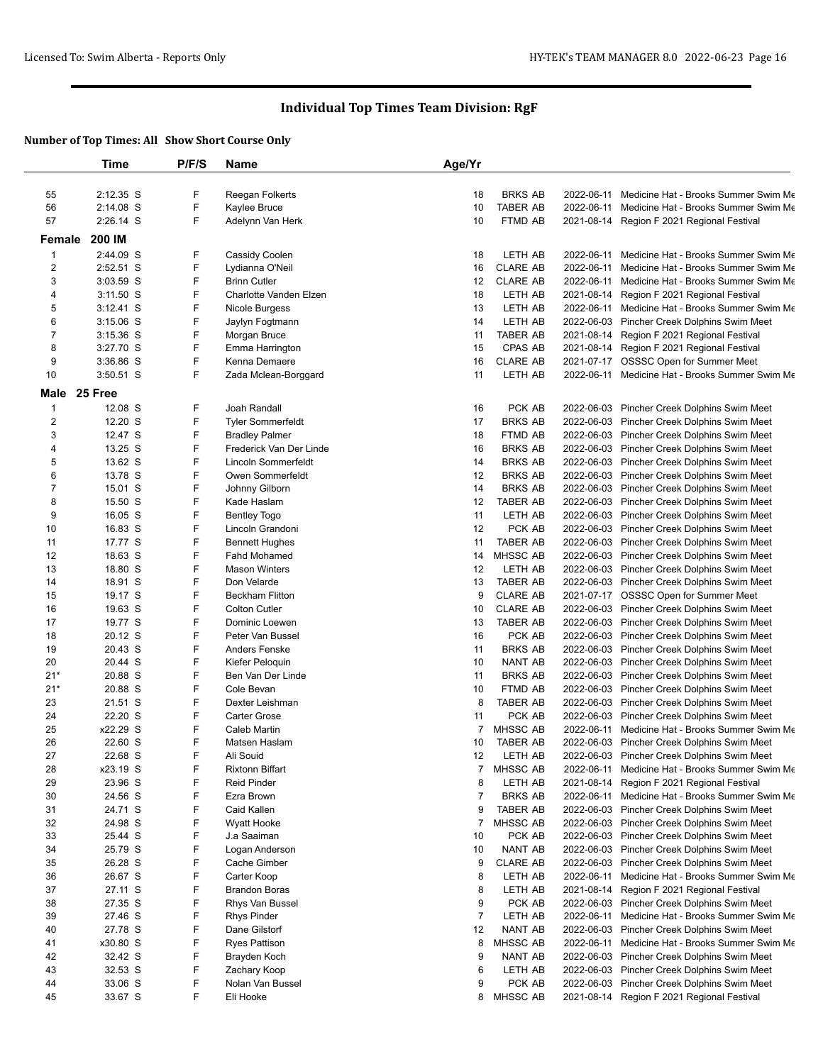# Individual Top Times Team Division: RgF

### Number of Top Times: All Show Short Course Only

| | Time | P/F/S | Name | Age/Yr | | | |
|---|---|---|---|---|---|---|---|
| 55 | 2:12.35 S | F | Reegan Folkerts | 18 | BRKS AB | 2022-06-11 | Medicine Hat - Brooks Summer Swim Me |
| 56 | 2:14.08 S | F | Kaylee Bruce | 10 | TABER AB | 2022-06-11 | Medicine Hat - Brooks Summer Swim Me |
| 57 | 2:26.14 S | F | Adelynn Van Herk | 10 | FTMD AB | 2021-08-14 | Region F 2021 Regional Festival |
| **Female 200 IM** | | | | | | | |
| 1 | 2:44.09 S | F | Cassidy Coolen | 18 | LETH AB | 2022-06-11 | Medicine Hat - Brooks Summer Swim Me |
| 2 | 2:52.51 S | F | Lydianna O'Neil | 16 | CLARE AB | 2022-06-11 | Medicine Hat - Brooks Summer Swim Me |
| 3 | 3:03.59 S | F | Brinn Cutler | 12 | CLARE AB | 2022-06-11 | Medicine Hat - Brooks Summer Swim Me |
| 4 | 3:11.50 S | F | Charlotte Vanden Elzen | 18 | LETH AB | 2021-08-14 | Region F 2021 Regional Festival |
| 5 | 3:12.41 S | F | Nicole Burgess | 13 | LETH AB | 2022-06-11 | Medicine Hat - Brooks Summer Swim Me |
| 6 | 3:15.06 S | F | Jaylyn Fogtmann | 14 | LETH AB | 2022-06-03 | Pincher Creek Dolphins Swim Meet |
| 7 | 3:15.36 S | F | Morgan Bruce | 11 | TABER AB | 2021-08-14 | Region F 2021 Regional Festival |
| 8 | 3:27.70 S | F | Emma Harrington | 15 | CPAS AB | 2021-08-14 | Region F 2021 Regional Festival |
| 9 | 3:36.86 S | F | Kenna Demaere | 16 | CLARE AB | 2021-07-17 | OSSSC Open for Summer Meet |
| 10 | 3:50.51 S | F | Zada Mclean-Borggard | 11 | LETH AB | 2022-06-11 | Medicine Hat - Brooks Summer Swim Me |
| **Male 25 Free** | | | | | | | |
| 1 | 12.08 S | F | Joah Randall | 16 | PCK AB | 2022-06-03 | Pincher Creek Dolphins Swim Meet |
| 2 | 12.20 S | F | Tyler Sommerfeldt | 17 | BRKS AB | 2022-06-03 | Pincher Creek Dolphins Swim Meet |
| 3 | 12.47 S | F | Bradley Palmer | 18 | FTMD AB | 2022-06-03 | Pincher Creek Dolphins Swim Meet |
| 4 | 13.25 S | F | Frederick Van Der Linde | 16 | BRKS AB | 2022-06-03 | Pincher Creek Dolphins Swim Meet |
| 5 | 13.62 S | F | Lincoln Sommerfeldt | 14 | BRKS AB | 2022-06-03 | Pincher Creek Dolphins Swim Meet |
| 6 | 13.78 S | F | Owen Sommerfeldt | 12 | BRKS AB | 2022-06-03 | Pincher Creek Dolphins Swim Meet |
| 7 | 15.01 S | F | Johnny Gilborn | 14 | BRKS AB | 2022-06-03 | Pincher Creek Dolphins Swim Meet |
| 8 | 15.50 S | F | Kade Haslam | 12 | TABER AB | 2022-06-03 | Pincher Creek Dolphins Swim Meet |
| 9 | 16.05 S | F | Bentley Togo | 11 | LETH AB | 2022-06-03 | Pincher Creek Dolphins Swim Meet |
| 10 | 16.83 S | F | Lincoln Grandoni | 12 | PCK AB | 2022-06-03 | Pincher Creek Dolphins Swim Meet |
| 11 | 17.77 S | F | Bennett Hughes | 11 | TABER AB | 2022-06-03 | Pincher Creek Dolphins Swim Meet |
| 12 | 18.63 S | F | Fahd Mohamed | 14 | MHSSC AB | 2022-06-03 | Pincher Creek Dolphins Swim Meet |
| 13 | 18.80 S | F | Mason Winters | 12 | LETH AB | 2022-06-03 | Pincher Creek Dolphins Swim Meet |
| 14 | 18.91 S | F | Don Velarde | 13 | TABER AB | 2022-06-03 | Pincher Creek Dolphins Swim Meet |
| 15 | 19.17 S | F | Beckham Flitton | 9 | CLARE AB | 2021-07-17 | OSSSC Open for Summer Meet |
| 16 | 19.63 S | F | Colton Cutler | 10 | CLARE AB | 2022-06-03 | Pincher Creek Dolphins Swim Meet |
| 17 | 19.77 S | F | Dominic Loewen | 13 | TABER AB | 2022-06-03 | Pincher Creek Dolphins Swim Meet |
| 18 | 20.12 S | F | Peter Van Bussel | 16 | PCK AB | 2022-06-03 | Pincher Creek Dolphins Swim Meet |
| 19 | 20.43 S | F | Anders Fenske | 11 | BRKS AB | 2022-06-03 | Pincher Creek Dolphins Swim Meet |
| 20 | 20.44 S | F | Kiefer Peloquin | 10 | NANT AB | 2022-06-03 | Pincher Creek Dolphins Swim Meet |
| 21* | 20.88 S | F | Ben Van Der Linde | 11 | BRKS AB | 2022-06-03 | Pincher Creek Dolphins Swim Meet |
| 21* | 20.88 S | F | Cole Bevan | 10 | FTMD AB | 2022-06-03 | Pincher Creek Dolphins Swim Meet |
| 23 | 21.51 S | F | Dexter Leishman | 8 | TABER AB | 2022-06-03 | Pincher Creek Dolphins Swim Meet |
| 24 | 22.20 S | F | Carter Grose | 11 | PCK AB | 2022-06-03 | Pincher Creek Dolphins Swim Meet |
| 25 | x22.29 S | F | Caleb Martin | 7 | MHSSC AB | 2022-06-11 | Medicine Hat - Brooks Summer Swim Me |
| 26 | 22.60 S | F | Matsen Haslam | 10 | TABER AB | 2022-06-03 | Pincher Creek Dolphins Swim Meet |
| 27 | 22.68 S | F | Ali Souid | 12 | LETH AB | 2022-06-03 | Pincher Creek Dolphins Swim Meet |
| 28 | x23.19 S | F | Rixtonn Biffart | 7 | MHSSC AB | 2022-06-11 | Medicine Hat - Brooks Summer Swim Me |
| 29 | 23.96 S | F | Reid Pinder | 8 | LETH AB | 2021-08-14 | Region F 2021 Regional Festival |
| 30 | 24.56 S | F | Ezra Brown | 7 | BRKS AB | 2022-06-11 | Medicine Hat - Brooks Summer Swim Me |
| 31 | 24.71 S | F | Caid Kallen | 9 | TABER AB | 2022-06-03 | Pincher Creek Dolphins Swim Meet |
| 32 | 24.98 S | F | Wyatt Hooke | 7 | MHSSC AB | 2022-06-03 | Pincher Creek Dolphins Swim Meet |
| 33 | 25.44 S | F | J.a Saaiman | 10 | PCK AB | 2022-06-03 | Pincher Creek Dolphins Swim Meet |
| 34 | 25.79 S | F | Logan Anderson | 10 | NANT AB | 2022-06-03 | Pincher Creek Dolphins Swim Meet |
| 35 | 26.28 S | F | Cache Gimber | 9 | CLARE AB | 2022-06-03 | Pincher Creek Dolphins Swim Meet |
| 36 | 26.67 S | F | Carter Koop | 8 | LETH AB | 2022-06-11 | Medicine Hat - Brooks Summer Swim Me |
| 37 | 27.11 S | F | Brandon Boras | 8 | LETH AB | 2021-08-14 | Region F 2021 Regional Festival |
| 38 | 27.35 S | F | Rhys Van Bussel | 9 | PCK AB | 2022-06-03 | Pincher Creek Dolphins Swim Meet |
| 39 | 27.46 S | F | Rhys Pinder | 7 | LETH AB | 2022-06-11 | Medicine Hat - Brooks Summer Swim Me |
| 40 | 27.78 S | F | Dane Gilstorf | 12 | NANT AB | 2022-06-03 | Pincher Creek Dolphins Swim Meet |
| 41 | x30.80 S | F | Ryes Pattison | 8 | MHSSC AB | 2022-06-11 | Medicine Hat - Brooks Summer Swim Me |
| 42 | 32.42 S | F | Brayden Koch | 9 | NANT AB | 2022-06-03 | Pincher Creek Dolphins Swim Meet |
| 43 | 32.53 S | F | Zachary Koop | 6 | LETH AB | 2022-06-03 | Pincher Creek Dolphins Swim Meet |
| 44 | 33.06 S | F | Nolan Van Bussel | 9 | PCK AB | 2022-06-03 | Pincher Creek Dolphins Swim Meet |
| 45 | 33.67 S | F | Eli Hooke | 8 | MHSSC AB | 2021-08-14 | Region F 2021 Regional Festival |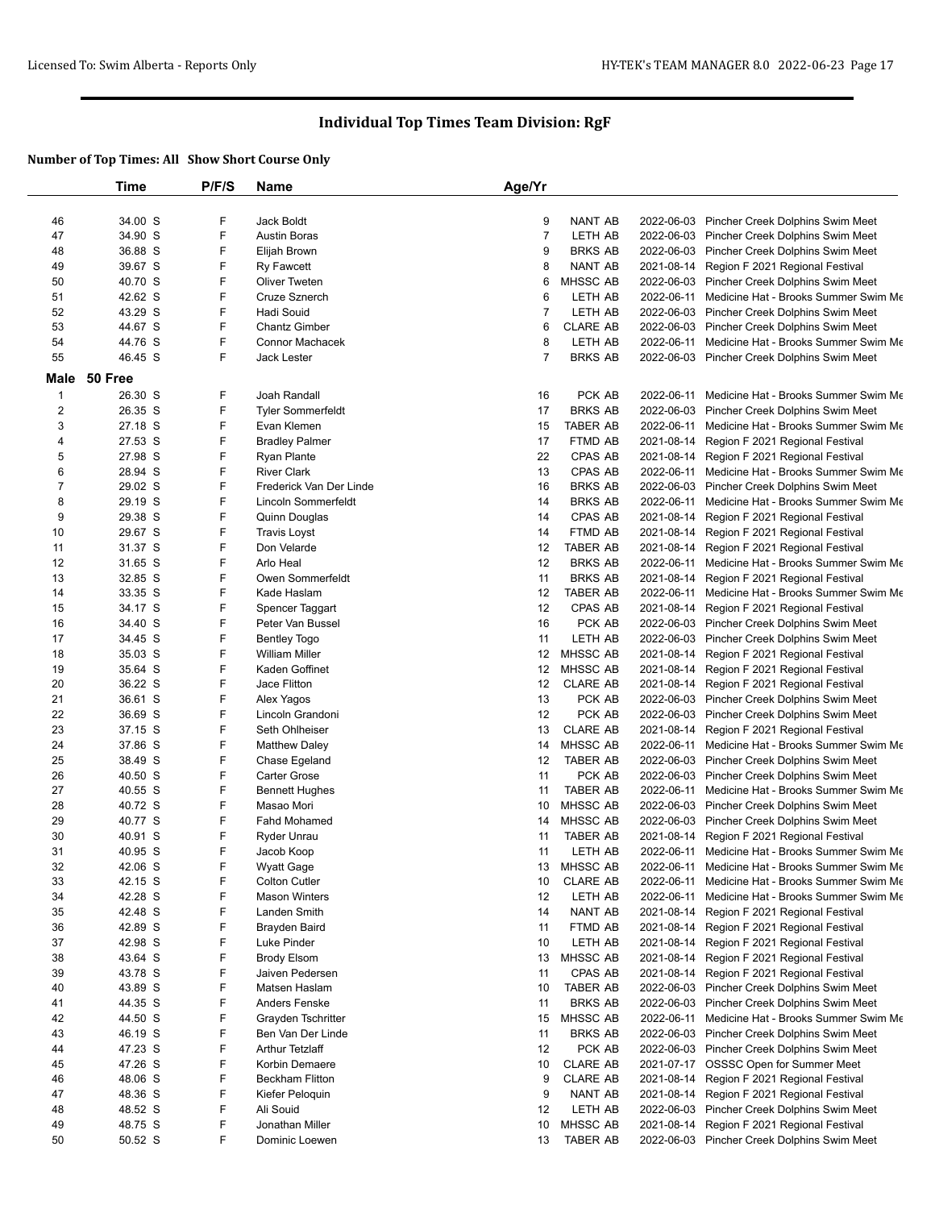# Individual Top Times Team Division: RgF

**Number of Top Times: All Show Short Course Only**

| | Time | P/F/S | Name | Age/Yr | | | |
|---|---|---|---|---|---|---|---|
| 46 | 34.00 S | F | Jack Boldt | 9 | NANT AB | 2022-06-03 | Pincher Creek Dolphins Swim Meet |
| 47 | 34.90 S | F | Austin Boras | 7 | LETH AB | 2022-06-03 | Pincher Creek Dolphins Swim Meet |
| 48 | 36.88 S | F | Elijah Brown | 9 | BRKS AB | 2022-06-03 | Pincher Creek Dolphins Swim Meet |
| 49 | 39.67 S | F | Ry Fawcett | 8 | NANT AB | 2021-08-14 | Region F 2021 Regional Festival |
| 50 | 40.70 S | F | Oliver Tweten | 6 | MHSSC AB | 2022-06-03 | Pincher Creek Dolphins Swim Meet |
| 51 | 42.62 S | F | Cruze Sznerch | 6 | LETH AB | 2022-06-11 | Medicine Hat - Brooks Summer Swim Me |
| 52 | 43.29 S | F | Hadi Souid | 7 | LETH AB | 2022-06-03 | Pincher Creek Dolphins Swim Meet |
| 53 | 44.67 S | F | Chantz Gimber | 6 | CLARE AB | 2022-06-03 | Pincher Creek Dolphins Swim Meet |
| 54 | 44.76 S | F | Connor Machacek | 8 | LETH AB | 2022-06-11 | Medicine Hat - Brooks Summer Swim Me |
| 55 | 46.45 S | F | Jack Lester | 7 | BRKS AB | 2022-06-03 | Pincher Creek Dolphins Swim Meet |

**Male 50 Free**

| | Time | P/F/S | Name | Age/Yr | | | |
|---|---|---|---|---|---|---|---|
| 1 | 26.30 S | F | Joah Randall | 16 | PCK AB | 2022-06-11 | Medicine Hat - Brooks Summer Swim Me |
| 2 | 26.35 S | F | Tyler Sommerfeldt | 17 | BRKS AB | 2022-06-03 | Pincher Creek Dolphins Swim Meet |
| 3 | 27.18 S | F | Evan Klemen | 15 | TABER AB | 2022-06-11 | Medicine Hat - Brooks Summer Swim Me |
| 4 | 27.53 S | F | Bradley Palmer | 17 | FTMD AB | 2021-08-14 | Region F 2021 Regional Festival |
| 5 | 27.98 S | F | Ryan Plante | 22 | CPAS AB | 2021-08-14 | Region F 2021 Regional Festival |
| 6 | 28.94 S | F | River Clark | 13 | CPAS AB | 2022-06-11 | Medicine Hat - Brooks Summer Swim Me |
| 7 | 29.02 S | F | Frederick Van Der Linde | 16 | BRKS AB | 2022-06-03 | Pincher Creek Dolphins Swim Meet |
| 8 | 29.19 S | F | Lincoln Sommerfeldt | 14 | BRKS AB | 2022-06-11 | Medicine Hat - Brooks Summer Swim Me |
| 9 | 29.38 S | F | Quinn Douglas | 14 | CPAS AB | 2021-08-14 | Region F 2021 Regional Festival |
| 10 | 29.67 S | F | Travis Loyst | 14 | FTMD AB | 2021-08-14 | Region F 2021 Regional Festival |
| 11 | 31.37 S | F | Don Velarde | 12 | TABER AB | 2021-08-14 | Region F 2021 Regional Festival |
| 12 | 31.65 S | F | Arlo Heal | 12 | BRKS AB | 2022-06-11 | Medicine Hat - Brooks Summer Swim Me |
| 13 | 32.85 S | F | Owen Sommerfeldt | 11 | BRKS AB | 2021-08-14 | Region F 2021 Regional Festival |
| 14 | 33.35 S | F | Kade Haslam | 12 | TABER AB | 2022-06-11 | Medicine Hat - Brooks Summer Swim Me |
| 15 | 34.17 S | F | Spencer Taggart | 12 | CPAS AB | 2021-08-14 | Region F 2021 Regional Festival |
| 16 | 34.40 S | F | Peter Van Bussel | 16 | PCK AB | 2022-06-03 | Pincher Creek Dolphins Swim Meet |
| 17 | 34.45 S | F | Bentley Togo | 11 | LETH AB | 2022-06-03 | Pincher Creek Dolphins Swim Meet |
| 18 | 35.03 S | F | William Miller | 12 | MHSSC AB | 2021-08-14 | Region F 2021 Regional Festival |
| 19 | 35.64 S | F | Kaden Goffinet | 12 | MHSSC AB | 2021-08-14 | Region F 2021 Regional Festival |
| 20 | 36.22 S | F | Jace Flitton | 12 | CLARE AB | 2021-08-14 | Region F 2021 Regional Festival |
| 21 | 36.61 S | F | Alex Yagos | 13 | PCK AB | 2022-06-03 | Pincher Creek Dolphins Swim Meet |
| 22 | 36.69 S | F | Lincoln Grandoni | 12 | PCK AB | 2022-06-03 | Pincher Creek Dolphins Swim Meet |
| 23 | 37.15 S | F | Seth Ohlheiser | 13 | CLARE AB | 2021-08-14 | Region F 2021 Regional Festival |
| 24 | 37.86 S | F | Matthew Daley | 14 | MHSSC AB | 2022-06-11 | Medicine Hat - Brooks Summer Swim Me |
| 25 | 38.49 S | F | Chase Egeland | 12 | TABER AB | 2022-06-03 | Pincher Creek Dolphins Swim Meet |
| 26 | 40.50 S | F | Carter Grose | 11 | PCK AB | 2022-06-03 | Pincher Creek Dolphins Swim Meet |
| 27 | 40.55 S | F | Bennett Hughes | 11 | TABER AB | 2022-06-11 | Medicine Hat - Brooks Summer Swim Me |
| 28 | 40.72 S | F | Masao Mori | 10 | MHSSC AB | 2022-06-03 | Pincher Creek Dolphins Swim Meet |
| 29 | 40.77 S | F | Fahd Mohamed | 14 | MHSSC AB | 2022-06-03 | Pincher Creek Dolphins Swim Meet |
| 30 | 40.91 S | F | Ryder Unrau | 11 | TABER AB | 2021-08-14 | Region F 2021 Regional Festival |
| 31 | 40.95 S | F | Jacob Koop | 11 | LETH AB | 2022-06-11 | Medicine Hat - Brooks Summer Swim Me |
| 32 | 42.06 S | F | Wyatt Gage | 13 | MHSSC AB | 2022-06-11 | Medicine Hat - Brooks Summer Swim Me |
| 33 | 42.15 S | F | Colton Cutler | 10 | CLARE AB | 2022-06-11 | Medicine Hat - Brooks Summer Swim Me |
| 34 | 42.28 S | F | Mason Winters | 12 | LETH AB | 2022-06-11 | Medicine Hat - Brooks Summer Swim Me |
| 35 | 42.48 S | F | Landen Smith | 14 | NANT AB | 2021-08-14 | Region F 2021 Regional Festival |
| 36 | 42.89 S | F | Brayden Baird | 11 | FTMD AB | 2021-08-14 | Region F 2021 Regional Festival |
| 37 | 42.98 S | F | Luke Pinder | 10 | LETH AB | 2021-08-14 | Region F 2021 Regional Festival |
| 38 | 43.64 S | F | Brody Elsom | 13 | MHSSC AB | 2021-08-14 | Region F 2021 Regional Festival |
| 39 | 43.78 S | F | Jaiven Pedersen | 11 | CPAS AB | 2021-08-14 | Region F 2021 Regional Festival |
| 40 | 43.89 S | F | Matsen Haslam | 10 | TABER AB | 2022-06-03 | Pincher Creek Dolphins Swim Meet |
| 41 | 44.35 S | F | Anders Fenske | 11 | BRKS AB | 2022-06-03 | Pincher Creek Dolphins Swim Meet |
| 42 | 44.50 S | F | Grayden Tschritter | 15 | MHSSC AB | 2022-06-11 | Medicine Hat - Brooks Summer Swim Me |
| 43 | 46.19 S | F | Ben Van Der Linde | 11 | BRKS AB | 2022-06-03 | Pincher Creek Dolphins Swim Meet |
| 44 | 47.23 S | F | Arthur Tetzlaff | 12 | PCK AB | 2022-06-03 | Pincher Creek Dolphins Swim Meet |
| 45 | 47.26 S | F | Korbin Demaere | 10 | CLARE AB | 2021-07-17 | OSSSC Open for Summer Meet |
| 46 | 48.06 S | F | Beckham Flitton | 9 | CLARE AB | 2021-08-14 | Region F 2021 Regional Festival |
| 47 | 48.36 S | F | Kiefer Peloquin | 9 | NANT AB | 2021-08-14 | Region F 2021 Regional Festival |
| 48 | 48.52 S | F | Ali Souid | 12 | LETH AB | 2022-06-03 | Pincher Creek Dolphins Swim Meet |
| 49 | 48.75 S | F | Jonathan Miller | 10 | MHSSC AB | 2021-08-14 | Region F 2021 Regional Festival |
| 50 | 50.52 S | F | Dominic Loewen | 13 | TABER AB | 2022-06-03 | Pincher Creek Dolphins Swim Meet |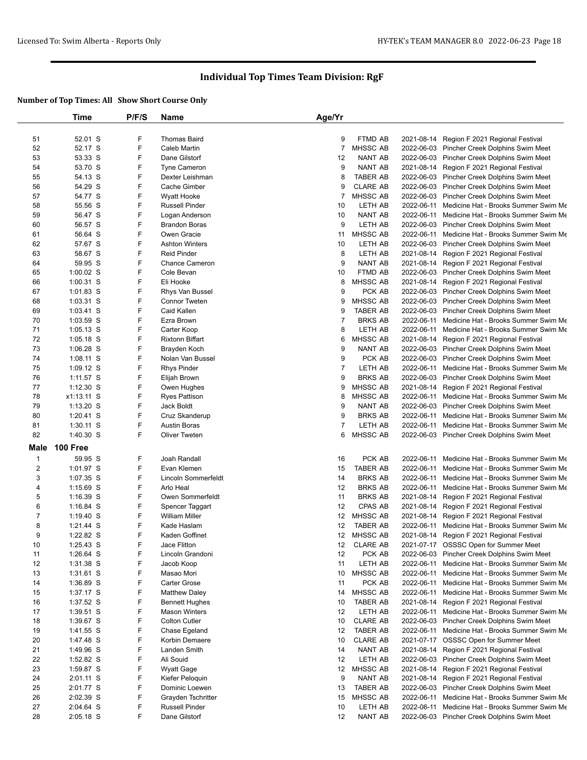# Individual Top Times Team Division: RgF

**Number of Top Times: All Show Short Course Only**

| | Time | P/F/S | Name | Age/Yr | Team | Date | Meet |
|---|---|---|---|---|---|---|---|
| 51 | 52.01 S | F | Thomas Baird | 9 | FTMD AB | 2021-08-14 | Region F 2021 Regional Festival |
| 52 | 52.17 S | F | Caleb Martin | 7 | MHSSC AB | 2022-06-03 | Pincher Creek Dolphins Swim Meet |
| 53 | 53.33 S | F | Dane Gilstorf | 12 | NANT AB | 2022-06-03 | Pincher Creek Dolphins Swim Meet |
| 54 | 53.70 S | F | Tyne Cameron | 9 | NANT AB | 2021-08-14 | Region F 2021 Regional Festival |
| 55 | 54.13 S | F | Dexter Leishman | 8 | TABER AB | 2022-06-03 | Pincher Creek Dolphins Swim Meet |
| 56 | 54.29 S | F | Cache Gimber | 9 | CLARE AB | 2022-06-03 | Pincher Creek Dolphins Swim Meet |
| 57 | 54.77 S | F | Wyatt Hooke | 7 | MHSSC AB | 2022-06-03 | Pincher Creek Dolphins Swim Meet |
| 58 | 55.56 S | F | Russell Pinder | 10 | LETH AB | 2022-06-11 | Medicine Hat - Brooks Summer Swim Me |
| 59 | 56.47 S | F | Logan Anderson | 10 | NANT AB | 2022-06-11 | Medicine Hat - Brooks Summer Swim Me |
| 60 | 56.57 S | F | Brandon Boras | 9 | LETH AB | 2022-06-03 | Pincher Creek Dolphins Swim Meet |
| 61 | 56.64 S | F | Owen Gracie | 11 | MHSSC AB | 2022-06-11 | Medicine Hat - Brooks Summer Swim Me |
| 62 | 57.67 S | F | Ashton Winters | 10 | LETH AB | 2022-06-03 | Pincher Creek Dolphins Swim Meet |
| 63 | 58.67 S | F | Reid Pinder | 8 | LETH AB | 2021-08-14 | Region F 2021 Regional Festival |
| 64 | 59.95 S | F | Chance Cameron | 9 | NANT AB | 2021-08-14 | Region F 2021 Regional Festival |
| 65 | 1:00.02 S | F | Cole Bevan | 10 | FTMD AB | 2022-06-03 | Pincher Creek Dolphins Swim Meet |
| 66 | 1:00.31 S | F | Eli Hooke | 8 | MHSSC AB | 2021-08-14 | Region F 2021 Regional Festival |
| 67 | 1:01.83 S | F | Rhys Van Bussel | 9 | PCK AB | 2022-06-03 | Pincher Creek Dolphins Swim Meet |
| 68 | 1:03.31 S | F | Connor Tweten | 9 | MHSSC AB | 2022-06-03 | Pincher Creek Dolphins Swim Meet |
| 69 | 1:03.41 S | F | Caid Kallen | 9 | TABER AB | 2022-06-03 | Pincher Creek Dolphins Swim Meet |
| 70 | 1:03.59 S | F | Ezra Brown | 7 | BRKS AB | 2022-06-11 | Medicine Hat - Brooks Summer Swim Me |
| 71 | 1:05.13 S | F | Carter Koop | 8 | LETH AB | 2022-06-11 | Medicine Hat - Brooks Summer Swim Me |
| 72 | 1:05.18 S | F | Rixtonn Biffart | 6 | MHSSC AB | 2021-08-14 | Region F 2021 Regional Festival |
| 73 | 1:06.28 S | F | Brayden Koch | 9 | NANT AB | 2022-06-03 | Pincher Creek Dolphins Swim Meet |
| 74 | 1:08.11 S | F | Nolan Van Bussel | 9 | PCK AB | 2022-06-03 | Pincher Creek Dolphins Swim Meet |
| 75 | 1:09.12 S | F | Rhys Pinder | 7 | LETH AB | 2022-06-11 | Medicine Hat - Brooks Summer Swim Me |
| 76 | 1:11.57 S | F | Elijah Brown | 9 | BRKS AB | 2022-06-03 | Pincher Creek Dolphins Swim Meet |
| 77 | 1:12.30 S | F | Owen Hughes | 9 | MHSSC AB | 2021-08-14 | Region F 2021 Regional Festival |
| 78 | x1:13.11 S | F | Ryes Pattison | 8 | MHSSC AB | 2022-06-11 | Medicine Hat - Brooks Summer Swim Me |
| 79 | 1:13.20 S | F | Jack Boldt | 9 | NANT AB | 2022-06-03 | Pincher Creek Dolphins Swim Meet |
| 80 | 1:20.41 S | F | Cruz Skanderup | 9 | BRKS AB | 2022-06-11 | Medicine Hat - Brooks Summer Swim Me |
| 81 | 1:30.11 S | F | Austin Boras | 7 | LETH AB | 2022-06-11 | Medicine Hat - Brooks Summer Swim Me |
| 82 | 1:40.30 S | F | Oliver Tweten | 6 | MHSSC AB | 2022-06-03 | Pincher Creek Dolphins Swim Meet |

## Male 100 Free

| | Time | P/F/S | Name | Age/Yr | Team | Date | Meet |
|---|---|---|---|---|---|---|---|
| 1 | 59.95 S | F | Joah Randall | 16 | PCK AB | 2022-06-11 | Medicine Hat - Brooks Summer Swim Me |
| 2 | 1:01.97 S | F | Evan Klemen | 15 | TABER AB | 2022-06-11 | Medicine Hat - Brooks Summer Swim Me |
| 3 | 1:07.35 S | F | Lincoln Sommerfeldt | 14 | BRKS AB | 2022-06-11 | Medicine Hat - Brooks Summer Swim Me |
| 4 | 1:15.69 S | F | Arlo Heal | 12 | BRKS AB | 2022-06-11 | Medicine Hat - Brooks Summer Swim Me |
| 5 | 1:16.39 S | F | Owen Sommerfeldt | 11 | BRKS AB | 2021-08-14 | Region F 2021 Regional Festival |
| 6 | 1:16.84 S | F | Spencer Taggart | 12 | CPAS AB | 2021-08-14 | Region F 2021 Regional Festival |
| 7 | 1:19.40 S | F | William Miller | 12 | MHSSC AB | 2021-08-14 | Region F 2021 Regional Festival |
| 8 | 1:21.44 S | F | Kade Haslam | 12 | TABER AB | 2022-06-11 | Medicine Hat - Brooks Summer Swim Me |
| 9 | 1:22.82 S | F | Kaden Goffinet | 12 | MHSSC AB | 2021-08-14 | Region F 2021 Regional Festival |
| 10 | 1:25.43 S | F | Jace Flitton | 12 | CLARE AB | 2021-07-17 | OSSSC Open for Summer Meet |
| 11 | 1:26.64 S | F | Lincoln Grandoni | 12 | PCK AB | 2022-06-03 | Pincher Creek Dolphins Swim Meet |
| 12 | 1:31.38 S | F | Jacob Koop | 11 | LETH AB | 2022-06-11 | Medicine Hat - Brooks Summer Swim Me |
| 13 | 1:31.61 S | F | Masao Mori | 10 | MHSSC AB | 2022-06-11 | Medicine Hat - Brooks Summer Swim Me |
| 14 | 1:36.89 S | F | Carter Grose | 11 | PCK AB | 2022-06-11 | Medicine Hat - Brooks Summer Swim Me |
| 15 | 1:37.17 S | F | Matthew Daley | 14 | MHSSC AB | 2022-06-11 | Medicine Hat - Brooks Summer Swim Me |
| 16 | 1:37.52 S | F | Bennett Hughes | 10 | TABER AB | 2021-08-14 | Region F 2021 Regional Festival |
| 17 | 1:39.51 S | F | Mason Winters | 12 | LETH AB | 2022-06-11 | Medicine Hat - Brooks Summer Swim Me |
| 18 | 1:39.67 S | F | Colton Cutler | 10 | CLARE AB | 2022-06-03 | Pincher Creek Dolphins Swim Meet |
| 19 | 1:41.55 S | F | Chase Egeland | 12 | TABER AB | 2022-06-11 | Medicine Hat - Brooks Summer Swim Me |
| 20 | 1:47.48 S | F | Korbin Demaere | 10 | CLARE AB | 2021-07-17 | OSSSC Open for Summer Meet |
| 21 | 1:49.96 S | F | Landen Smith | 14 | NANT AB | 2021-08-14 | Region F 2021 Regional Festival |
| 22 | 1:52.82 S | F | Ali Souid | 12 | LETH AB | 2022-06-03 | Pincher Creek Dolphins Swim Meet |
| 23 | 1:59.87 S | F | Wyatt Gage | 12 | MHSSC AB | 2021-08-14 | Region F 2021 Regional Festival |
| 24 | 2:01.11 S | F | Kiefer Peloquin | 9 | NANT AB | 2021-08-14 | Region F 2021 Regional Festival |
| 25 | 2:01.77 S | F | Dominic Loewen | 13 | TABER AB | 2022-06-03 | Pincher Creek Dolphins Swim Meet |
| 26 | 2:02.39 S | F | Grayden Tschritter | 15 | MHSSC AB | 2022-06-11 | Medicine Hat - Brooks Summer Swim Me |
| 27 | 2:04.64 S | F | Russell Pinder | 10 | LETH AB | 2022-06-11 | Medicine Hat - Brooks Summer Swim Me |
| 28 | 2:05.18 S | F | Dane Gilstorf | 12 | NANT AB | 2022-06-03 | Pincher Creek Dolphins Swim Meet |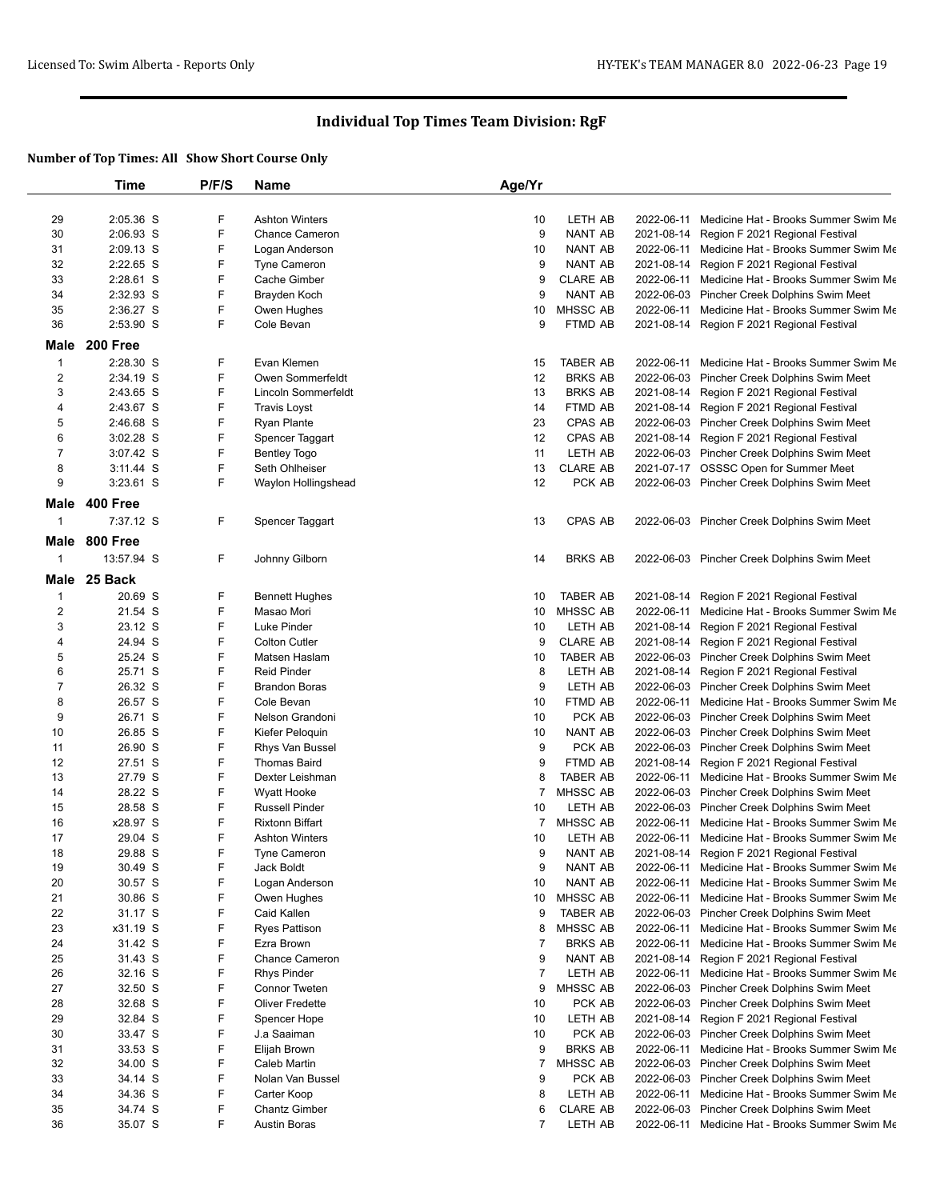## Individual Top Times Team Division: RgF

**Number of Top Times: All Show Short Course Only**

| | Time | P/F/S | Name | Age/Yr | | | |
|---|---|---|---|---|---|---|---|
| 29 | 2:05.36 S | F | Ashton Winters | 10 | LETH AB | 2022-06-11 | Medicine Hat - Brooks Summer Swim Me |
| 30 | 2:06.93 S | F | Chance Cameron | 9 | NANT AB | 2021-08-14 | Region F 2021 Regional Festival |
| 31 | 2:09.13 S | F | Logan Anderson | 10 | NANT AB | 2022-06-11 | Medicine Hat - Brooks Summer Swim Me |
| 32 | 2:22.65 S | F | Tyne Cameron | 9 | NANT AB | 2021-08-14 | Region F 2021 Regional Festival |
| 33 | 2:28.61 S | F | Cache Gimber | 9 | CLARE AB | 2022-06-11 | Medicine Hat - Brooks Summer Swim Me |
| 34 | 2:32.93 S | F | Brayden Koch | 9 | NANT AB | 2022-06-03 | Pincher Creek Dolphins Swim Meet |
| 35 | 2:36.27 S | F | Owen Hughes | 10 | MHSSC AB | 2022-06-11 | Medicine Hat - Brooks Summer Swim Me |
| 36 | 2:53.90 S | F | Cole Bevan | 9 | FTMD AB | 2021-08-14 | Region F 2021 Regional Festival |
| **Male** | **200 Free** | | | | | | |
| 1 | 2:28.30 S | F | Evan Klemen | 15 | TABER AB | 2022-06-11 | Medicine Hat - Brooks Summer Swim Me |
| 2 | 2:34.19 S | F | Owen Sommerfeldt | 12 | BRKS AB | 2022-06-03 | Pincher Creek Dolphins Swim Meet |
| 3 | 2:43.65 S | F | Lincoln Sommerfeldt | 13 | BRKS AB | 2021-08-14 | Region F 2021 Regional Festival |
| 4 | 2:43.67 S | F | Travis Loyst | 14 | FTMD AB | 2021-08-14 | Region F 2021 Regional Festival |
| 5 | 2:46.68 S | F | Ryan Plante | 23 | CPAS AB | 2022-06-03 | Pincher Creek Dolphins Swim Meet |
| 6 | 3:02.28 S | F | Spencer Taggart | 12 | CPAS AB | 2021-08-14 | Region F 2021 Regional Festival |
| 7 | 3:07.42 S | F | Bentley Togo | 11 | LETH AB | 2022-06-03 | Pincher Creek Dolphins Swim Meet |
| 8 | 3:11.44 S | F | Seth Ohlheiser | 13 | CLARE AB | 2021-07-17 | OSSSC Open for Summer Meet |
| 9 | 3:23.61 S | F | Waylon Hollingshead | 12 | PCK AB | 2022-06-03 | Pincher Creek Dolphins Swim Meet |
| **Male** | **400 Free** | | | | | | |
| 1 | 7:37.12 S | F | Spencer Taggart | 13 | CPAS AB | 2022-06-03 | Pincher Creek Dolphins Swim Meet |
| **Male** | **800 Free** | | | | | | |
| 1 | 13:57.94 S | F | Johnny Gilborn | 14 | BRKS AB | 2022-06-03 | Pincher Creek Dolphins Swim Meet |
| **Male** | **25 Back** | | | | | | |
| 1 | 20.69 S | F | Bennett Hughes | 10 | TABER AB | 2021-08-14 | Region F 2021 Regional Festival |
| 2 | 21.54 S | F | Masao Mori | 10 | MHSSC AB | 2022-06-11 | Medicine Hat - Brooks Summer Swim Me |
| 3 | 23.12 S | F | Luke Pinder | 10 | LETH AB | 2021-08-14 | Region F 2021 Regional Festival |
| 4 | 24.94 S | F | Colton Cutler | 9 | CLARE AB | 2021-08-14 | Region F 2021 Regional Festival |
| 5 | 25.24 S | F | Matsen Haslam | 10 | TABER AB | 2022-06-03 | Pincher Creek Dolphins Swim Meet |
| 6 | 25.71 S | F | Reid Pinder | 8 | LETH AB | 2021-08-14 | Region F 2021 Regional Festival |
| 7 | 26.32 S | F | Brandon Boras | 9 | LETH AB | 2022-06-03 | Pincher Creek Dolphins Swim Meet |
| 8 | 26.57 S | F | Cole Bevan | 10 | FTMD AB | 2022-06-11 | Medicine Hat - Brooks Summer Swim Me |
| 9 | 26.71 S | F | Nelson Grandoni | 10 | PCK AB | 2022-06-03 | Pincher Creek Dolphins Swim Meet |
| 10 | 26.85 S | F | Kiefer Peloquin | 10 | NANT AB | 2022-06-03 | Pincher Creek Dolphins Swim Meet |
| 11 | 26.90 S | F | Rhys Van Bussel | 9 | PCK AB | 2022-06-03 | Pincher Creek Dolphins Swim Meet |
| 12 | 27.51 S | F | Thomas Baird | 9 | FTMD AB | 2021-08-14 | Region F 2021 Regional Festival |
| 13 | 27.79 S | F | Dexter Leishman | 8 | TABER AB | 2022-06-11 | Medicine Hat - Brooks Summer Swim Me |
| 14 | 28.22 S | F | Wyatt Hooke | 7 | MHSSC AB | 2022-06-03 | Pincher Creek Dolphins Swim Meet |
| 15 | 28.58 S | F | Russell Pinder | 10 | LETH AB | 2022-06-03 | Pincher Creek Dolphins Swim Meet |
| 16 | x28.97 S | F | Rixtonn Biffart | 7 | MHSSC AB | 2022-06-11 | Medicine Hat - Brooks Summer Swim Me |
| 17 | 29.04 S | F | Ashton Winters | 10 | LETH AB | 2022-06-11 | Medicine Hat - Brooks Summer Swim Me |
| 18 | 29.88 S | F | Tyne Cameron | 9 | NANT AB | 2021-08-14 | Region F 2021 Regional Festival |
| 19 | 30.49 S | F | Jack Boldt | 9 | NANT AB | 2022-06-11 | Medicine Hat - Brooks Summer Swim Me |
| 20 | 30.57 S | F | Logan Anderson | 10 | NANT AB | 2022-06-11 | Medicine Hat - Brooks Summer Swim Me |
| 21 | 30.86 S | F | Owen Hughes | 10 | MHSSC AB | 2022-06-11 | Medicine Hat - Brooks Summer Swim Me |
| 22 | 31.17 S | F | Caid Kallen | 9 | TABER AB | 2022-06-03 | Pincher Creek Dolphins Swim Meet |
| 23 | x31.19 S | F | Ryes Pattison | 8 | MHSSC AB | 2022-06-11 | Medicine Hat - Brooks Summer Swim Me |
| 24 | 31.42 S | F | Ezra Brown | 7 | BRKS AB | 2022-06-11 | Medicine Hat - Brooks Summer Swim Me |
| 25 | 31.43 S | F | Chance Cameron | 9 | NANT AB | 2021-08-14 | Region F 2021 Regional Festival |
| 26 | 32.16 S | F | Rhys Pinder | 7 | LETH AB | 2022-06-11 | Medicine Hat - Brooks Summer Swim Me |
| 27 | 32.50 S | F | Connor Tweten | 9 | MHSSC AB | 2022-06-03 | Pincher Creek Dolphins Swim Meet |
| 28 | 32.68 S | F | Oliver Fredette | 10 | PCK AB | 2022-06-03 | Pincher Creek Dolphins Swim Meet |
| 29 | 32.84 S | F | Spencer Hope | 10 | LETH AB | 2021-08-14 | Region F 2021 Regional Festival |
| 30 | 33.47 S | F | J.a Saaiman | 10 | PCK AB | 2022-06-03 | Pincher Creek Dolphins Swim Meet |
| 31 | 33.53 S | F | Elijah Brown | 9 | BRKS AB | 2022-06-11 | Medicine Hat - Brooks Summer Swim Me |
| 32 | 34.00 S | F | Caleb Martin | 7 | MHSSC AB | 2022-06-03 | Pincher Creek Dolphins Swim Meet |
| 33 | 34.14 S | F | Nolan Van Bussel | 9 | PCK AB | 2022-06-03 | Pincher Creek Dolphins Swim Meet |
| 34 | 34.36 S | F | Carter Koop | 8 | LETH AB | 2022-06-11 | Medicine Hat - Brooks Summer Swim Me |
| 35 | 34.74 S | F | Chantz Gimber | 6 | CLARE AB | 2022-06-03 | Pincher Creek Dolphins Swim Meet |
| 36 | 35.07 S | F | Austin Boras | 7 | LETH AB | 2022-06-11 | Medicine Hat - Brooks Summer Swim Me |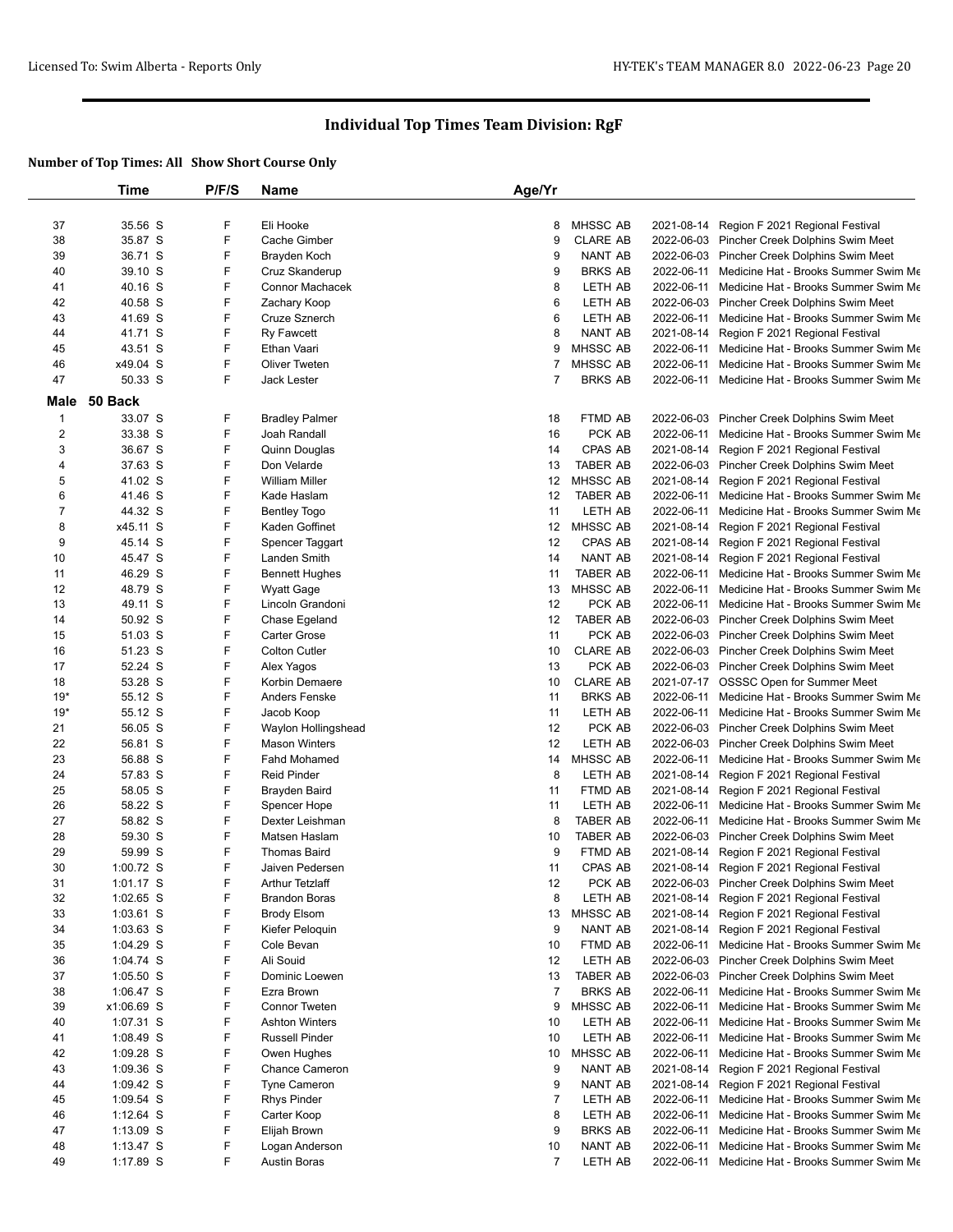# Individual Top Times Team Division: RgF

**Number of Top Times: All Show Short Course Only**

| | Time | P/F/S | Name | Age/Yr | | | |
|---|---|---|---|---|---|---|---|
| 37 | 35.56 S | F | Eli Hooke | 8 | MHSSC AB | 2021-08-14 | Region F 2021 Regional Festival |
| 38 | 35.87 S | F | Cache Gimber | 9 | CLARE AB | 2022-06-03 | Pincher Creek Dolphins Swim Meet |
| 39 | 36.71 S | F | Brayden Koch | 9 | NANT AB | 2022-06-03 | Pincher Creek Dolphins Swim Meet |
| 40 | 39.10 S | F | Cruz Skanderup | 9 | BRKS AB | 2022-06-11 | Medicine Hat - Brooks Summer Swim Me |
| 41 | 40.16 S | F | Connor Machacek | 8 | LETH AB | 2022-06-11 | Medicine Hat - Brooks Summer Swim Me |
| 42 | 40.58 S | F | Zachary Koop | 6 | LETH AB | 2022-06-03 | Pincher Creek Dolphins Swim Meet |
| 43 | 41.69 S | F | Cruze Sznerch | 6 | LETH AB | 2022-06-11 | Medicine Hat - Brooks Summer Swim Me |
| 44 | 41.71 S | F | Ry Fawcett | 8 | NANT AB | 2021-08-14 | Region F 2021 Regional Festival |
| 45 | 43.51 S | F | Ethan Vaari | 9 | MHSSC AB | 2022-06-11 | Medicine Hat - Brooks Summer Swim Me |
| 46 | x49.04 S | F | Oliver Tweten | 7 | MHSSC AB | 2022-06-11 | Medicine Hat - Brooks Summer Swim Me |
| 47 | 50.33 S | F | Jack Lester | 7 | BRKS AB | 2022-06-11 | Medicine Hat - Brooks Summer Swim Me |

**Male 50 Back**

| | Time | P/F/S | Name | Age/Yr | | | |
|---|---|---|---|---|---|---|---|
| 1 | 33.07 S | F | Bradley Palmer | 18 | FTMD AB | 2022-06-03 | Pincher Creek Dolphins Swim Meet |
| 2 | 33.38 S | F | Joah Randall | 16 | PCK AB | 2022-06-11 | Medicine Hat - Brooks Summer Swim Me |
| 3 | 36.67 S | F | Quinn Douglas | 14 | CPAS AB | 2021-08-14 | Region F 2021 Regional Festival |
| 4 | 37.63 S | F | Don Velarde | 13 | TABER AB | 2022-06-03 | Pincher Creek Dolphins Swim Meet |
| 5 | 41.02 S | F | William Miller | 12 | MHSSC AB | 2021-08-14 | Region F 2021 Regional Festival |
| 6 | 41.46 S | F | Kade Haslam | 12 | TABER AB | 2022-06-11 | Medicine Hat - Brooks Summer Swim Me |
| 7 | 44.32 S | F | Bentley Togo | 11 | LETH AB | 2022-06-11 | Medicine Hat - Brooks Summer Swim Me |
| 8 | x45.11 S | F | Kaden Goffinet | 12 | MHSSC AB | 2021-08-14 | Region F 2021 Regional Festival |
| 9 | 45.14 S | F | Spencer Taggart | 12 | CPAS AB | 2021-08-14 | Region F 2021 Regional Festival |
| 10 | 45.47 S | F | Landen Smith | 14 | NANT AB | 2021-08-14 | Region F 2021 Regional Festival |
| 11 | 46.29 S | F | Bennett Hughes | 11 | TABER AB | 2022-06-11 | Medicine Hat - Brooks Summer Swim Me |
| 12 | 48.79 S | F | Wyatt Gage | 13 | MHSSC AB | 2022-06-11 | Medicine Hat - Brooks Summer Swim Me |
| 13 | 49.11 S | F | Lincoln Grandoni | 12 | PCK AB | 2022-06-11 | Medicine Hat - Brooks Summer Swim Me |
| 14 | 50.92 S | F | Chase Egeland | 12 | TABER AB | 2022-06-03 | Pincher Creek Dolphins Swim Meet |
| 15 | 51.03 S | F | Carter Grose | 11 | PCK AB | 2022-06-03 | Pincher Creek Dolphins Swim Meet |
| 16 | 51.23 S | F | Colton Cutler | 10 | CLARE AB | 2022-06-03 | Pincher Creek Dolphins Swim Meet |
| 17 | 52.24 S | F | Alex Yagos | 13 | PCK AB | 2022-06-03 | Pincher Creek Dolphins Swim Meet |
| 18 | 53.28 S | F | Korbin Demaere | 10 | CLARE AB | 2021-07-17 | OSSSC Open for Summer Meet |
| 19* | 55.12 S | F | Anders Fenske | 11 | BRKS AB | 2022-06-11 | Medicine Hat - Brooks Summer Swim Me |
| 19* | 55.12 S | F | Jacob Koop | 11 | LETH AB | 2022-06-11 | Medicine Hat - Brooks Summer Swim Me |
| 21 | 56.05 S | F | Waylon Hollingshead | 12 | PCK AB | 2022-06-03 | Pincher Creek Dolphins Swim Meet |
| 22 | 56.81 S | F | Mason Winters | 12 | LETH AB | 2022-06-03 | Pincher Creek Dolphins Swim Meet |
| 23 | 56.88 S | F | Fahd Mohamed | 14 | MHSSC AB | 2022-06-11 | Medicine Hat - Brooks Summer Swim Me |
| 24 | 57.83 S | F | Reid Pinder | 8 | LETH AB | 2021-08-14 | Region F 2021 Regional Festival |
| 25 | 58.05 S | F | Brayden Baird | 11 | FTMD AB | 2021-08-14 | Region F 2021 Regional Festival |
| 26 | 58.22 S | F | Spencer Hope | 11 | LETH AB | 2022-06-11 | Medicine Hat - Brooks Summer Swim Me |
| 27 | 58.82 S | F | Dexter Leishman | 8 | TABER AB | 2022-06-11 | Medicine Hat - Brooks Summer Swim Me |
| 28 | 59.30 S | F | Matsen Haslam | 10 | TABER AB | 2022-06-03 | Pincher Creek Dolphins Swim Meet |
| 29 | 59.99 S | F | Thomas Baird | 9 | FTMD AB | 2021-08-14 | Region F 2021 Regional Festival |
| 30 | 1:00.72 S | F | Jaiven Pedersen | 11 | CPAS AB | 2021-08-14 | Region F 2021 Regional Festival |
| 31 | 1:01.17 S | F | Arthur Tetzlaff | 12 | PCK AB | 2022-06-03 | Pincher Creek Dolphins Swim Meet |
| 32 | 1:02.65 S | F | Brandon Boras | 8 | LETH AB | 2021-08-14 | Region F 2021 Regional Festival |
| 33 | 1:03.61 S | F | Brody Elsom | 13 | MHSSC AB | 2021-08-14 | Region F 2021 Regional Festival |
| 34 | 1:03.63 S | F | Kiefer Peloquin | 9 | NANT AB | 2021-08-14 | Region F 2021 Regional Festival |
| 35 | 1:04.29 S | F | Cole Bevan | 10 | FTMD AB | 2022-06-11 | Medicine Hat - Brooks Summer Swim Me |
| 36 | 1:04.74 S | F | Ali Souid | 12 | LETH AB | 2022-06-03 | Pincher Creek Dolphins Swim Meet |
| 37 | 1:05.50 S | F | Dominic Loewen | 13 | TABER AB | 2022-06-03 | Pincher Creek Dolphins Swim Meet |
| 38 | 1:06.47 S | F | Ezra Brown | 7 | BRKS AB | 2022-06-11 | Medicine Hat - Brooks Summer Swim Me |
| 39 | x1:06.69 S | F | Connor Tweten | 9 | MHSSC AB | 2022-06-11 | Medicine Hat - Brooks Summer Swim Me |
| 40 | 1:07.31 S | F | Ashton Winters | 10 | LETH AB | 2022-06-11 | Medicine Hat - Brooks Summer Swim Me |
| 41 | 1:08.49 S | F | Russell Pinder | 10 | LETH AB | 2022-06-11 | Medicine Hat - Brooks Summer Swim Me |
| 42 | 1:09.28 S | F | Owen Hughes | 10 | MHSSC AB | 2022-06-11 | Medicine Hat - Brooks Summer Swim Me |
| 43 | 1:09.36 S | F | Chance Cameron | 9 | NANT AB | 2021-08-14 | Region F 2021 Regional Festival |
| 44 | 1:09.42 S | F | Tyne Cameron | 9 | NANT AB | 2021-08-14 | Region F 2021 Regional Festival |
| 45 | 1:09.54 S | F | Rhys Pinder | 7 | LETH AB | 2022-06-11 | Medicine Hat - Brooks Summer Swim Me |
| 46 | 1:12.64 S | F | Carter Koop | 8 | LETH AB | 2022-06-11 | Medicine Hat - Brooks Summer Swim Me |
| 47 | 1:13.09 S | F | Elijah Brown | 9 | BRKS AB | 2022-06-11 | Medicine Hat - Brooks Summer Swim Me |
| 48 | 1:13.47 S | F | Logan Anderson | 10 | NANT AB | 2022-06-11 | Medicine Hat - Brooks Summer Swim Me |
| 49 | 1:17.89 S | F | Austin Boras | 7 | LETH AB | 2022-06-11 | Medicine Hat - Brooks Summer Swim Me |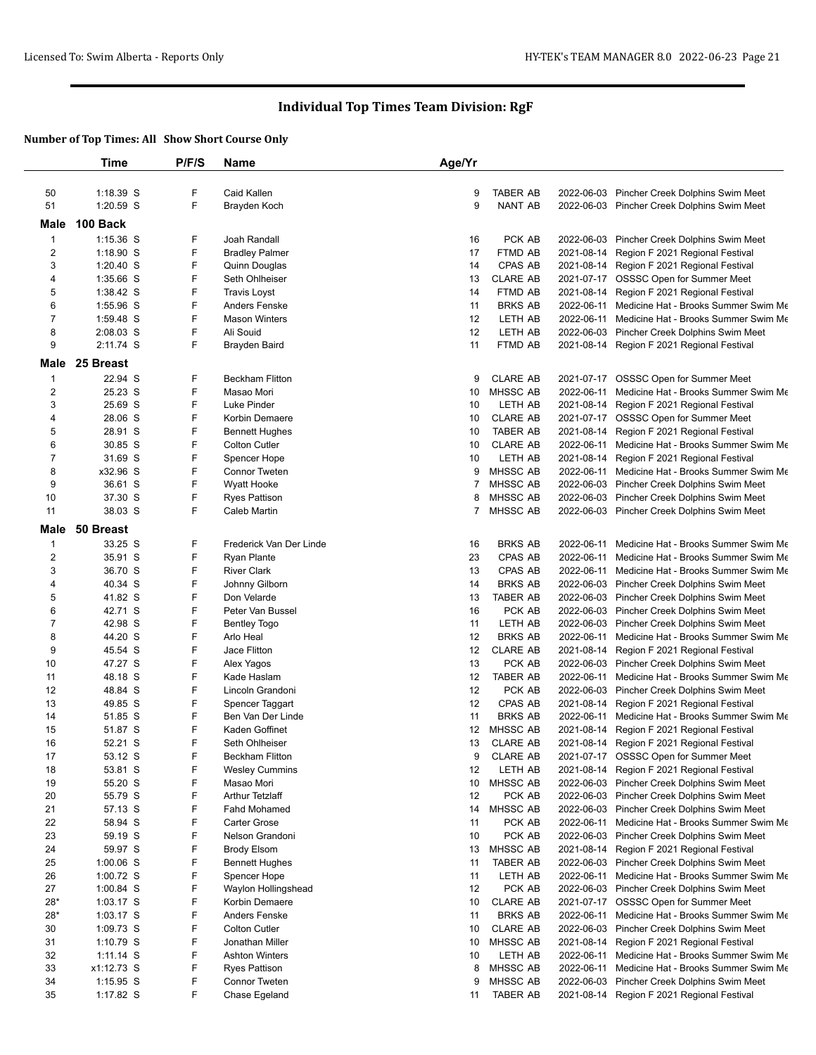# Individual Top Times Team Division: RgF

**Number of Top Times: All Show Short Course Only**

| | Time | P/F/S | Name | Age/Yr | Team | Date | Meet |
|---|---|---|---|---|---|---|---|
| 50 | 1:18.39 S | F | Caid Kallen | 9 | TABER AB | 2022-06-03 | Pincher Creek Dolphins Swim Meet |
| 51 | 1:20.59 S | F | Brayden Koch | 9 | NANT AB | 2022-06-03 | Pincher Creek Dolphins Swim Meet |

## Male 100 Back

| | Time | P/F/S | Name | Age/Yr | Team | Date | Meet |
|---|---|---|---|---|---|---|---|
| 1 | 1:15.36 S | F | Joah Randall | 16 | PCK AB | 2022-06-03 | Pincher Creek Dolphins Swim Meet |
| 2 | 1:18.90 S | F | Bradley Palmer | 17 | FTMD AB | 2021-08-14 | Region F 2021 Regional Festival |
| 3 | 1:20.40 S | F | Quinn Douglas | 14 | CPAS AB | 2021-08-14 | Region F 2021 Regional Festival |
| 4 | 1:35.66 S | F | Seth Ohlheiser | 13 | CLARE AB | 2021-07-17 | OSSSC Open for Summer Meet |
| 5 | 1:38.42 S | F | Travis Loyst | 14 | FTMD AB | 2021-08-14 | Region F 2021 Regional Festival |
| 6 | 1:55.96 S | F | Anders Fenske | 11 | BRKS AB | 2022-06-11 | Medicine Hat - Brooks Summer Swim Me |
| 7 | 1:59.48 S | F | Mason Winters | 12 | LETH AB | 2022-06-11 | Medicine Hat - Brooks Summer Swim Me |
| 8 | 2:08.03 S | F | Ali Souid | 12 | LETH AB | 2022-06-03 | Pincher Creek Dolphins Swim Meet |
| 9 | 2:11.74 S | F | Brayden Baird | 11 | FTMD AB | 2021-08-14 | Region F 2021 Regional Festival |

## Male 25 Breast

| | Time | P/F/S | Name | Age/Yr | Team | Date | Meet |
|---|---|---|---|---|---|---|---|
| 1 | 22.94 S | F | Beckham Flitton | 9 | CLARE AB | 2021-07-17 | OSSSC Open for Summer Meet |
| 2 | 25.23 S | F | Masao Mori | 10 | MHSSC AB | 2022-06-11 | Medicine Hat - Brooks Summer Swim Me |
| 3 | 25.69 S | F | Luke Pinder | 10 | LETH AB | 2021-08-14 | Region F 2021 Regional Festival |
| 4 | 28.06 S | F | Korbin Demaere | 10 | CLARE AB | 2021-07-17 | OSSSC Open for Summer Meet |
| 5 | 28.91 S | F | Bennett Hughes | 10 | TABER AB | 2021-08-14 | Region F 2021 Regional Festival |
| 6 | 30.85 S | F | Colton Cutler | 10 | CLARE AB | 2022-06-11 | Medicine Hat - Brooks Summer Swim Me |
| 7 | 31.69 S | F | Spencer Hope | 10 | LETH AB | 2021-08-14 | Region F 2021 Regional Festival |
| 8 | x32.96 S | F | Connor Tweten | 9 | MHSSC AB | 2022-06-11 | Medicine Hat - Brooks Summer Swim Me |
| 9 | 36.61 S | F | Wyatt Hooke | 7 | MHSSC AB | 2022-06-03 | Pincher Creek Dolphins Swim Meet |
| 10 | 37.30 S | F | Ryes Pattison | 8 | MHSSC AB | 2022-06-03 | Pincher Creek Dolphins Swim Meet |
| 11 | 38.03 S | F | Caleb Martin | 7 | MHSSC AB | 2022-06-03 | Pincher Creek Dolphins Swim Meet |

## Male 50 Breast

| | Time | P/F/S | Name | Age/Yr | Team | Date | Meet |
|---|---|---|---|---|---|---|---|
| 1 | 33.25 S | F | Frederick Van Der Linde | 16 | BRKS AB | 2022-06-11 | Medicine Hat - Brooks Summer Swim Me |
| 2 | 35.91 S | F | Ryan Plante | 23 | CPAS AB | 2022-06-11 | Medicine Hat - Brooks Summer Swim Me |
| 3 | 36.70 S | F | River Clark | 13 | CPAS AB | 2022-06-11 | Medicine Hat - Brooks Summer Swim Me |
| 4 | 40.34 S | F | Johnny Gilborn | 14 | BRKS AB | 2022-06-03 | Pincher Creek Dolphins Swim Meet |
| 5 | 41.82 S | F | Don Velarde | 13 | TABER AB | 2022-06-03 | Pincher Creek Dolphins Swim Meet |
| 6 | 42.71 S | F | Peter Van Bussel | 16 | PCK AB | 2022-06-03 | Pincher Creek Dolphins Swim Meet |
| 7 | 42.98 S | F | Bentley Togo | 11 | LETH AB | 2022-06-03 | Pincher Creek Dolphins Swim Meet |
| 8 | 44.20 S | F | Arlo Heal | 12 | BRKS AB | 2022-06-11 | Medicine Hat - Brooks Summer Swim Me |
| 9 | 45.54 S | F | Jace Flitton | 12 | CLARE AB | 2021-08-14 | Region F 2021 Regional Festival |
| 10 | 47.27 S | F | Alex Yagos | 13 | PCK AB | 2022-06-03 | Pincher Creek Dolphins Swim Meet |
| 11 | 48.18 S | F | Kade Haslam | 12 | TABER AB | 2022-06-11 | Medicine Hat - Brooks Summer Swim Me |
| 12 | 48.84 S | F | Lincoln Grandoni | 12 | PCK AB | 2022-06-03 | Pincher Creek Dolphins Swim Meet |
| 13 | 49.85 S | F | Spencer Taggart | 12 | CPAS AB | 2021-08-14 | Region F 2021 Regional Festival |
| 14 | 51.85 S | F | Ben Van Der Linde | 11 | BRKS AB | 2022-06-11 | Medicine Hat - Brooks Summer Swim Me |
| 15 | 51.87 S | F | Kaden Goffinet | 12 | MHSSC AB | 2021-08-14 | Region F 2021 Regional Festival |
| 16 | 52.21 S | F | Seth Ohlheiser | 13 | CLARE AB | 2021-08-14 | Region F 2021 Regional Festival |
| 17 | 53.12 S | F | Beckham Flitton | 9 | CLARE AB | 2021-07-17 | OSSSC Open for Summer Meet |
| 18 | 53.81 S | F | Wesley Cummins | 12 | LETH AB | 2021-08-14 | Region F 2021 Regional Festival |
| 19 | 55.20 S | F | Masao Mori | 10 | MHSSC AB | 2022-06-03 | Pincher Creek Dolphins Swim Meet |
| 20 | 55.79 S | F | Arthur Tetzlaff | 12 | PCK AB | 2022-06-03 | Pincher Creek Dolphins Swim Meet |
| 21 | 57.13 S | F | Fahd Mohamed | 14 | MHSSC AB | 2022-06-03 | Pincher Creek Dolphins Swim Meet |
| 22 | 58.94 S | F | Carter Grose | 11 | PCK AB | 2022-06-11 | Medicine Hat - Brooks Summer Swim Me |
| 23 | 59.19 S | F | Nelson Grandoni | 10 | PCK AB | 2022-06-03 | Pincher Creek Dolphins Swim Meet |
| 24 | 59.97 S | F | Brody Elsom | 13 | MHSSC AB | 2021-08-14 | Region F 2021 Regional Festival |
| 25 | 1:00.06 S | F | Bennett Hughes | 11 | TABER AB | 2022-06-03 | Pincher Creek Dolphins Swim Meet |
| 26 | 1:00.72 S | F | Spencer Hope | 11 | LETH AB | 2022-06-11 | Medicine Hat - Brooks Summer Swim Me |
| 27 | 1:00.84 S | F | Waylon Hollingshead | 12 | PCK AB | 2022-06-03 | Pincher Creek Dolphins Swim Meet |
| 28* | 1:03.17 S | F | Korbin Demaere | 10 | CLARE AB | 2021-07-17 | OSSSC Open for Summer Meet |
| 28* | 1:03.17 S | F | Anders Fenske | 11 | BRKS AB | 2022-06-11 | Medicine Hat - Brooks Summer Swim Me |
| 30 | 1:09.73 S | F | Colton Cutler | 10 | CLARE AB | 2022-06-03 | Pincher Creek Dolphins Swim Meet |
| 31 | 1:10.79 S | F | Jonathan Miller | 10 | MHSSC AB | 2021-08-14 | Region F 2021 Regional Festival |
| 32 | 1:11.14 S | F | Ashton Winters | 10 | LETH AB | 2022-06-11 | Medicine Hat - Brooks Summer Swim Me |
| 33 | x1:12.73 S | F | Ryes Pattison | 8 | MHSSC AB | 2022-06-11 | Medicine Hat - Brooks Summer Swim Me |
| 34 | 1:15.95 S | F | Connor Tweten | 9 | MHSSC AB | 2022-06-03 | Pincher Creek Dolphins Swim Meet |
| 35 | 1:17.82 S | F | Chase Egeland | 11 | TABER AB | 2021-08-14 | Region F 2021 Regional Festival |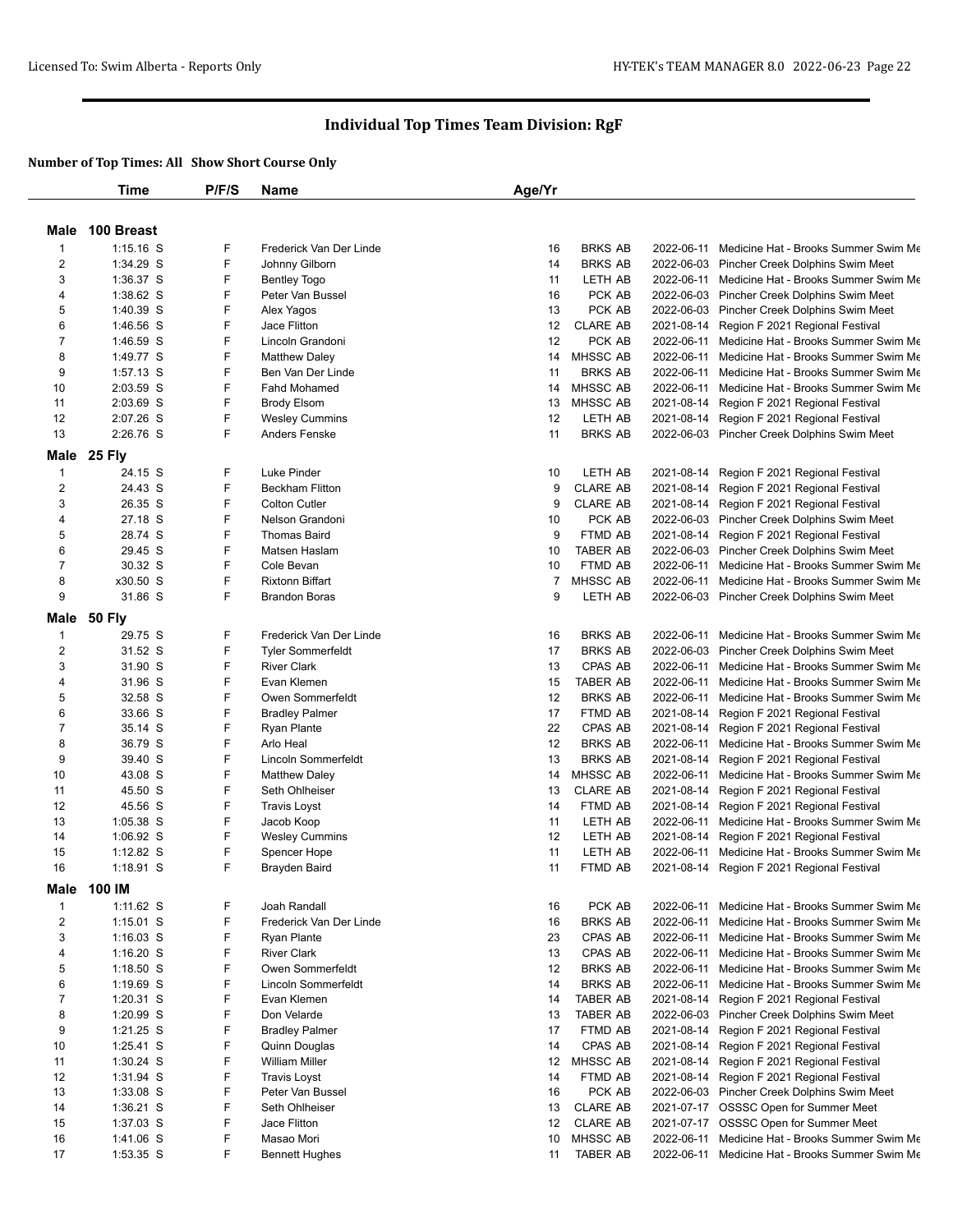# Individual Top Times Team Division: RgF

**Number of Top Times: All Show Short Course Only**

| | Time | P/F/S | Name | Age/Yr | Team | Date | Meet |
|---|---|---|---|---|---|---|---|
| **Male 100 Breast** | | | | | | | |
| 1 | 1:15.16 S | F | Frederick Van Der Linde | 16 | BRKS AB | 2022-06-11 | Medicine Hat - Brooks Summer Swim Me |
| 2 | 1:34.29 S | F | Johnny Gilborn | 14 | BRKS AB | 2022-06-03 | Pincher Creek Dolphins Swim Meet |
| 3 | 1:36.37 S | F | Bentley Togo | 11 | LETH AB | 2022-06-11 | Medicine Hat - Brooks Summer Swim Me |
| 4 | 1:38.62 S | F | Peter Van Bussel | 16 | PCK AB | 2022-06-03 | Pincher Creek Dolphins Swim Meet |
| 5 | 1:40.39 S | F | Alex Yagos | 13 | PCK AB | 2022-06-03 | Pincher Creek Dolphins Swim Meet |
| 6 | 1:46.56 S | F | Jace Flitton | 12 | CLARE AB | 2021-08-14 | Region F 2021 Regional Festival |
| 7 | 1:46.59 S | F | Lincoln Grandoni | 12 | PCK AB | 2022-06-11 | Medicine Hat - Brooks Summer Swim Me |
| 8 | 1:49.77 S | F | Matthew Daley | 14 | MHSSC AB | 2022-06-11 | Medicine Hat - Brooks Summer Swim Me |
| 9 | 1:57.13 S | F | Ben Van Der Linde | 11 | BRKS AB | 2022-06-11 | Medicine Hat - Brooks Summer Swim Me |
| 10 | 2:03.59 S | F | Fahd Mohamed | 14 | MHSSC AB | 2022-06-11 | Medicine Hat - Brooks Summer Swim Me |
| 11 | 2:03.69 S | F | Brody Elsom | 13 | MHSSC AB | 2021-08-14 | Region F 2021 Regional Festival |
| 12 | 2:07.26 S | F | Wesley Cummins | 12 | LETH AB | 2021-08-14 | Region F 2021 Regional Festival |
| 13 | 2:26.76 S | F | Anders Fenske | 11 | BRKS AB | 2022-06-03 | Pincher Creek Dolphins Swim Meet |
| **Male 25 Fly** | | | | | | | |
| 1 | 24.15 S | F | Luke Pinder | 10 | LETH AB | 2021-08-14 | Region F 2021 Regional Festival |
| 2 | 24.43 S | F | Beckham Flitton | 9 | CLARE AB | 2021-08-14 | Region F 2021 Regional Festival |
| 3 | 26.35 S | F | Colton Cutler | 9 | CLARE AB | 2021-08-14 | Region F 2021 Regional Festival |
| 4 | 27.18 S | F | Nelson Grandoni | 10 | PCK AB | 2022-06-03 | Pincher Creek Dolphins Swim Meet |
| 5 | 28.74 S | F | Thomas Baird | 9 | FTMD AB | 2021-08-14 | Region F 2021 Regional Festival |
| 6 | 29.45 S | F | Matsen Haslam | 10 | TABER AB | 2022-06-03 | Pincher Creek Dolphins Swim Meet |
| 7 | 30.32 S | F | Cole Bevan | 10 | FTMD AB | 2022-06-11 | Medicine Hat - Brooks Summer Swim Me |
| 8 | x30.50 S | F | Rixtonn Biffart | 7 | MHSSC AB | 2022-06-11 | Medicine Hat - Brooks Summer Swim Me |
| 9 | 31.86 S | F | Brandon Boras | 9 | LETH AB | 2022-06-03 | Pincher Creek Dolphins Swim Meet |
| **Male 50 Fly** | | | | | | | |
| 1 | 29.75 S | F | Frederick Van Der Linde | 16 | BRKS AB | 2022-06-11 | Medicine Hat - Brooks Summer Swim Me |
| 2 | 31.52 S | F | Tyler Sommerfeldt | 17 | BRKS AB | 2022-06-03 | Pincher Creek Dolphins Swim Meet |
| 3 | 31.90 S | F | River Clark | 13 | CPAS AB | 2022-06-11 | Medicine Hat - Brooks Summer Swim Me |
| 4 | 31.96 S | F | Evan Klemen | 15 | TABER AB | 2022-06-11 | Medicine Hat - Brooks Summer Swim Me |
| 5 | 32.58 S | F | Owen Sommerfeldt | 12 | BRKS AB | 2022-06-11 | Medicine Hat - Brooks Summer Swim Me |
| 6 | 33.66 S | F | Bradley Palmer | 17 | FTMD AB | 2021-08-14 | Region F 2021 Regional Festival |
| 7 | 35.14 S | F | Ryan Plante | 22 | CPAS AB | 2021-08-14 | Region F 2021 Regional Festival |
| 8 | 36.79 S | F | Arlo Heal | 12 | BRKS AB | 2022-06-11 | Medicine Hat - Brooks Summer Swim Me |
| 9 | 39.40 S | F | Lincoln Sommerfeldt | 13 | BRKS AB | 2021-08-14 | Region F 2021 Regional Festival |
| 10 | 43.08 S | F | Matthew Daley | 14 | MHSSC AB | 2022-06-11 | Medicine Hat - Brooks Summer Swim Me |
| 11 | 45.50 S | F | Seth Ohlheiser | 13 | CLARE AB | 2021-08-14 | Region F 2021 Regional Festival |
| 12 | 45.56 S | F | Travis Loyst | 14 | FTMD AB | 2021-08-14 | Region F 2021 Regional Festival |
| 13 | 1:05.38 S | F | Jacob Koop | 11 | LETH AB | 2022-06-11 | Medicine Hat - Brooks Summer Swim Me |
| 14 | 1:06.92 S | F | Wesley Cummins | 12 | LETH AB | 2021-08-14 | Region F 2021 Regional Festival |
| 15 | 1:12.82 S | F | Spencer Hope | 11 | LETH AB | 2022-06-11 | Medicine Hat - Brooks Summer Swim Me |
| 16 | 1:18.91 S | F | Brayden Baird | 11 | FTMD AB | 2021-08-14 | Region F 2021 Regional Festival |
| **Male 100 IM** | | | | | | | |
| 1 | 1:11.62 S | F | Joah Randall | 16 | PCK AB | 2022-06-11 | Medicine Hat - Brooks Summer Swim Me |
| 2 | 1:15.01 S | F | Frederick Van Der Linde | 16 | BRKS AB | 2022-06-11 | Medicine Hat - Brooks Summer Swim Me |
| 3 | 1:16.03 S | F | Ryan Plante | 23 | CPAS AB | 2022-06-11 | Medicine Hat - Brooks Summer Swim Me |
| 4 | 1:16.20 S | F | River Clark | 13 | CPAS AB | 2022-06-11 | Medicine Hat - Brooks Summer Swim Me |
| 5 | 1:18.50 S | F | Owen Sommerfeldt | 12 | BRKS AB | 2022-06-11 | Medicine Hat - Brooks Summer Swim Me |
| 6 | 1:19.69 S | F | Lincoln Sommerfeldt | 14 | BRKS AB | 2022-06-11 | Medicine Hat - Brooks Summer Swim Me |
| 7 | 1:20.31 S | F | Evan Klemen | 14 | TABER AB | 2021-08-14 | Region F 2021 Regional Festival |
| 8 | 1:20.99 S | F | Don Velarde | 13 | TABER AB | 2022-06-03 | Pincher Creek Dolphins Swim Meet |
| 9 | 1:21.25 S | F | Bradley Palmer | 17 | FTMD AB | 2021-08-14 | Region F 2021 Regional Festival |
| 10 | 1:25.41 S | F | Quinn Douglas | 14 | CPAS AB | 2021-08-14 | Region F 2021 Regional Festival |
| 11 | 1:30.24 S | F | William Miller | 12 | MHSSC AB | 2021-08-14 | Region F 2021 Regional Festival |
| 12 | 1:31.94 S | F | Travis Loyst | 14 | FTMD AB | 2021-08-14 | Region F 2021 Regional Festival |
| 13 | 1:33.08 S | F | Peter Van Bussel | 16 | PCK AB | 2022-06-03 | Pincher Creek Dolphins Swim Meet |
| 14 | 1:36.21 S | F | Seth Ohlheiser | 13 | CLARE AB | 2021-07-17 | OSSSC Open for Summer Meet |
| 15 | 1:37.03 S | F | Jace Flitton | 12 | CLARE AB | 2021-07-17 | OSSSC Open for Summer Meet |
| 16 | 1:41.06 S | F | Masao Mori | 10 | MHSSC AB | 2022-06-11 | Medicine Hat - Brooks Summer Swim Me |
| 17 | 1:53.35 S | F | Bennett Hughes | 11 | TABER AB | 2022-06-11 | Medicine Hat - Brooks Summer Swim Me |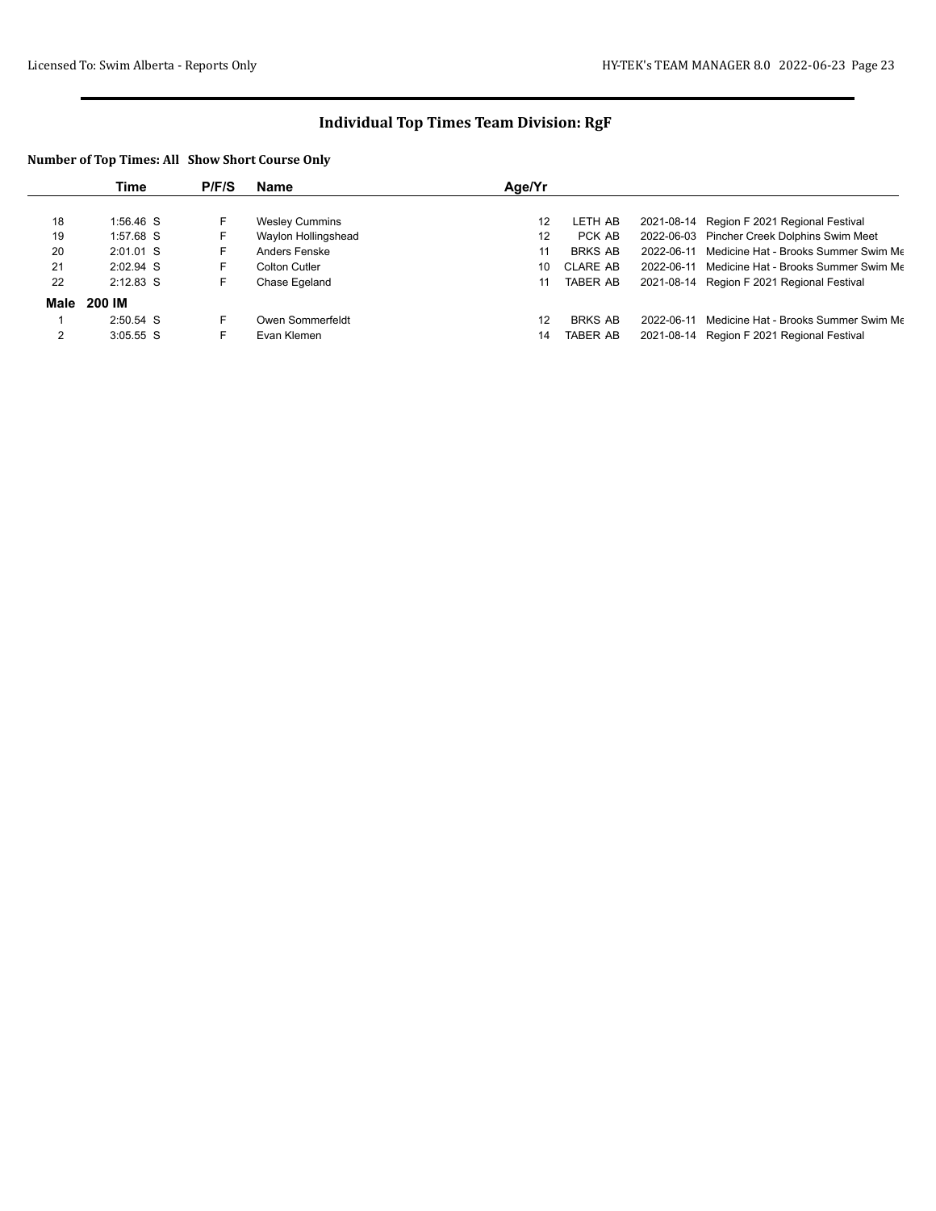## Individual Top Times Team Division: RgF

**Number of Top Times: All Show Short Course Only**

| | Time | P/F/S | Name | Age/Yr | | | |
|---|---|---|---|---|---|---|---|
| 18 | 1:56.46 S | F | Wesley Cummins | 12 | LETH AB | 2021-08-14 | Region F 2021 Regional Festival |
| 19 | 1:57.68 S | F | Waylon Hollingshead | 12 | PCK AB | 2022-06-03 | Pincher Creek Dolphins Swim Meet |
| 20 | 2:01.01 S | F | Anders Fenske | 11 | BRKS AB | 2022-06-11 | Medicine Hat - Brooks Summer Swim Me |
| 21 | 2:02.94 S | F | Colton Cutler | 10 | CLARE AB | 2022-06-11 | Medicine Hat - Brooks Summer Swim Me |
| 22 | 2:12.83 S | F | Chase Egeland | 11 | TABER AB | 2021-08-14 | Region F 2021 Regional Festival |
| **Male** | **200 IM** | | | | | | |
| 1 | 2:50.54 S | F | Owen Sommerfeldt | 12 | BRKS AB | 2022-06-11 | Medicine Hat - Brooks Summer Swim Me |
| 2 | 3:05.55 S | F | Evan Klemen | 14 | TABER AB | 2021-08-14 | Region F 2021 Regional Festival |